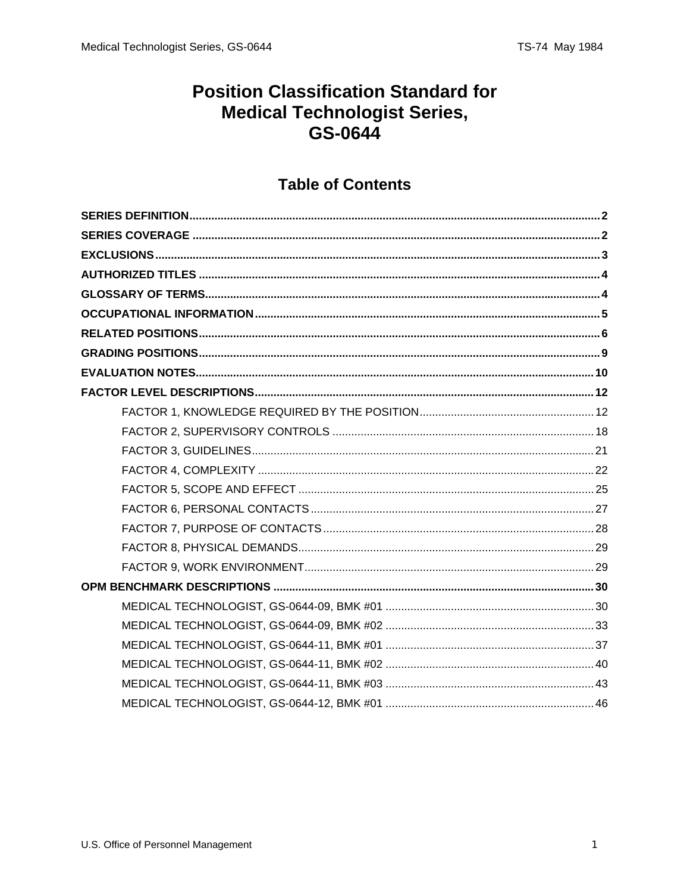# Position Classification Standard for Medical Technologist Series, GS-0644

## Table of Contents

**SERIES DEFINITION** .......... 2
**SERIES COVERAGE** .......... 2
**EXCLUSIONS** .......... 3
**AUTHORIZED TITLES** .......... 4
**GLOSSARY OF TERMS** .......... 4
**OCCUPATIONAL INFORMATION** .......... 5
**RELATED POSITIONS** .......... 6
**GRADING POSITIONS** .......... 9
**EVALUATION NOTES** .......... 10
**FACTOR LEVEL DESCRIPTIONS** .......... 12
- FACTOR 1, KNOWLEDGE REQUIRED BY THE POSITION .......... 12
- FACTOR 2, SUPERVISORY CONTROLS .......... 18
- FACTOR 3, GUIDELINES .......... 21
- FACTOR 4, COMPLEXITY .......... 22
- FACTOR 5, SCOPE AND EFFECT .......... 25
- FACTOR 6, PERSONAL CONTACTS .......... 27
- FACTOR 7, PURPOSE OF CONTACTS .......... 28
- FACTOR 8, PHYSICAL DEMANDS .......... 29
- FACTOR 9, WORK ENVIRONMENT .......... 29

**OPM BENCHMARK DESCRIPTIONS** .......... 30
- MEDICAL TECHNOLOGIST, GS-0644-09, BMK #01 .......... 30
- MEDICAL TECHNOLOGIST, GS-0644-09, BMK #02 .......... 33
- MEDICAL TECHNOLOGIST, GS-0644-11, BMK #01 .......... 37
- MEDICAL TECHNOLOGIST, GS-0644-11, BMK #02 .......... 40
- MEDICAL TECHNOLOGIST, GS-0644-11, BMK #03 .......... 43
- MEDICAL TECHNOLOGIST, GS-0644-12, BMK #01 .......... 46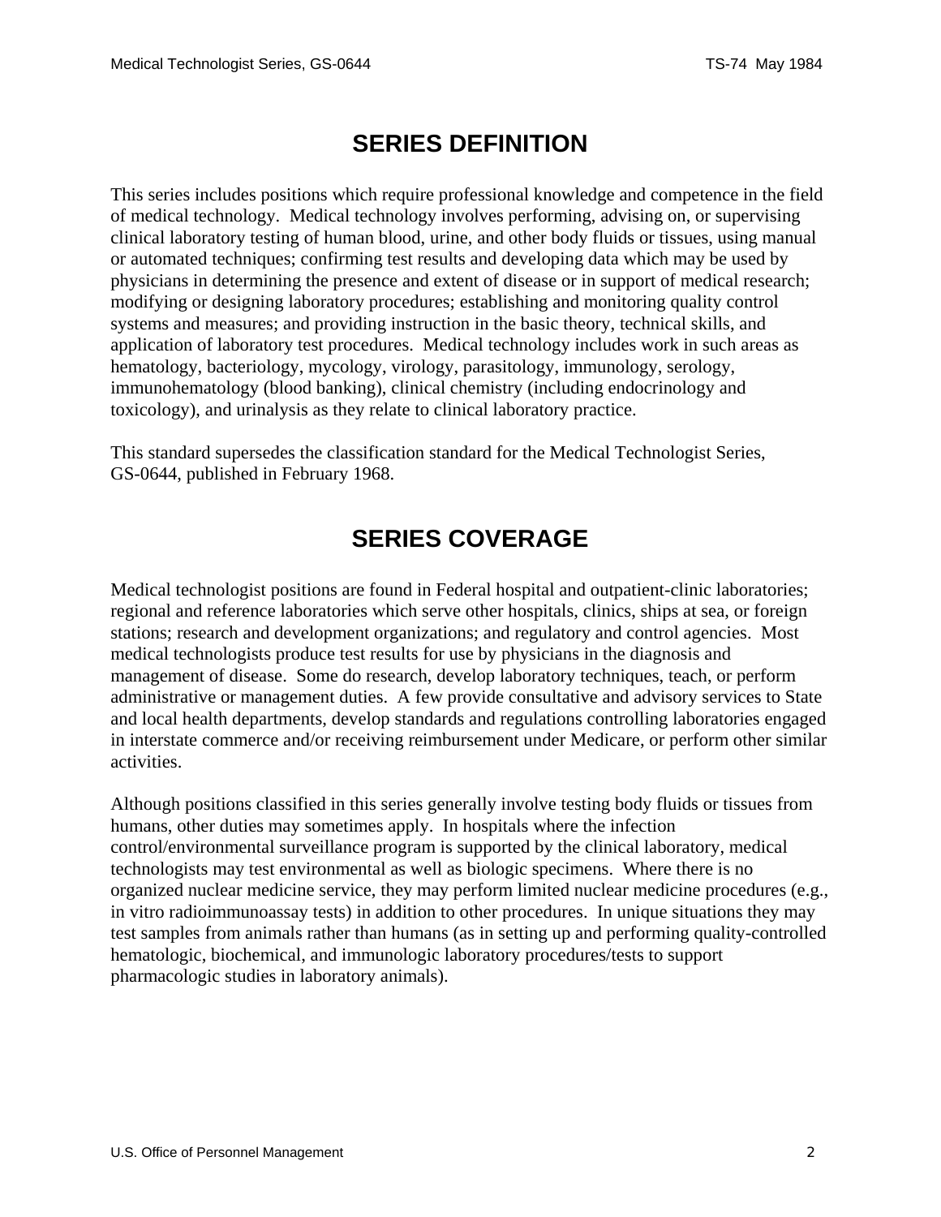# SERIES DEFINITION

This series includes positions which require professional knowledge and competence in the field of medical technology. Medical technology involves performing, advising on, or supervising clinical laboratory testing of human blood, urine, and other body fluids or tissues, using manual or automated techniques; confirming test results and developing data which may be used by physicians in determining the presence and extent of disease or in support of medical research; modifying or designing laboratory procedures; establishing and monitoring quality control systems and measures; and providing instruction in the basic theory, technical skills, and application of laboratory test procedures. Medical technology includes work in such areas as hematology, bacteriology, mycology, virology, parasitology, immunology, serology, immunohematology (blood banking), clinical chemistry (including endocrinology and toxicology), and urinalysis as they relate to clinical laboratory practice.

This standard supersedes the classification standard for the Medical Technologist Series, GS-0644, published in February 1968.

# SERIES COVERAGE

Medical technologist positions are found in Federal hospital and outpatient-clinic laboratories; regional and reference laboratories which serve other hospitals, clinics, ships at sea, or foreign stations; research and development organizations; and regulatory and control agencies. Most medical technologists produce test results for use by physicians in the diagnosis and management of disease. Some do research, develop laboratory techniques, teach, or perform administrative or management duties. A few provide consultative and advisory services to State and local health departments, develop standards and regulations controlling laboratories engaged in interstate commerce and/or receiving reimbursement under Medicare, or perform other similar activities.

Although positions classified in this series generally involve testing body fluids or tissues from humans, other duties may sometimes apply. In hospitals where the infection control/environmental surveillance program is supported by the clinical laboratory, medical technologists may test environmental as well as biologic specimens. Where there is no organized nuclear medicine service, they may perform limited nuclear medicine procedures (e.g., in vitro radioimmunoassay tests) in addition to other procedures. In unique situations they may test samples from animals rather than humans (as in setting up and performing quality-controlled hematologic, biochemical, and immunologic laboratory procedures/tests to support pharmacologic studies in laboratory animals).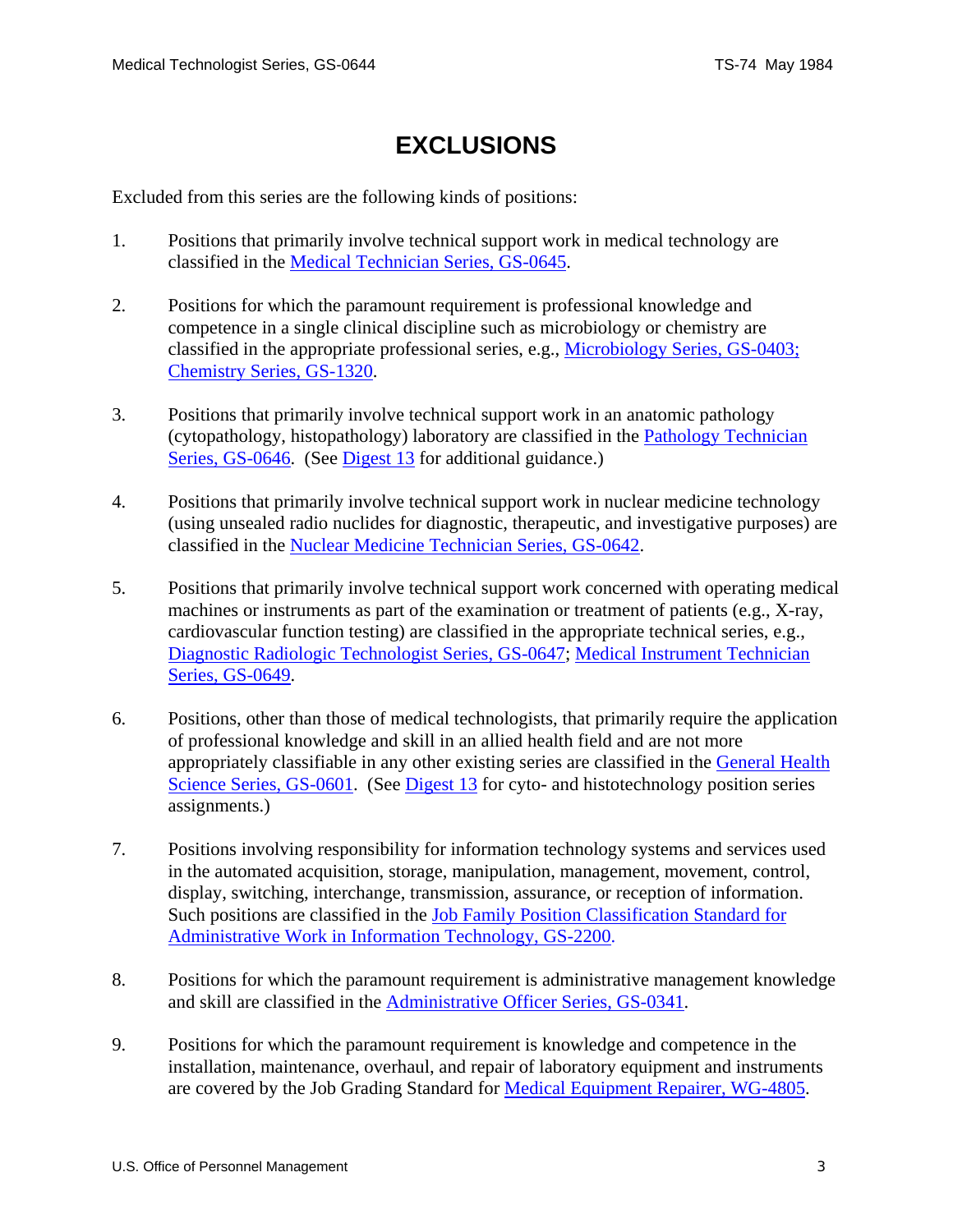# EXCLUSIONS

Excluded from this series are the following kinds of positions:

1. Positions that primarily involve technical support work in medical technology are classified in the Medical Technician Series, GS-0645.

2. Positions for which the paramount requirement is professional knowledge and competence in a single clinical discipline such as microbiology or chemistry are classified in the appropriate professional series, e.g., Microbiology Series, GS-0403; Chemistry Series, GS-1320.

3. Positions that primarily involve technical support work in an anatomic pathology (cytopathology, histopathology) laboratory are classified in the Pathology Technician Series, GS-0646. (See Digest 13 for additional guidance.)

4. Positions that primarily involve technical support work in nuclear medicine technology (using unsealed radio nuclides for diagnostic, therapeutic, and investigative purposes) are classified in the Nuclear Medicine Technician Series, GS-0642.

5. Positions that primarily involve technical support work concerned with operating medical machines or instruments as part of the examination or treatment of patients (e.g., X-ray, cardiovascular function testing) are classified in the appropriate technical series, e.g., Diagnostic Radiologic Technologist Series, GS-0647; Medical Instrument Technician Series, GS-0649.

6. Positions, other than those of medical technologists, that primarily require the application of professional knowledge and skill in an allied health field and are not more appropriately classifiable in any other existing series are classified in the General Health Science Series, GS-0601. (See Digest 13 for cyto- and histotechnology position series assignments.)

7. Positions involving responsibility for information technology systems and services used in the automated acquisition, storage, manipulation, management, movement, control, display, switching, interchange, transmission, assurance, or reception of information. Such positions are classified in the Job Family Position Classification Standard for Administrative Work in Information Technology, GS-2200.

8. Positions for which the paramount requirement is administrative management knowledge and skill are classified in the Administrative Officer Series, GS-0341.

9. Positions for which the paramount requirement is knowledge and competence in the installation, maintenance, overhaul, and repair of laboratory equipment and instruments are covered by the Job Grading Standard for Medical Equipment Repairer, WG-4805.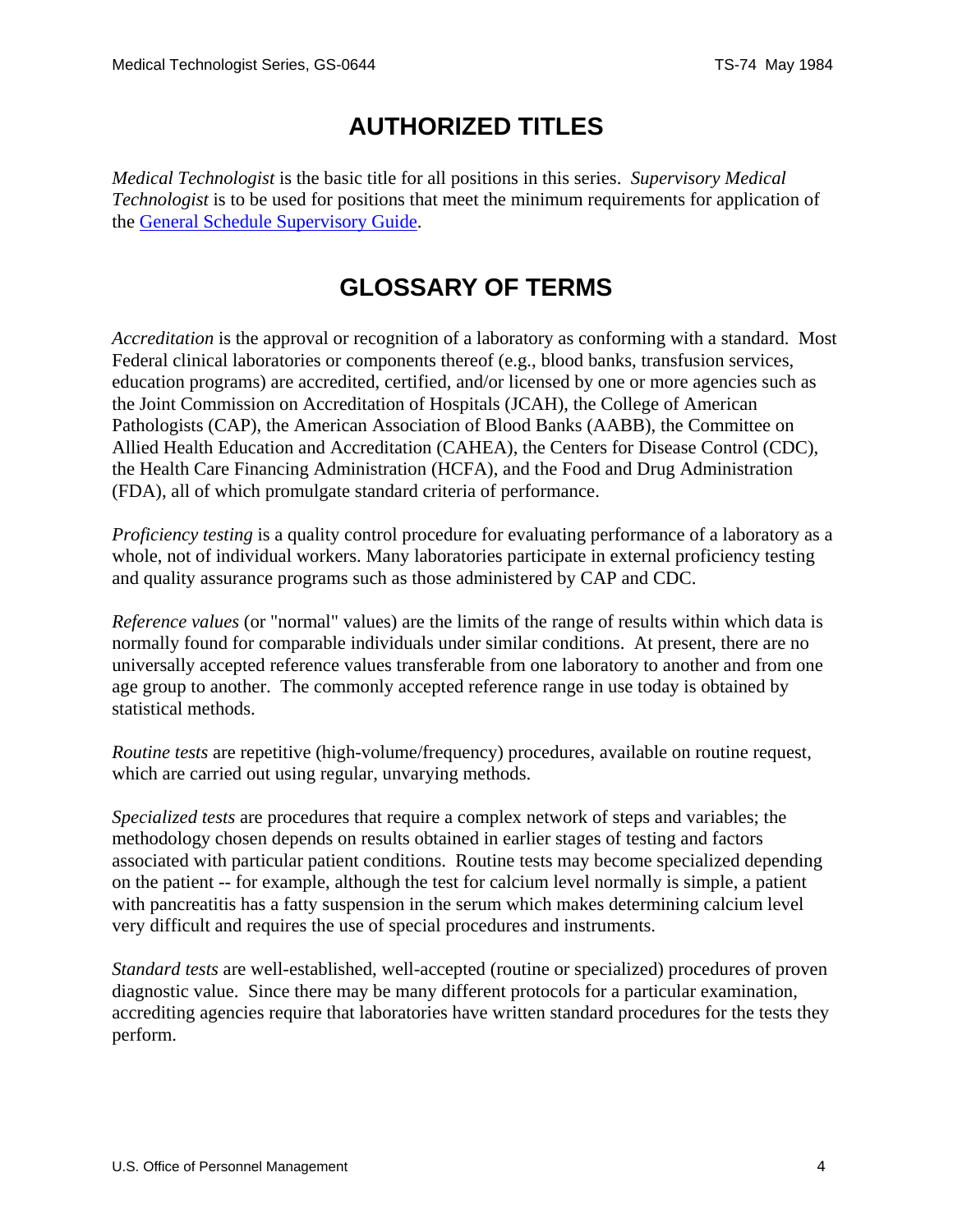## AUTHORIZED TITLES

*Medical Technologist* is the basic title for all positions in this series. *Supervisory Medical Technologist* is to be used for positions that meet the minimum requirements for application of the General Schedule Supervisory Guide.

## GLOSSARY OF TERMS

*Accreditation* is the approval or recognition of a laboratory as conforming with a standard. Most Federal clinical laboratories or components thereof (e.g., blood banks, transfusion services, education programs) are accredited, certified, and/or licensed by one or more agencies such as the Joint Commission on Accreditation of Hospitals (JCAH), the College of American Pathologists (CAP), the American Association of Blood Banks (AABB), the Committee on Allied Health Education and Accreditation (CAHEA), the Centers for Disease Control (CDC), the Health Care Financing Administration (HCFA), and the Food and Drug Administration (FDA), all of which promulgate standard criteria of performance.

*Proficiency testing* is a quality control procedure for evaluating performance of a laboratory as a whole, not of individual workers. Many laboratories participate in external proficiency testing and quality assurance programs such as those administered by CAP and CDC.

*Reference values* (or "normal" values) are the limits of the range of results within which data is normally found for comparable individuals under similar conditions. At present, there are no universally accepted reference values transferable from one laboratory to another and from one age group to another. The commonly accepted reference range in use today is obtained by statistical methods.

*Routine tests* are repetitive (high-volume/frequency) procedures, available on routine request, which are carried out using regular, unvarying methods.

*Specialized tests* are procedures that require a complex network of steps and variables; the methodology chosen depends on results obtained in earlier stages of testing and factors associated with particular patient conditions. Routine tests may become specialized depending on the patient -- for example, although the test for calcium level normally is simple, a patient with pancreatitis has a fatty suspension in the serum which makes determining calcium level very difficult and requires the use of special procedures and instruments.

*Standard tests* are well-established, well-accepted (routine or specialized) procedures of proven diagnostic value. Since there may be many different protocols for a particular examination, accrediting agencies require that laboratories have written standard procedures for the tests they perform.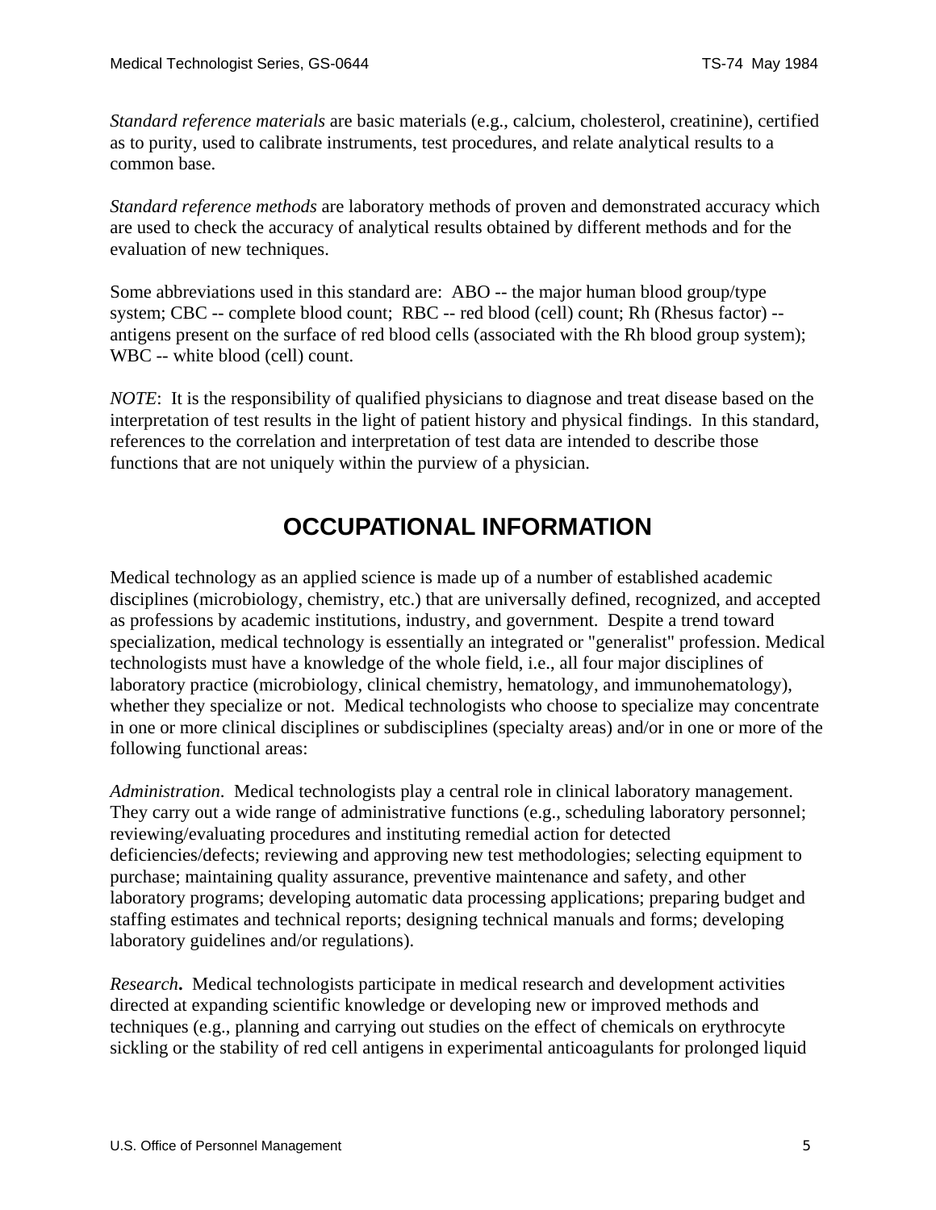*Standard reference materials* are basic materials (e.g., calcium, cholesterol, creatinine), certified as to purity, used to calibrate instruments, test procedures, and relate analytical results to a common base.

*Standard reference methods* are laboratory methods of proven and demonstrated accuracy which are used to check the accuracy of analytical results obtained by different methods and for the evaluation of new techniques.

Some abbreviations used in this standard are: ABO -- the major human blood group/type system; CBC -- complete blood count; RBC -- red blood (cell) count; Rh (Rhesus factor) -- antigens present on the surface of red blood cells (associated with the Rh blood group system); WBC -- white blood (cell) count.

*NOTE*: It is the responsibility of qualified physicians to diagnose and treat disease based on the interpretation of test results in the light of patient history and physical findings. In this standard, references to the correlation and interpretation of test data are intended to describe those functions that are not uniquely within the purview of a physician.

# OCCUPATIONAL INFORMATION

Medical technology as an applied science is made up of a number of established academic disciplines (microbiology, chemistry, etc.) that are universally defined, recognized, and accepted as professions by academic institutions, industry, and government. Despite a trend toward specialization, medical technology is essentially an integrated or "generalist" profession. Medical technologists must have a knowledge of the whole field, i.e., all four major disciplines of laboratory practice (microbiology, clinical chemistry, hematology, and immunohematology), whether they specialize or not. Medical technologists who choose to specialize may concentrate in one or more clinical disciplines or subdisciplines (specialty areas) and/or in one or more of the following functional areas:

*Administration*. Medical technologists play a central role in clinical laboratory management. They carry out a wide range of administrative functions (e.g., scheduling laboratory personnel; reviewing/evaluating procedures and instituting remedial action for detected deficiencies/defects; reviewing and approving new test methodologies; selecting equipment to purchase; maintaining quality assurance, preventive maintenance and safety, and other laboratory programs; developing automatic data processing applications; preparing budget and staffing estimates and technical reports; designing technical manuals and forms; developing laboratory guidelines and/or regulations).

*Research***.** Medical technologists participate in medical research and development activities directed at expanding scientific knowledge or developing new or improved methods and techniques (e.g., planning and carrying out studies on the effect of chemicals on erythrocyte sickling or the stability of red cell antigens in experimental anticoagulants for prolonged liquid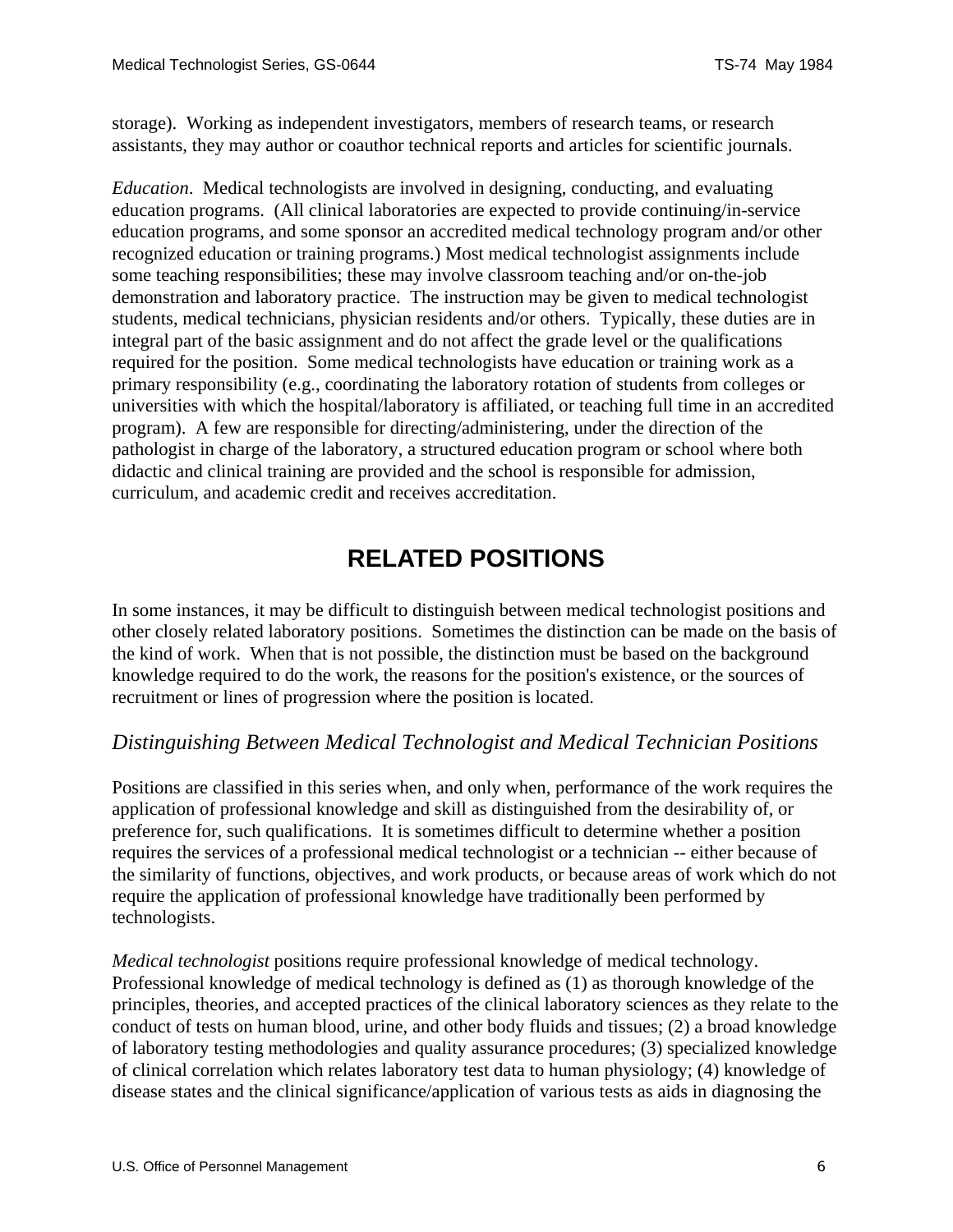storage). Working as independent investigators, members of research teams, or research assistants, they may author or coauthor technical reports and articles for scientific journals.

*Education*. Medical technologists are involved in designing, conducting, and evaluating education programs. (All clinical laboratories are expected to provide continuing/in-service education programs, and some sponsor an accredited medical technology program and/or other recognized education or training programs.) Most medical technologist assignments include some teaching responsibilities; these may involve classroom teaching and/or on-the-job demonstration and laboratory practice. The instruction may be given to medical technologist students, medical technicians, physician residents and/or others. Typically, these duties are in integral part of the basic assignment and do not affect the grade level or the qualifications required for the position. Some medical technologists have education or training work as a primary responsibility (e.g., coordinating the laboratory rotation of students from colleges or universities with which the hospital/laboratory is affiliated, or teaching full time in an accredited program). A few are responsible for directing/administering, under the direction of the pathologist in charge of the laboratory, a structured education program or school where both didactic and clinical training are provided and the school is responsible for admission, curriculum, and academic credit and receives accreditation.

# RELATED POSITIONS

In some instances, it may be difficult to distinguish between medical technologist positions and other closely related laboratory positions. Sometimes the distinction can be made on the basis of the kind of work. When that is not possible, the distinction must be based on the background knowledge required to do the work, the reasons for the position's existence, or the sources of recruitment or lines of progression where the position is located.

## *Distinguishing Between Medical Technologist and Medical Technician Positions*

Positions are classified in this series when, and only when, performance of the work requires the application of professional knowledge and skill as distinguished from the desirability of, or preference for, such qualifications. It is sometimes difficult to determine whether a position requires the services of a professional medical technologist or a technician -- either because of the similarity of functions, objectives, and work products, or because areas of work which do not require the application of professional knowledge have traditionally been performed by technologists.

*Medical technologist* positions require professional knowledge of medical technology. Professional knowledge of medical technology is defined as (1) as thorough knowledge of the principles, theories, and accepted practices of the clinical laboratory sciences as they relate to the conduct of tests on human blood, urine, and other body fluids and tissues; (2) a broad knowledge of laboratory testing methodologies and quality assurance procedures; (3) specialized knowledge of clinical correlation which relates laboratory test data to human physiology; (4) knowledge of disease states and the clinical significance/application of various tests as aids in diagnosing the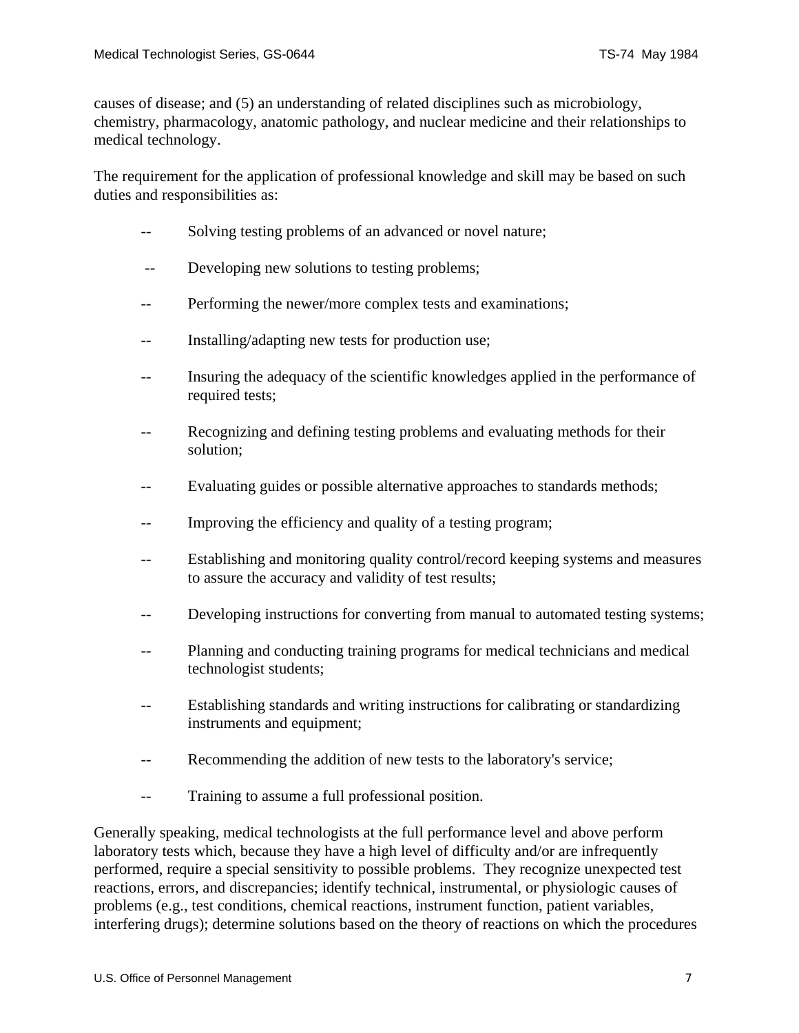causes of disease; and (5) an understanding of related disciplines such as microbiology, chemistry, pharmacology, anatomic pathology, and nuclear medicine and their relationships to medical technology.

The requirement for the application of professional knowledge and skill may be based on such duties and responsibilities as:

- Solving testing problems of an advanced or novel nature;
- Developing new solutions to testing problems;
- Performing the newer/more complex tests and examinations;
- Installing/adapting new tests for production use;
- Insuring the adequacy of the scientific knowledges applied in the performance of required tests;
- Recognizing and defining testing problems and evaluating methods for their solution;
- Evaluating guides or possible alternative approaches to standards methods;
- Improving the efficiency and quality of a testing program;
- Establishing and monitoring quality control/record keeping systems and measures to assure the accuracy and validity of test results;
- Developing instructions for converting from manual to automated testing systems;
- Planning and conducting training programs for medical technicians and medical technologist students;
- Establishing standards and writing instructions for calibrating or standardizing instruments and equipment;
- Recommending the addition of new tests to the laboratory's service;
- Training to assume a full professional position.

Generally speaking, medical technologists at the full performance level and above perform laboratory tests which, because they have a high level of difficulty and/or are infrequently performed, require a special sensitivity to possible problems. They recognize unexpected test reactions, errors, and discrepancies; identify technical, instrumental, or physiologic causes of problems (e.g., test conditions, chemical reactions, instrument function, patient variables, interfering drugs); determine solutions based on the theory of reactions on which the procedures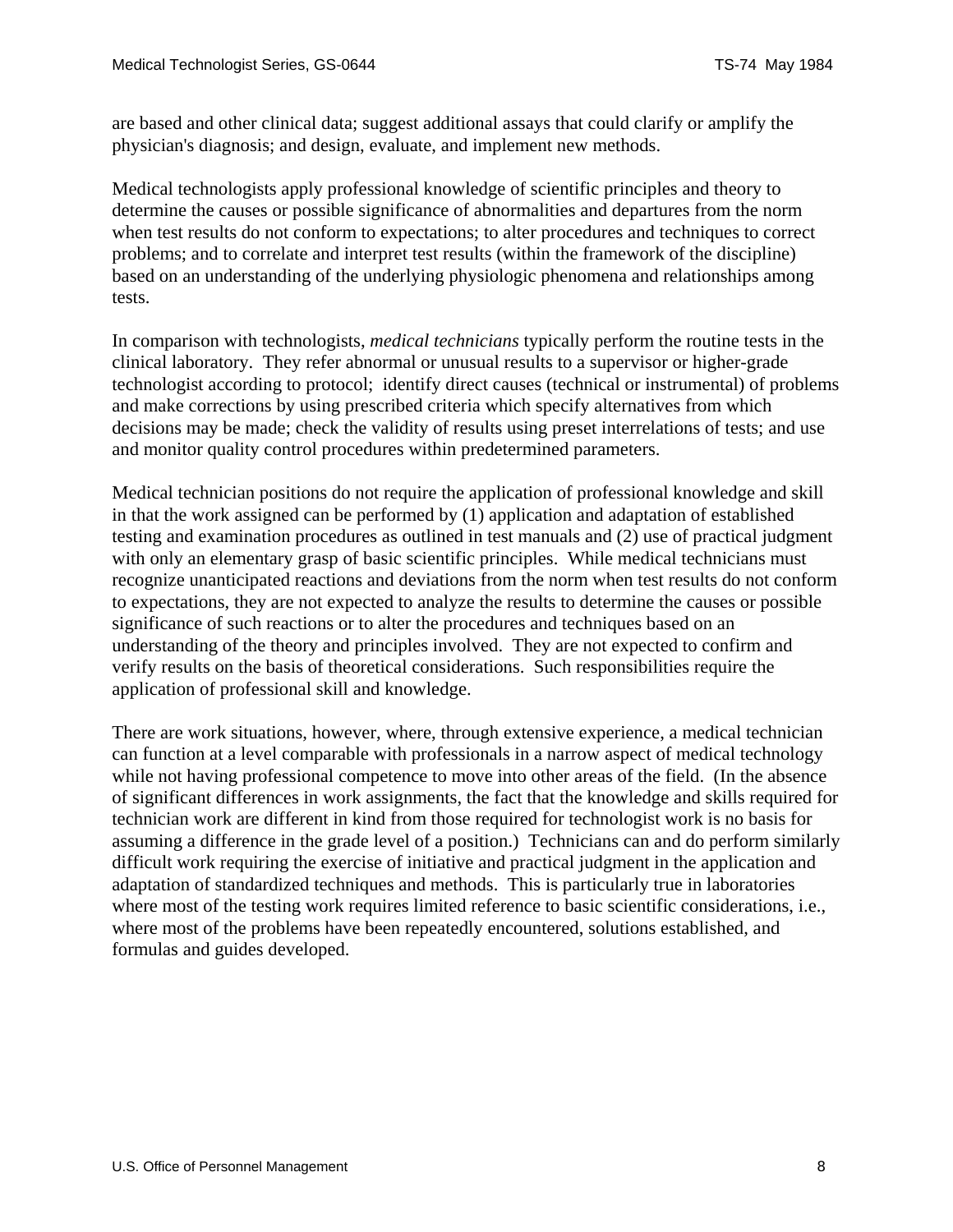are based and other clinical data; suggest additional assays that could clarify or amplify the physician's diagnosis; and design, evaluate, and implement new methods.

Medical technologists apply professional knowledge of scientific principles and theory to determine the causes or possible significance of abnormalities and departures from the norm when test results do not conform to expectations; to alter procedures and techniques to correct problems; and to correlate and interpret test results (within the framework of the discipline) based on an understanding of the underlying physiologic phenomena and relationships among tests.

In comparison with technologists, *medical technicians* typically perform the routine tests in the clinical laboratory. They refer abnormal or unusual results to a supervisor or higher-grade technologist according to protocol; identify direct causes (technical or instrumental) of problems and make corrections by using prescribed criteria which specify alternatives from which decisions may be made; check the validity of results using preset interrelations of tests; and use and monitor quality control procedures within predetermined parameters.

Medical technician positions do not require the application of professional knowledge and skill in that the work assigned can be performed by (1) application and adaptation of established testing and examination procedures as outlined in test manuals and (2) use of practical judgment with only an elementary grasp of basic scientific principles. While medical technicians must recognize unanticipated reactions and deviations from the norm when test results do not conform to expectations, they are not expected to analyze the results to determine the causes or possible significance of such reactions or to alter the procedures and techniques based on an understanding of the theory and principles involved. They are not expected to confirm and verify results on the basis of theoretical considerations. Such responsibilities require the application of professional skill and knowledge.

There are work situations, however, where, through extensive experience, a medical technician can function at a level comparable with professionals in a narrow aspect of medical technology while not having professional competence to move into other areas of the field. (In the absence of significant differences in work assignments, the fact that the knowledge and skills required for technician work are different in kind from those required for technologist work is no basis for assuming a difference in the grade level of a position.) Technicians can and do perform similarly difficult work requiring the exercise of initiative and practical judgment in the application and adaptation of standardized techniques and methods. This is particularly true in laboratories where most of the testing work requires limited reference to basic scientific considerations, i.e., where most of the problems have been repeatedly encountered, solutions established, and formulas and guides developed.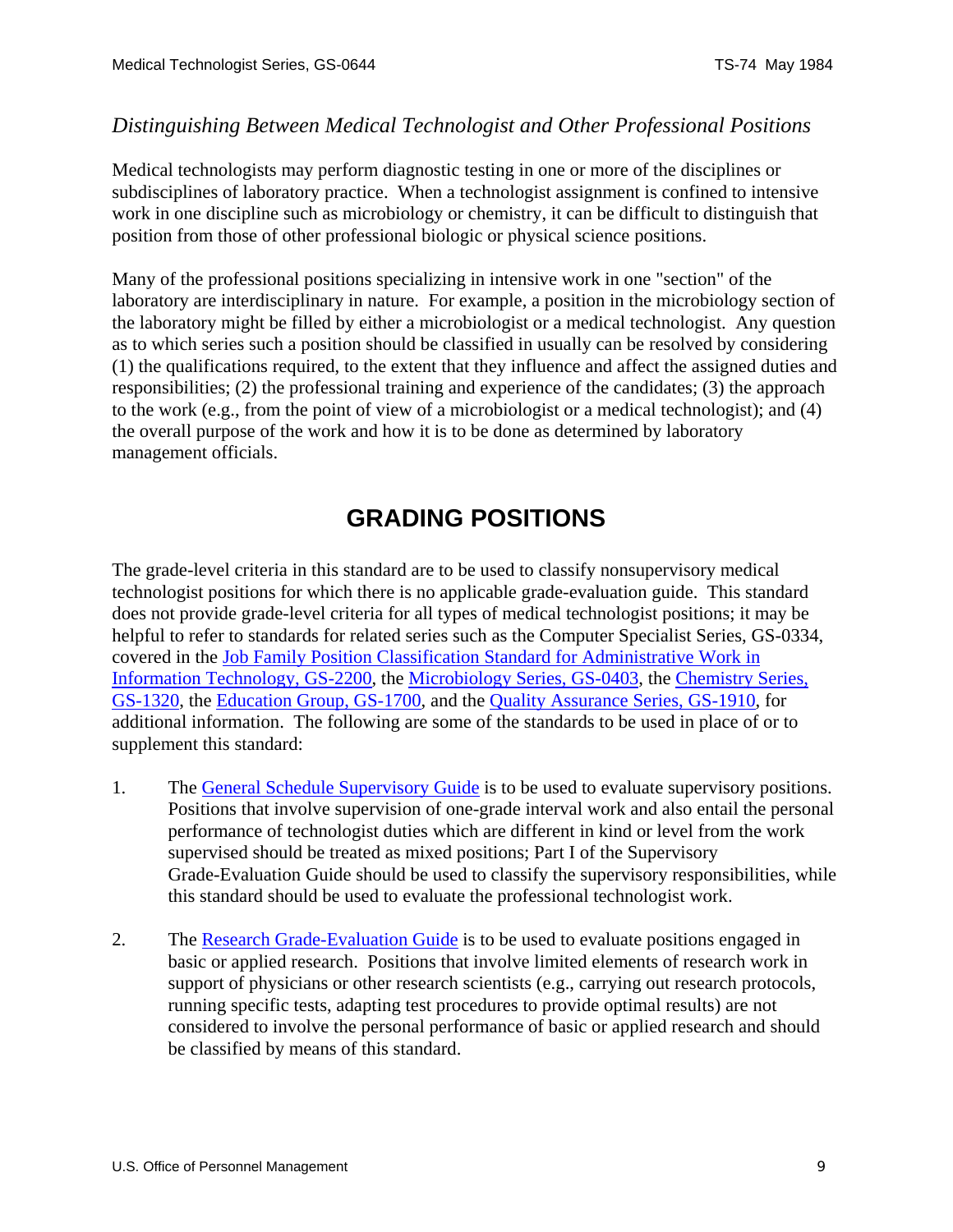*Distinguishing Between Medical Technologist and Other Professional Positions*

Medical technologists may perform diagnostic testing in one or more of the disciplines or subdisciplines of laboratory practice. When a technologist assignment is confined to intensive work in one discipline such as microbiology or chemistry, it can be difficult to distinguish that position from those of other professional biologic or physical science positions.

Many of the professional positions specializing in intensive work in one "section" of the laboratory are interdisciplinary in nature. For example, a position in the microbiology section of the laboratory might be filled by either a microbiologist or a medical technologist. Any question as to which series such a position should be classified in usually can be resolved by considering (1) the qualifications required, to the extent that they influence and affect the assigned duties and responsibilities; (2) the professional training and experience of the candidates; (3) the approach to the work (e.g., from the point of view of a microbiologist or a medical technologist); and (4) the overall purpose of the work and how it is to be done as determined by laboratory management officials.

# GRADING POSITIONS

The grade-level criteria in this standard are to be used to classify nonsupervisory medical technologist positions for which there is no applicable grade-evaluation guide. This standard does not provide grade-level criteria for all types of medical technologist positions; it may be helpful to refer to standards for related series such as the Computer Specialist Series, GS-0334, covered in the Job Family Position Classification Standard for Administrative Work in Information Technology, GS-2200, the Microbiology Series, GS-0403, the Chemistry Series, GS-1320, the Education Group, GS-1700, and the Quality Assurance Series, GS-1910, for additional information. The following are some of the standards to be used in place of or to supplement this standard:

1. The General Schedule Supervisory Guide is to be used to evaluate supervisory positions. Positions that involve supervision of one-grade interval work and also entail the personal performance of technologist duties which are different in kind or level from the work supervised should be treated as mixed positions; Part I of the Supervisory Grade-Evaluation Guide should be used to classify the supervisory responsibilities, while this standard should be used to evaluate the professional technologist work.

2. The Research Grade-Evaluation Guide is to be used to evaluate positions engaged in basic or applied research. Positions that involve limited elements of research work in support of physicians or other research scientists (e.g., carrying out research protocols, running specific tests, adapting test procedures to provide optimal results) are not considered to involve the personal performance of basic or applied research and should be classified by means of this standard.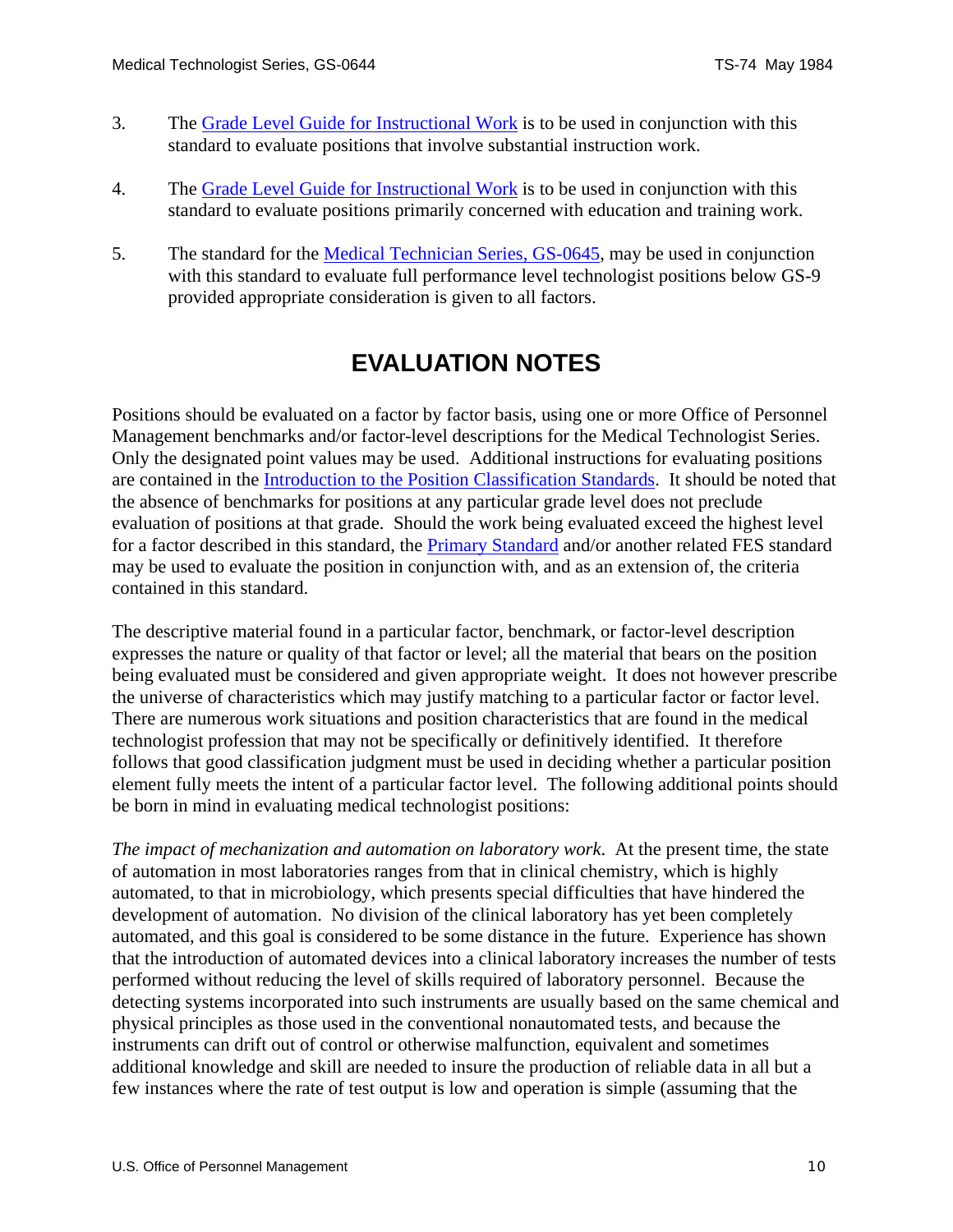3. The Grade Level Guide for Instructional Work is to be used in conjunction with this standard to evaluate positions that involve substantial instruction work.

4. The Grade Level Guide for Instructional Work is to be used in conjunction with this standard to evaluate positions primarily concerned with education and training work.

5. The standard for the Medical Technician Series, GS-0645, may be used in conjunction with this standard to evaluate full performance level technologist positions below GS-9 provided appropriate consideration is given to all factors.

# EVALUATION NOTES

Positions should be evaluated on a factor by factor basis, using one or more Office of Personnel Management benchmarks and/or factor-level descriptions for the Medical Technologist Series. Only the designated point values may be used. Additional instructions for evaluating positions are contained in the Introduction to the Position Classification Standards. It should be noted that the absence of benchmarks for positions at any particular grade level does not preclude evaluation of positions at that grade. Should the work being evaluated exceed the highest level for a factor described in this standard, the Primary Standard and/or another related FES standard may be used to evaluate the position in conjunction with, and as an extension of, the criteria contained in this standard.

The descriptive material found in a particular factor, benchmark, or factor-level description expresses the nature or quality of that factor or level; all the material that bears on the position being evaluated must be considered and given appropriate weight. It does not however prescribe the universe of characteristics which may justify matching to a particular factor or factor level. There are numerous work situations and position characteristics that are found in the medical technologist profession that may not be specifically or definitively identified. It therefore follows that good classification judgment must be used in deciding whether a particular position element fully meets the intent of a particular factor level. The following additional points should be born in mind in evaluating medical technologist positions:

*The impact of mechanization and automation on laboratory work.* At the present time, the state of automation in most laboratories ranges from that in clinical chemistry, which is highly automated, to that in microbiology, which presents special difficulties that have hindered the development of automation. No division of the clinical laboratory has yet been completely automated, and this goal is considered to be some distance in the future. Experience has shown that the introduction of automated devices into a clinical laboratory increases the number of tests performed without reducing the level of skills required of laboratory personnel. Because the detecting systems incorporated into such instruments are usually based on the same chemical and physical principles as those used in the conventional nonautomated tests, and because the instruments can drift out of control or otherwise malfunction, equivalent and sometimes additional knowledge and skill are needed to insure the production of reliable data in all but a few instances where the rate of test output is low and operation is simple (assuming that the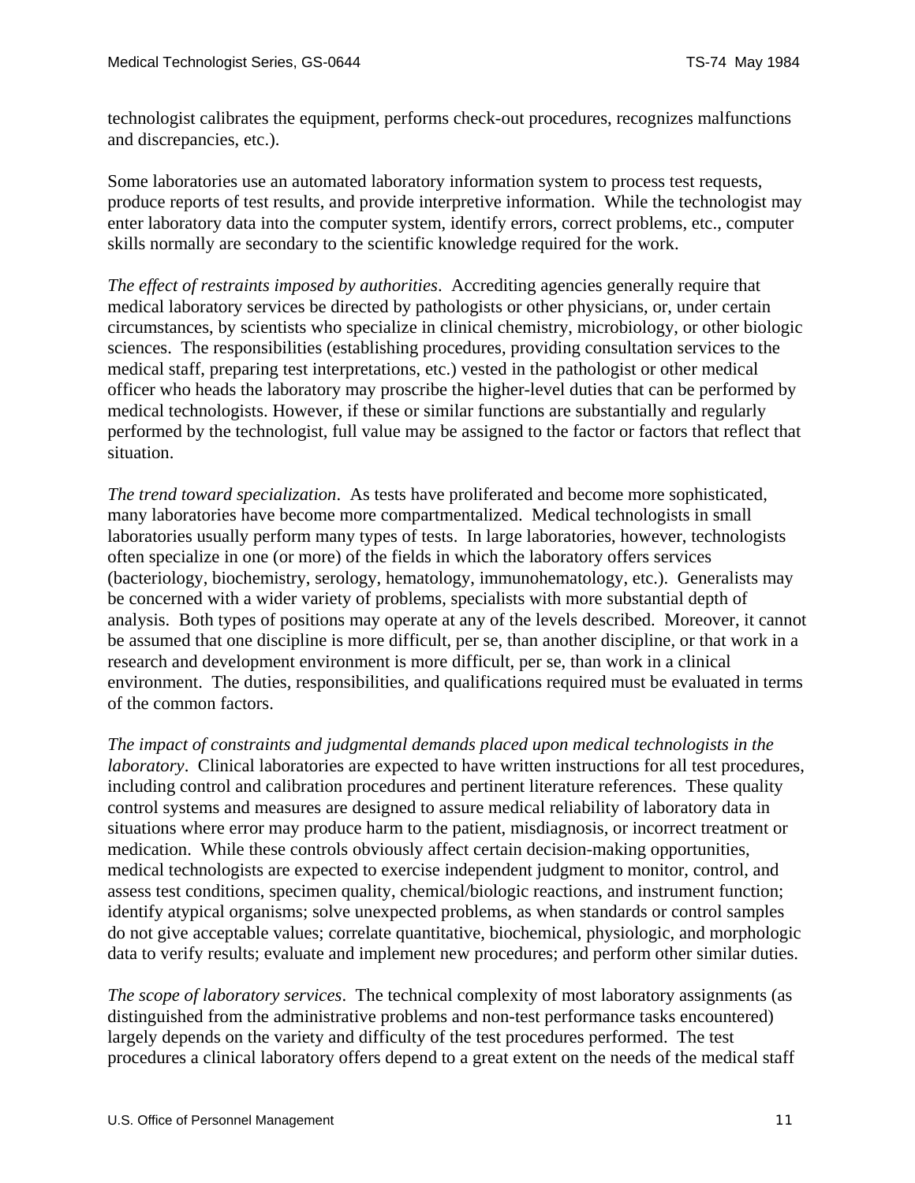technologist calibrates the equipment, performs check-out procedures, recognizes malfunctions and discrepancies, etc.).

Some laboratories use an automated laboratory information system to process test requests, produce reports of test results, and provide interpretive information. While the technologist may enter laboratory data into the computer system, identify errors, correct problems, etc., computer skills normally are secondary to the scientific knowledge required for the work.

*The effect of restraints imposed by authorities*. Accrediting agencies generally require that medical laboratory services be directed by pathologists or other physicians, or, under certain circumstances, by scientists who specialize in clinical chemistry, microbiology, or other biologic sciences. The responsibilities (establishing procedures, providing consultation services to the medical staff, preparing test interpretations, etc.) vested in the pathologist or other medical officer who heads the laboratory may proscribe the higher-level duties that can be performed by medical technologists. However, if these or similar functions are substantially and regularly performed by the technologist, full value may be assigned to the factor or factors that reflect that situation.

*The trend toward specialization*. As tests have proliferated and become more sophisticated, many laboratories have become more compartmentalized. Medical technologists in small laboratories usually perform many types of tests. In large laboratories, however, technologists often specialize in one (or more) of the fields in which the laboratory offers services (bacteriology, biochemistry, serology, hematology, immunohematology, etc.). Generalists may be concerned with a wider variety of problems, specialists with more substantial depth of analysis. Both types of positions may operate at any of the levels described. Moreover, it cannot be assumed that one discipline is more difficult, per se, than another discipline, or that work in a research and development environment is more difficult, per se, than work in a clinical environment. The duties, responsibilities, and qualifications required must be evaluated in terms of the common factors.

*The impact of constraints and judgmental demands placed upon medical technologists in the laboratory*. Clinical laboratories are expected to have written instructions for all test procedures, including control and calibration procedures and pertinent literature references. These quality control systems and measures are designed to assure medical reliability of laboratory data in situations where error may produce harm to the patient, misdiagnosis, or incorrect treatment or medication. While these controls obviously affect certain decision-making opportunities, medical technologists are expected to exercise independent judgment to monitor, control, and assess test conditions, specimen quality, chemical/biologic reactions, and instrument function; identify atypical organisms; solve unexpected problems, as when standards or control samples do not give acceptable values; correlate quantitative, biochemical, physiologic, and morphologic data to verify results; evaluate and implement new procedures; and perform other similar duties.

*The scope of laboratory services*. The technical complexity of most laboratory assignments (as distinguished from the administrative problems and non-test performance tasks encountered) largely depends on the variety and difficulty of the test procedures performed. The test procedures a clinical laboratory offers depend to a great extent on the needs of the medical staff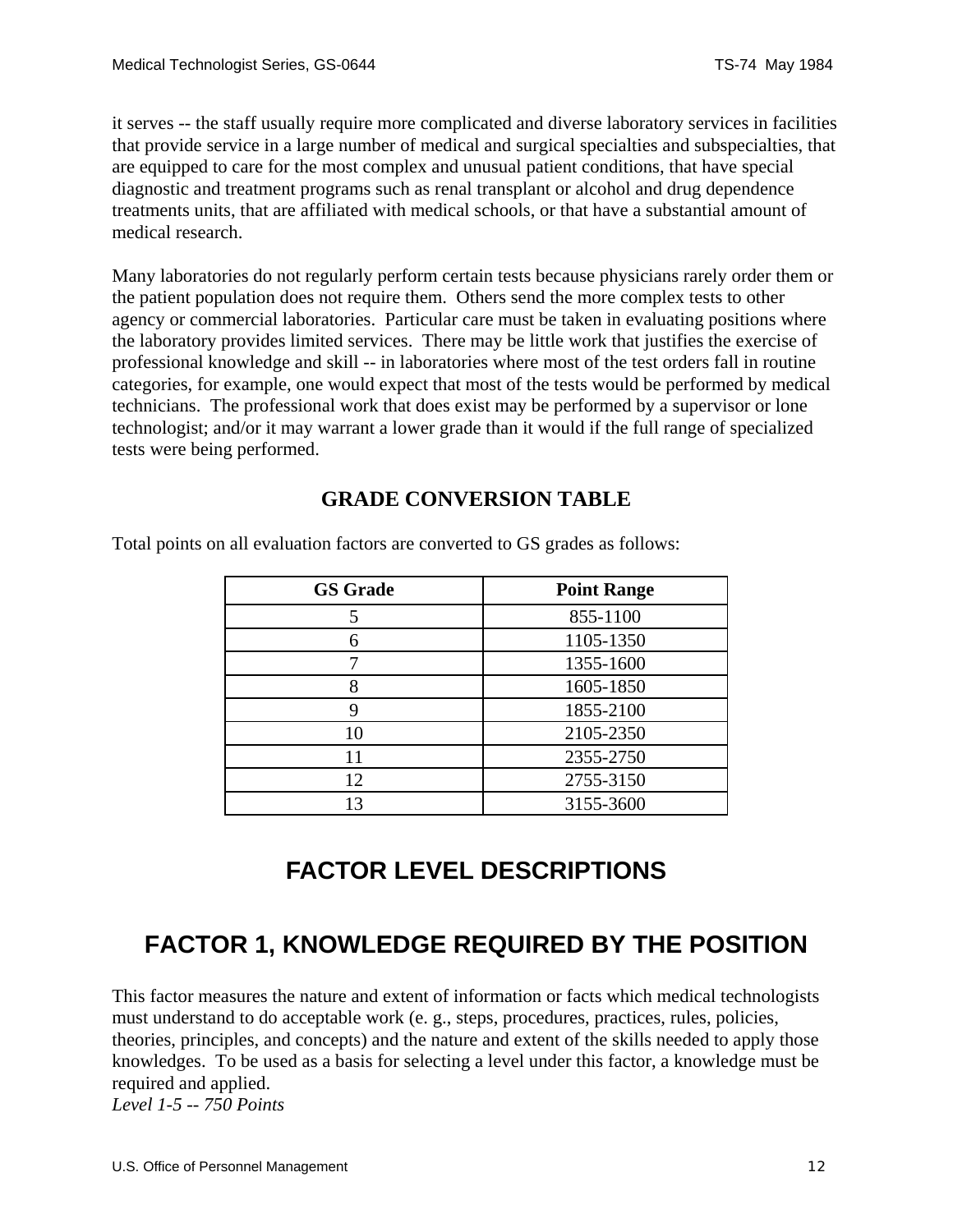it serves -- the staff usually require more complicated and diverse laboratory services in facilities that provide service in a large number of medical and surgical specialties and subspecialties, that are equipped to care for the most complex and unusual patient conditions, that have special diagnostic and treatment programs such as renal transplant or alcohol and drug dependence treatments units, that are affiliated with medical schools, or that have a substantial amount of medical research.

Many laboratories do not regularly perform certain tests because physicians rarely order them or the patient population does not require them. Others send the more complex tests to other agency or commercial laboratories. Particular care must be taken in evaluating positions where the laboratory provides limited services. There may be little work that justifies the exercise of professional knowledge and skill -- in laboratories where most of the test orders fall in routine categories, for example, one would expect that most of the tests would be performed by medical technicians. The professional work that does exist may be performed by a supervisor or lone technologist; and/or it may warrant a lower grade than it would if the full range of specialized tests were being performed.

## GRADE CONVERSION TABLE

Total points on all evaluation factors are converted to GS grades as follows:

| GS Grade | Point Range |
|---|---|
| 5 | 855-1100 |
| 6 | 1105-1350 |
| 7 | 1355-1600 |
| 8 | 1605-1850 |
| 9 | 1855-2100 |
| 10 | 2105-2350 |
| 11 | 2355-2750 |
| 12 | 2755-3150 |
| 13 | 3155-3600 |

# FACTOR LEVEL DESCRIPTIONS

# FACTOR 1, KNOWLEDGE REQUIRED BY THE POSITION

This factor measures the nature and extent of information or facts which medical technologists must understand to do acceptable work (e. g., steps, procedures, practices, rules, policies, theories, principles, and concepts) and the nature and extent of the skills needed to apply those knowledges. To be used as a basis for selecting a level under this factor, a knowledge must be required and applied.

*Level 1-5 -- 750 Points*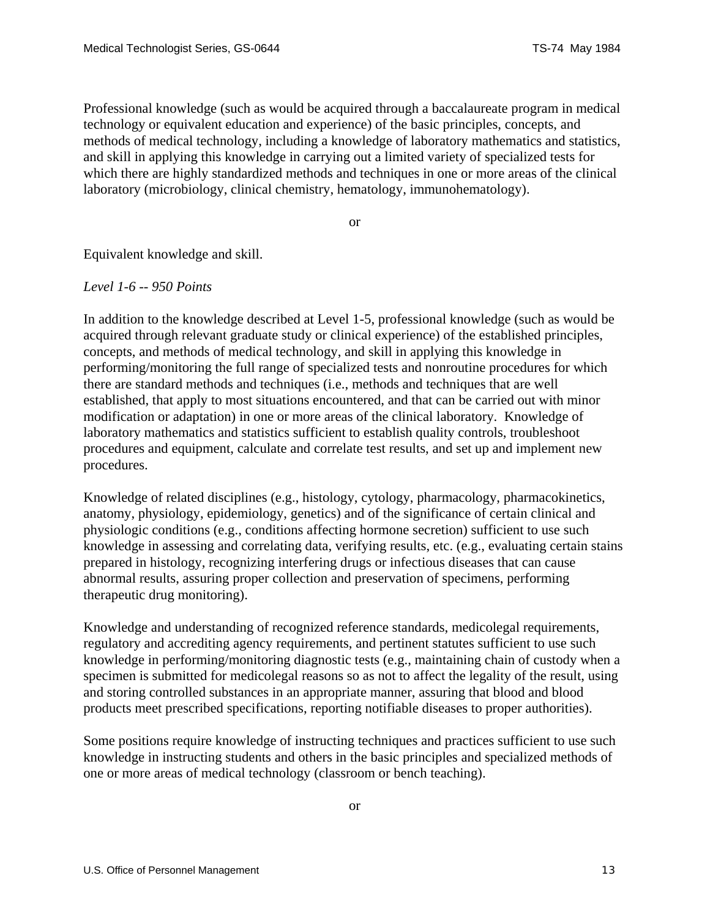Professional knowledge (such as would be acquired through a baccalaureate program in medical technology or equivalent education and experience) of the basic principles, concepts, and methods of medical technology, including a knowledge of laboratory mathematics and statistics, and skill in applying this knowledge in carrying out a limited variety of specialized tests for which there are highly standardized methods and techniques in one or more areas of the clinical laboratory (microbiology, clinical chemistry, hematology, immunohematology).

or

Equivalent knowledge and skill.

*Level 1-6 -- 950 Points*

In addition to the knowledge described at Level 1-5, professional knowledge (such as would be acquired through relevant graduate study or clinical experience) of the established principles, concepts, and methods of medical technology, and skill in applying this knowledge in performing/monitoring the full range of specialized tests and nonroutine procedures for which there are standard methods and techniques (i.e., methods and techniques that are well established, that apply to most situations encountered, and that can be carried out with minor modification or adaptation) in one or more areas of the clinical laboratory. Knowledge of laboratory mathematics and statistics sufficient to establish quality controls, troubleshoot procedures and equipment, calculate and correlate test results, and set up and implement new procedures.

Knowledge of related disciplines (e.g., histology, cytology, pharmacology, pharmacokinetics, anatomy, physiology, epidemiology, genetics) and of the significance of certain clinical and physiologic conditions (e.g., conditions affecting hormone secretion) sufficient to use such knowledge in assessing and correlating data, verifying results, etc. (e.g., evaluating certain stains prepared in histology, recognizing interfering drugs or infectious diseases that can cause abnormal results, assuring proper collection and preservation of specimens, performing therapeutic drug monitoring).

Knowledge and understanding of recognized reference standards, medicolegal requirements, regulatory and accrediting agency requirements, and pertinent statutes sufficient to use such knowledge in performing/monitoring diagnostic tests (e.g., maintaining chain of custody when a specimen is submitted for medicolegal reasons so as not to affect the legality of the result, using and storing controlled substances in an appropriate manner, assuring that blood and blood products meet prescribed specifications, reporting notifiable diseases to proper authorities).

Some positions require knowledge of instructing techniques and practices sufficient to use such knowledge in instructing students and others in the basic principles and specialized methods of one or more areas of medical technology (classroom or bench teaching).

or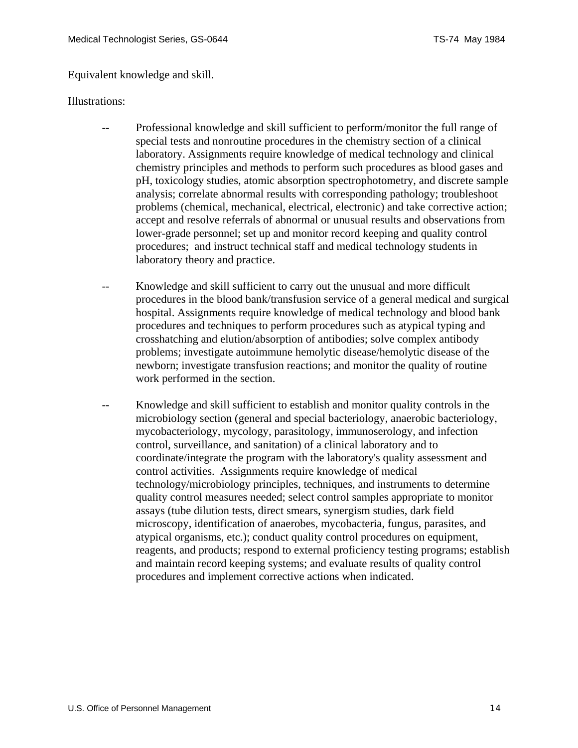Equivalent knowledge and skill.

Illustrations:

- Professional knowledge and skill sufficient to perform/monitor the full range of special tests and nonroutine procedures in the chemistry section of a clinical laboratory. Assignments require knowledge of medical technology and clinical chemistry principles and methods to perform such procedures as blood gases and pH, toxicology studies, atomic absorption spectrophotometry, and discrete sample analysis; correlate abnormal results with corresponding pathology; troubleshoot problems (chemical, mechanical, electrical, electronic) and take corrective action; accept and resolve referrals of abnormal or unusual results and observations from lower-grade personnel; set up and monitor record keeping and quality control procedures; and instruct technical staff and medical technology students in laboratory theory and practice.

- Knowledge and skill sufficient to carry out the unusual and more difficult procedures in the blood bank/transfusion service of a general medical and surgical hospital. Assignments require knowledge of medical technology and blood bank procedures and techniques to perform procedures such as atypical typing and crosshatching and elution/absorption of antibodies; solve complex antibody problems; investigate autoimmune hemolytic disease/hemolytic disease of the newborn; investigate transfusion reactions; and monitor the quality of routine work performed in the section.

- Knowledge and skill sufficient to establish and monitor quality controls in the microbiology section (general and special bacteriology, anaerobic bacteriology, mycobacteriology, mycology, parasitology, immunoserology, and infection control, surveillance, and sanitation) of a clinical laboratory and to coordinate/integrate the program with the laboratory's quality assessment and control activities. Assignments require knowledge of medical technology/microbiology principles, techniques, and instruments to determine quality control measures needed; select control samples appropriate to monitor assays (tube dilution tests, direct smears, synergism studies, dark field microscopy, identification of anaerobes, mycobacteria, fungus, parasites, and atypical organisms, etc.); conduct quality control procedures on equipment, reagents, and products; respond to external proficiency testing programs; establish and maintain record keeping systems; and evaluate results of quality control procedures and implement corrective actions when indicated.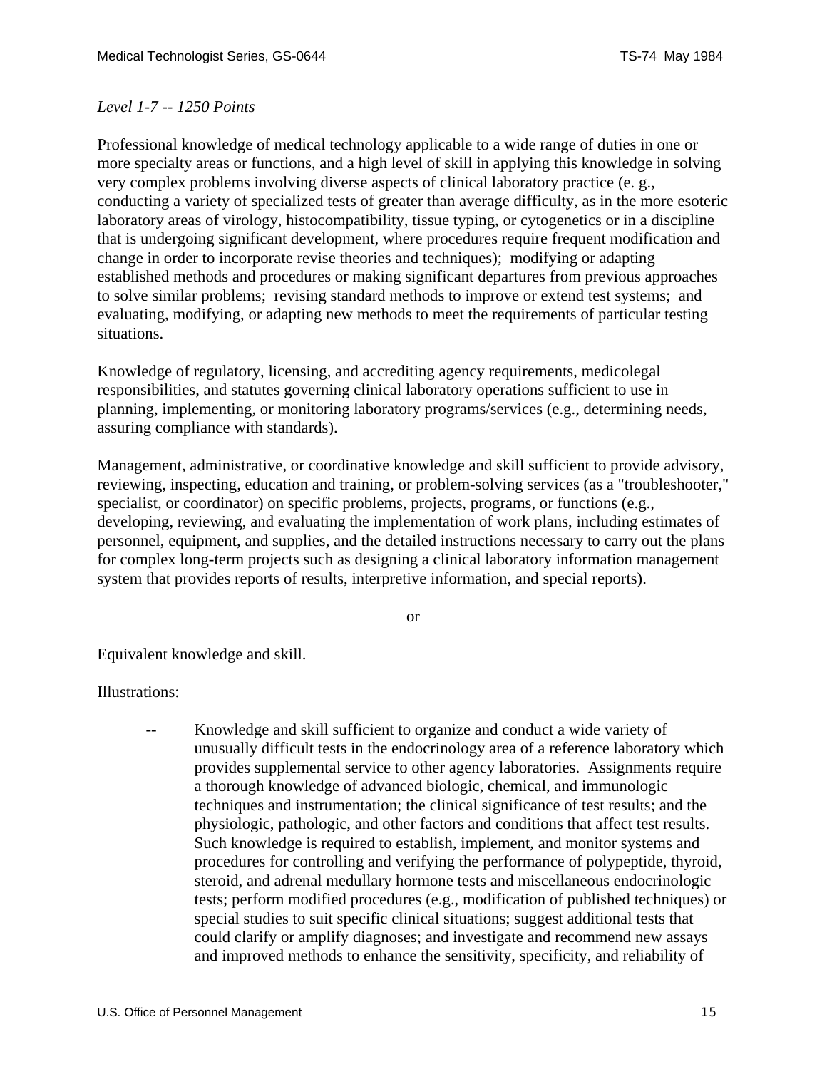*Level 1-7 -- 1250 Points*

Professional knowledge of medical technology applicable to a wide range of duties in one or more specialty areas or functions, and a high level of skill in applying this knowledge in solving very complex problems involving diverse aspects of clinical laboratory practice (e. g., conducting a variety of specialized tests of greater than average difficulty, as in the more esoteric laboratory areas of virology, histocompatibility, tissue typing, or cytogenetics or in a discipline that is undergoing significant development, where procedures require frequent modification and change in order to incorporate revise theories and techniques); modifying or adapting established methods and procedures or making significant departures from previous approaches to solve similar problems; revising standard methods to improve or extend test systems; and evaluating, modifying, or adapting new methods to meet the requirements of particular testing situations.

Knowledge of regulatory, licensing, and accrediting agency requirements, medicolegal responsibilities, and statutes governing clinical laboratory operations sufficient to use in planning, implementing, or monitoring laboratory programs/services (e.g., determining needs, assuring compliance with standards).

Management, administrative, or coordinative knowledge and skill sufficient to provide advisory, reviewing, inspecting, education and training, or problem-solving services (as a "troubleshooter," specialist, or coordinator) on specific problems, projects, programs, or functions (e.g., developing, reviewing, and evaluating the implementation of work plans, including estimates of personnel, equipment, and supplies, and the detailed instructions necessary to carry out the plans for complex long-term projects such as designing a clinical laboratory information management system that provides reports of results, interpretive information, and special reports).

or

Equivalent knowledge and skill.

Illustrations:

-- Knowledge and skill sufficient to organize and conduct a wide variety of unusually difficult tests in the endocrinology area of a reference laboratory which provides supplemental service to other agency laboratories. Assignments require a thorough knowledge of advanced biologic, chemical, and immunologic techniques and instrumentation; the clinical significance of test results; and the physiologic, pathologic, and other factors and conditions that affect test results. Such knowledge is required to establish, implement, and monitor systems and procedures for controlling and verifying the performance of polypeptide, thyroid, steroid, and adrenal medullary hormone tests and miscellaneous endocrinologic tests; perform modified procedures (e.g., modification of published techniques) or special studies to suit specific clinical situations; suggest additional tests that could clarify or amplify diagnoses; and investigate and recommend new assays and improved methods to enhance the sensitivity, specificity, and reliability of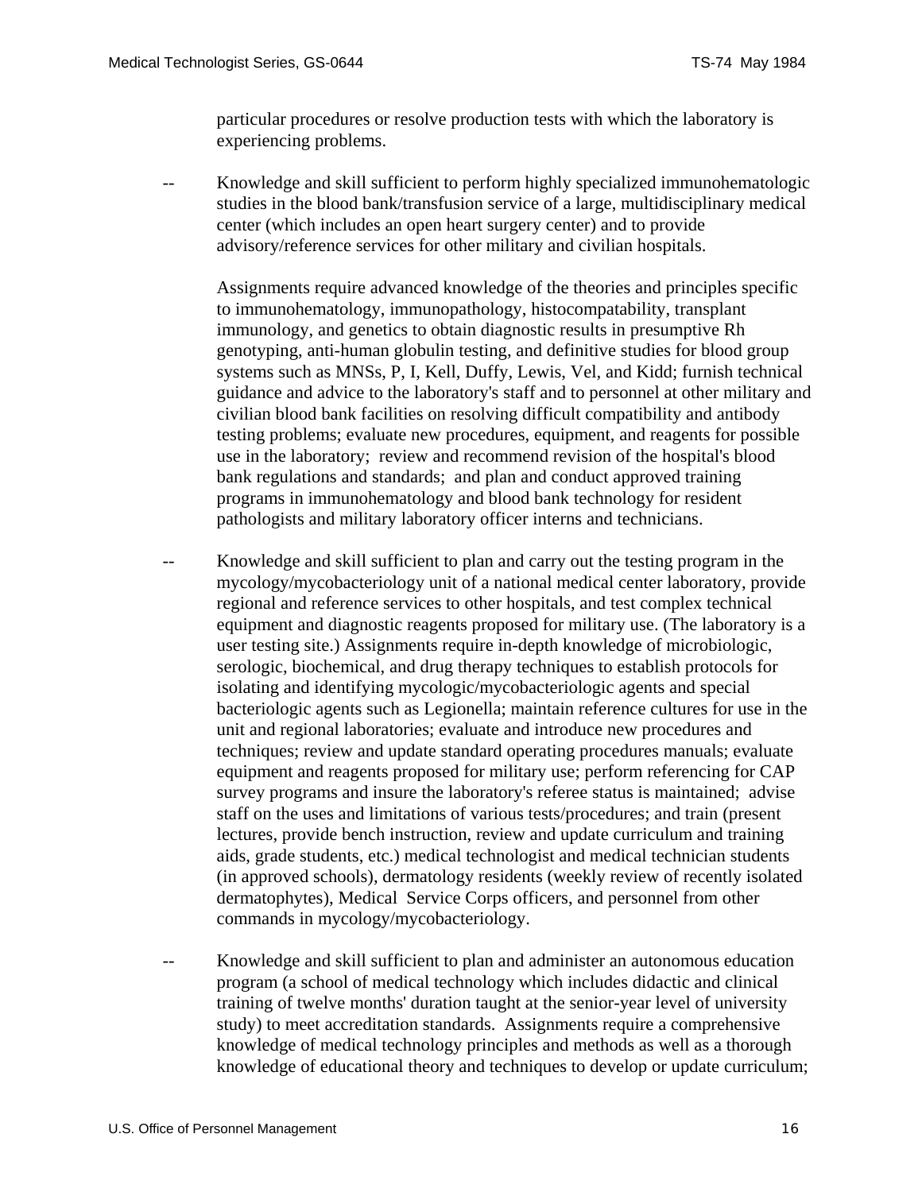particular procedures or resolve production tests with which the laboratory is experiencing problems.

-- Knowledge and skill sufficient to perform highly specialized immunohematologic studies in the blood bank/transfusion service of a large, multidisciplinary medical center (which includes an open heart surgery center) and to provide advisory/reference services for other military and civilian hospitals.

   Assignments require advanced knowledge of the theories and principles specific to immunohematology, immunopathology, histocompatability, transplant immunology, and genetics to obtain diagnostic results in presumptive Rh genotyping, anti-human globulin testing, and definitive studies for blood group systems such as MNSs, P, I, Kell, Duffy, Lewis, Vel, and Kidd; furnish technical guidance and advice to the laboratory's staff and to personnel at other military and civilian blood bank facilities on resolving difficult compatibility and antibody testing problems; evaluate new procedures, equipment, and reagents for possible use in the laboratory; review and recommend revision of the hospital's blood bank regulations and standards; and plan and conduct approved training programs in immunohematology and blood bank technology for resident pathologists and military laboratory officer interns and technicians.

-- Knowledge and skill sufficient to plan and carry out the testing program in the mycology/mycobacteriology unit of a national medical center laboratory, provide regional and reference services to other hospitals, and test complex technical equipment and diagnostic reagents proposed for military use. (The laboratory is a user testing site.) Assignments require in-depth knowledge of microbiologic, serologic, biochemical, and drug therapy techniques to establish protocols for isolating and identifying mycologic/mycobacteriologic agents and special bacteriologic agents such as Legionella; maintain reference cultures for use in the unit and regional laboratories; evaluate and introduce new procedures and techniques; review and update standard operating procedures manuals; evaluate equipment and reagents proposed for military use; perform referencing for CAP survey programs and insure the laboratory's referee status is maintained; advise staff on the uses and limitations of various tests/procedures; and train (present lectures, provide bench instruction, review and update curriculum and training aids, grade students, etc.) medical technologist and medical technician students (in approved schools), dermatology residents (weekly review of recently isolated dermatophytes), Medical Service Corps officers, and personnel from other commands in mycology/mycobacteriology.

-- Knowledge and skill sufficient to plan and administer an autonomous education program (a school of medical technology which includes didactic and clinical training of twelve months' duration taught at the senior-year level of university study) to meet accreditation standards. Assignments require a comprehensive knowledge of medical technology principles and methods as well as a thorough knowledge of educational theory and techniques to develop or update curriculum;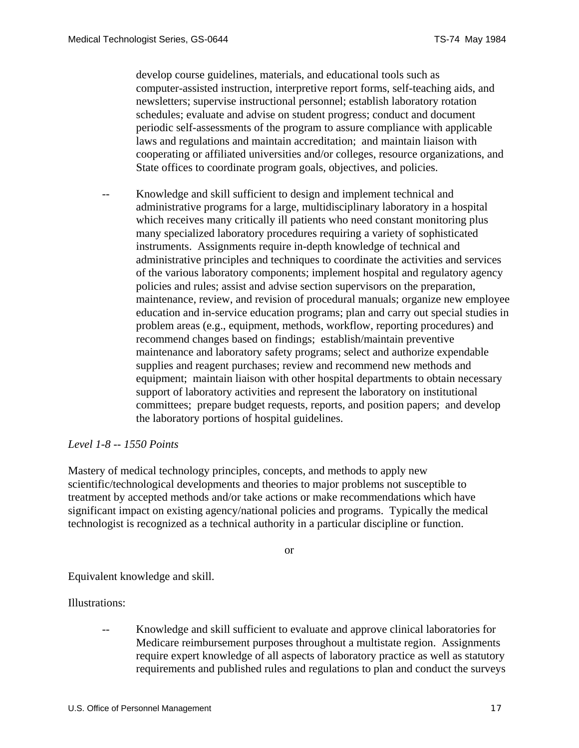develop course guidelines, materials, and educational tools such as computer-assisted instruction, interpretive report forms, self-teaching aids, and newsletters; supervise instructional personnel; establish laboratory rotation schedules; evaluate and advise on student progress; conduct and document periodic self-assessments of the program to assure compliance with applicable laws and regulations and maintain accreditation; and maintain liaison with cooperating or affiliated universities and/or colleges, resource organizations, and State offices to coordinate program goals, objectives, and policies.

-- Knowledge and skill sufficient to design and implement technical and administrative programs for a large, multidisciplinary laboratory in a hospital which receives many critically ill patients who need constant monitoring plus many specialized laboratory procedures requiring a variety of sophisticated instruments. Assignments require in-depth knowledge of technical and administrative principles and techniques to coordinate the activities and services of the various laboratory components; implement hospital and regulatory agency policies and rules; assist and advise section supervisors on the preparation, maintenance, review, and revision of procedural manuals; organize new employee education and in-service education programs; plan and carry out special studies in problem areas (e.g., equipment, methods, workflow, reporting procedures) and recommend changes based on findings; establish/maintain preventive maintenance and laboratory safety programs; select and authorize expendable supplies and reagent purchases; review and recommend new methods and equipment; maintain liaison with other hospital departments to obtain necessary support of laboratory activities and represent the laboratory on institutional committees; prepare budget requests, reports, and position papers; and develop the laboratory portions of hospital guidelines.

*Level 1-8 -- 1550 Points*

Mastery of medical technology principles, concepts, and methods to apply new scientific/technological developments and theories to major problems not susceptible to treatment by accepted methods and/or take actions or make recommendations which have significant impact on existing agency/national policies and programs. Typically the medical technologist is recognized as a technical authority in a particular discipline or function.

or

Equivalent knowledge and skill.

Illustrations:

-- Knowledge and skill sufficient to evaluate and approve clinical laboratories for Medicare reimbursement purposes throughout a multistate region. Assignments require expert knowledge of all aspects of laboratory practice as well as statutory requirements and published rules and regulations to plan and conduct the surveys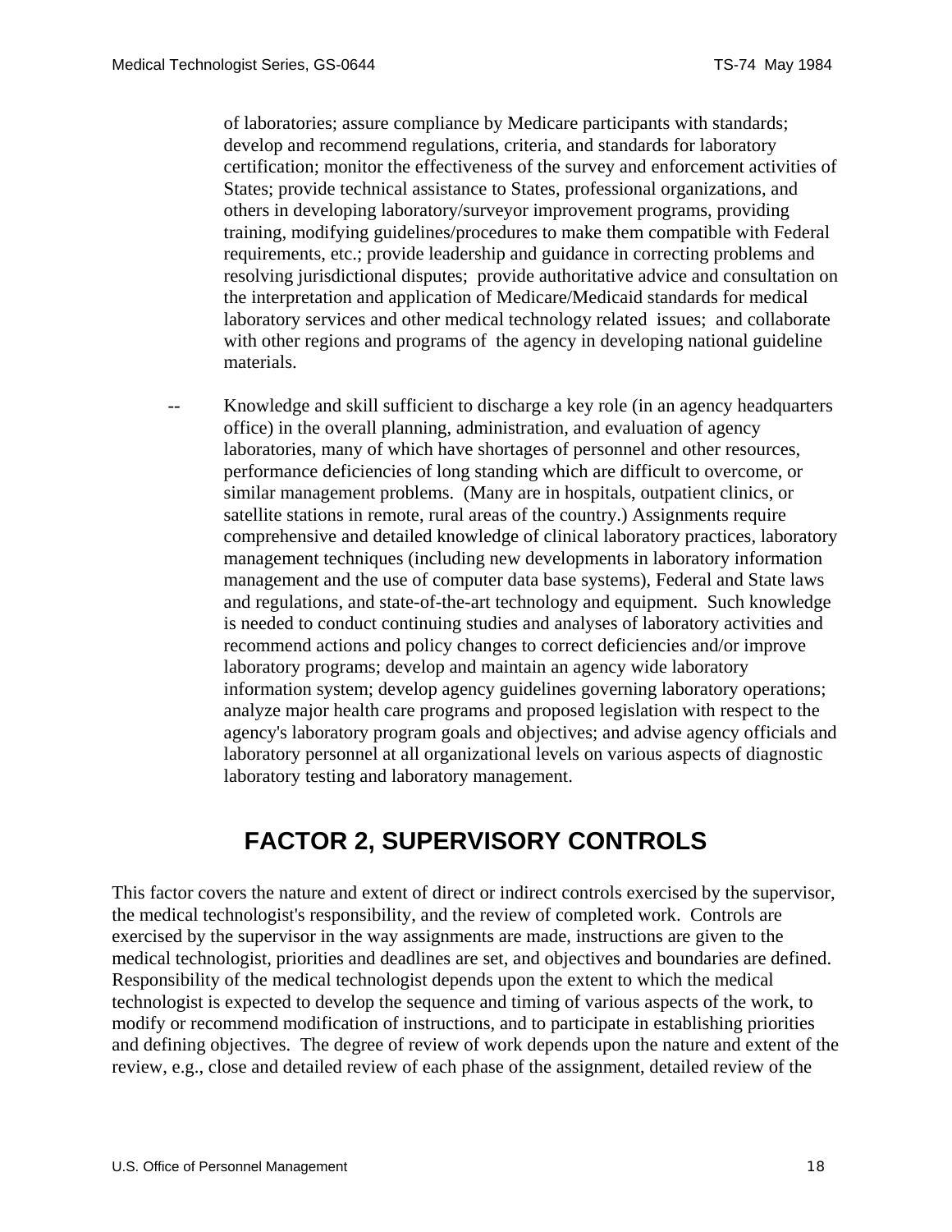of laboratories; assure compliance by Medicare participants with standards; develop and recommend regulations, criteria, and standards for laboratory certification; monitor the effectiveness of the survey and enforcement activities of States; provide technical assistance to States, professional organizations, and others in developing laboratory/surveyor improvement programs, providing training, modifying guidelines/procedures to make them compatible with Federal requirements, etc.; provide leadership and guidance in correcting problems and resolving jurisdictional disputes; provide authoritative advice and consultation on the interpretation and application of Medicare/Medicaid standards for medical laboratory services and other medical technology related issues; and collaborate with other regions and programs of the agency in developing national guideline materials.

-- Knowledge and skill sufficient to discharge a key role (in an agency headquarters office) in the overall planning, administration, and evaluation of agency laboratories, many of which have shortages of personnel and other resources, performance deficiencies of long standing which are difficult to overcome, or similar management problems. (Many are in hospitals, outpatient clinics, or satellite stations in remote, rural areas of the country.) Assignments require comprehensive and detailed knowledge of clinical laboratory practices, laboratory management techniques (including new developments in laboratory information management and the use of computer data base systems), Federal and State laws and regulations, and state-of-the-art technology and equipment. Such knowledge is needed to conduct continuing studies and analyses of laboratory activities and recommend actions and policy changes to correct deficiencies and/or improve laboratory programs; develop and maintain an agency wide laboratory information system; develop agency guidelines governing laboratory operations; analyze major health care programs and proposed legislation with respect to the agency's laboratory program goals and objectives; and advise agency officials and laboratory personnel at all organizational levels on various aspects of diagnostic laboratory testing and laboratory management.

## FACTOR 2, SUPERVISORY CONTROLS

This factor covers the nature and extent of direct or indirect controls exercised by the supervisor, the medical technologist's responsibility, and the review of completed work. Controls are exercised by the supervisor in the way assignments are made, instructions are given to the medical technologist, priorities and deadlines are set, and objectives and boundaries are defined. Responsibility of the medical technologist depends upon the extent to which the medical technologist is expected to develop the sequence and timing of various aspects of the work, to modify or recommend modification of instructions, and to participate in establishing priorities and defining objectives. The degree of review of work depends upon the nature and extent of the review, e.g., close and detailed review of each phase of the assignment, detailed review of the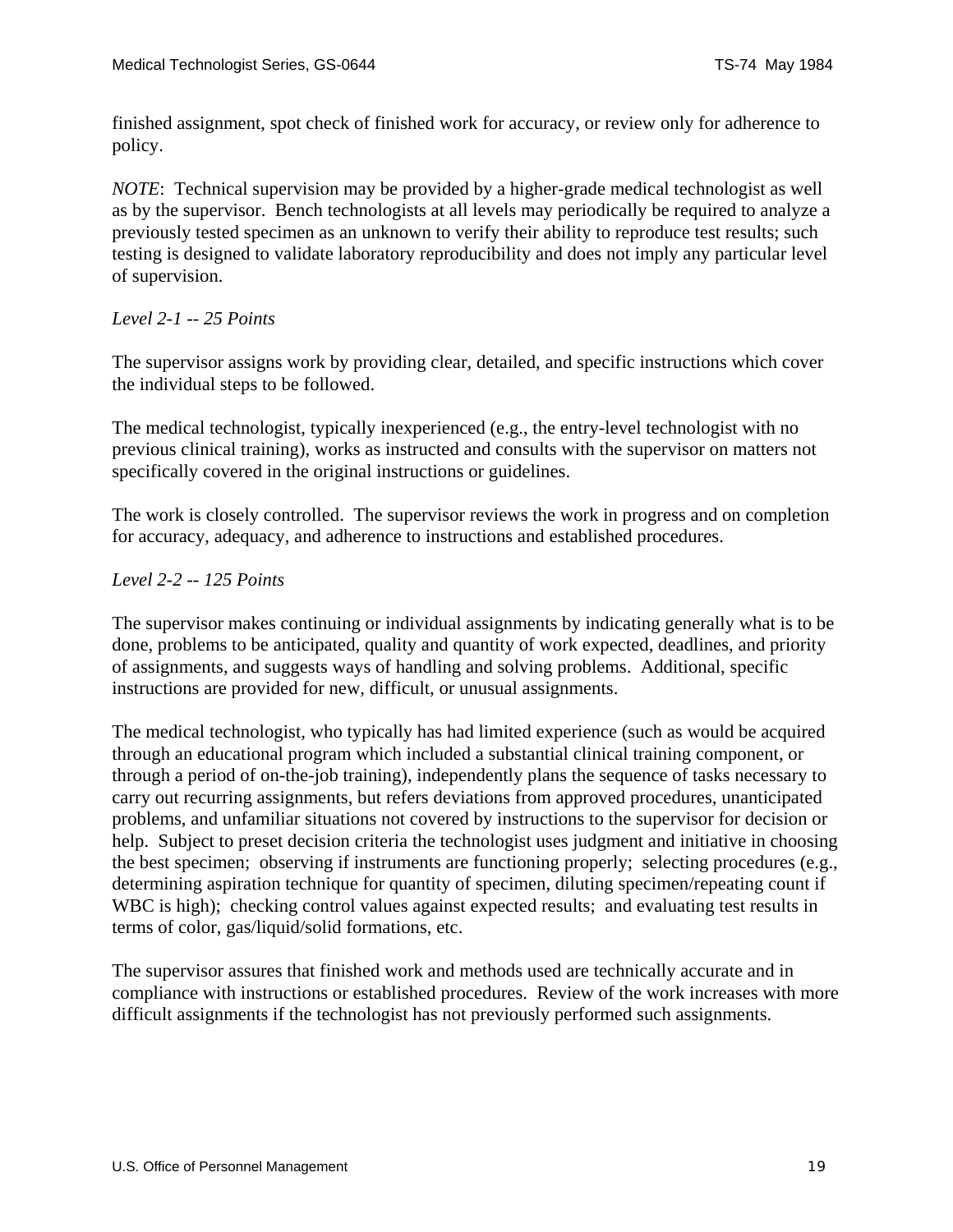finished assignment, spot check of finished work for accuracy, or review only for adherence to policy.

*NOTE*: Technical supervision may be provided by a higher-grade medical technologist as well as by the supervisor. Bench technologists at all levels may periodically be required to analyze a previously tested specimen as an unknown to verify their ability to reproduce test results; such testing is designed to validate laboratory reproducibility and does not imply any particular level of supervision.

*Level 2-1 -- 25 Points*

The supervisor assigns work by providing clear, detailed, and specific instructions which cover the individual steps to be followed.

The medical technologist, typically inexperienced (e.g., the entry-level technologist with no previous clinical training), works as instructed and consults with the supervisor on matters not specifically covered in the original instructions or guidelines.

The work is closely controlled. The supervisor reviews the work in progress and on completion for accuracy, adequacy, and adherence to instructions and established procedures.

*Level 2-2 -- 125 Points*

The supervisor makes continuing or individual assignments by indicating generally what is to be done, problems to be anticipated, quality and quantity of work expected, deadlines, and priority of assignments, and suggests ways of handling and solving problems. Additional, specific instructions are provided for new, difficult, or unusual assignments.

The medical technologist, who typically has had limited experience (such as would be acquired through an educational program which included a substantial clinical training component, or through a period of on-the-job training), independently plans the sequence of tasks necessary to carry out recurring assignments, but refers deviations from approved procedures, unanticipated problems, and unfamiliar situations not covered by instructions to the supervisor for decision or help. Subject to preset decision criteria the technologist uses judgment and initiative in choosing the best specimen; observing if instruments are functioning properly; selecting procedures (e.g., determining aspiration technique for quantity of specimen, diluting specimen/repeating count if WBC is high); checking control values against expected results; and evaluating test results in terms of color, gas/liquid/solid formations, etc.

The supervisor assures that finished work and methods used are technically accurate and in compliance with instructions or established procedures. Review of the work increases with more difficult assignments if the technologist has not previously performed such assignments.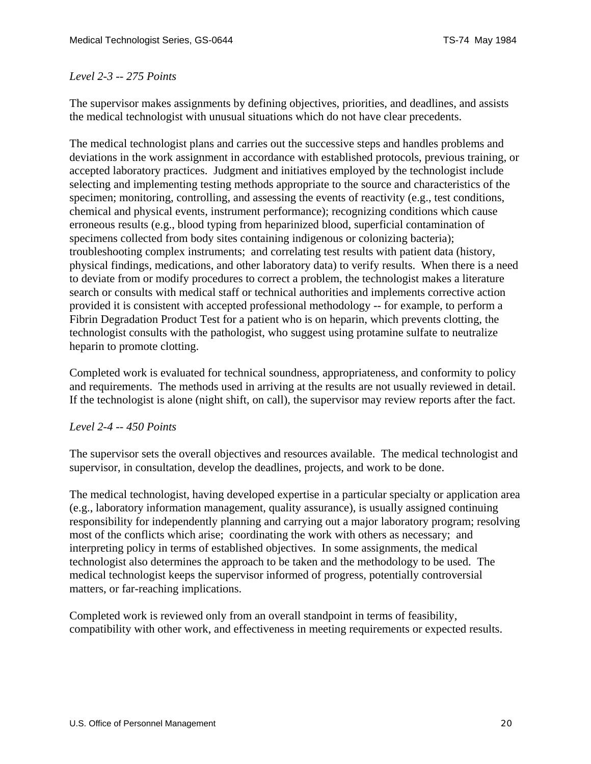*Level 2-3 -- 275 Points*

The supervisor makes assignments by defining objectives, priorities, and deadlines, and assists the medical technologist with unusual situations which do not have clear precedents.

The medical technologist plans and carries out the successive steps and handles problems and deviations in the work assignment in accordance with established protocols, previous training, or accepted laboratory practices. Judgment and initiatives employed by the technologist include selecting and implementing testing methods appropriate to the source and characteristics of the specimen; monitoring, controlling, and assessing the events of reactivity (e.g., test conditions, chemical and physical events, instrument performance); recognizing conditions which cause erroneous results (e.g., blood typing from heparinized blood, superficial contamination of specimens collected from body sites containing indigenous or colonizing bacteria); troubleshooting complex instruments; and correlating test results with patient data (history, physical findings, medications, and other laboratory data) to verify results. When there is a need to deviate from or modify procedures to correct a problem, the technologist makes a literature search or consults with medical staff or technical authorities and implements corrective action provided it is consistent with accepted professional methodology -- for example, to perform a Fibrin Degradation Product Test for a patient who is on heparin, which prevents clotting, the technologist consults with the pathologist, who suggest using protamine sulfate to neutralize heparin to promote clotting.

Completed work is evaluated for technical soundness, appropriateness, and conformity to policy and requirements. The methods used in arriving at the results are not usually reviewed in detail. If the technologist is alone (night shift, on call), the supervisor may review reports after the fact.

*Level 2-4 -- 450 Points*

The supervisor sets the overall objectives and resources available. The medical technologist and supervisor, in consultation, develop the deadlines, projects, and work to be done.

The medical technologist, having developed expertise in a particular specialty or application area (e.g., laboratory information management, quality assurance), is usually assigned continuing responsibility for independently planning and carrying out a major laboratory program; resolving most of the conflicts which arise; coordinating the work with others as necessary; and interpreting policy in terms of established objectives. In some assignments, the medical technologist also determines the approach to be taken and the methodology to be used. The medical technologist keeps the supervisor informed of progress, potentially controversial matters, or far-reaching implications.

Completed work is reviewed only from an overall standpoint in terms of feasibility, compatibility with other work, and effectiveness in meeting requirements or expected results.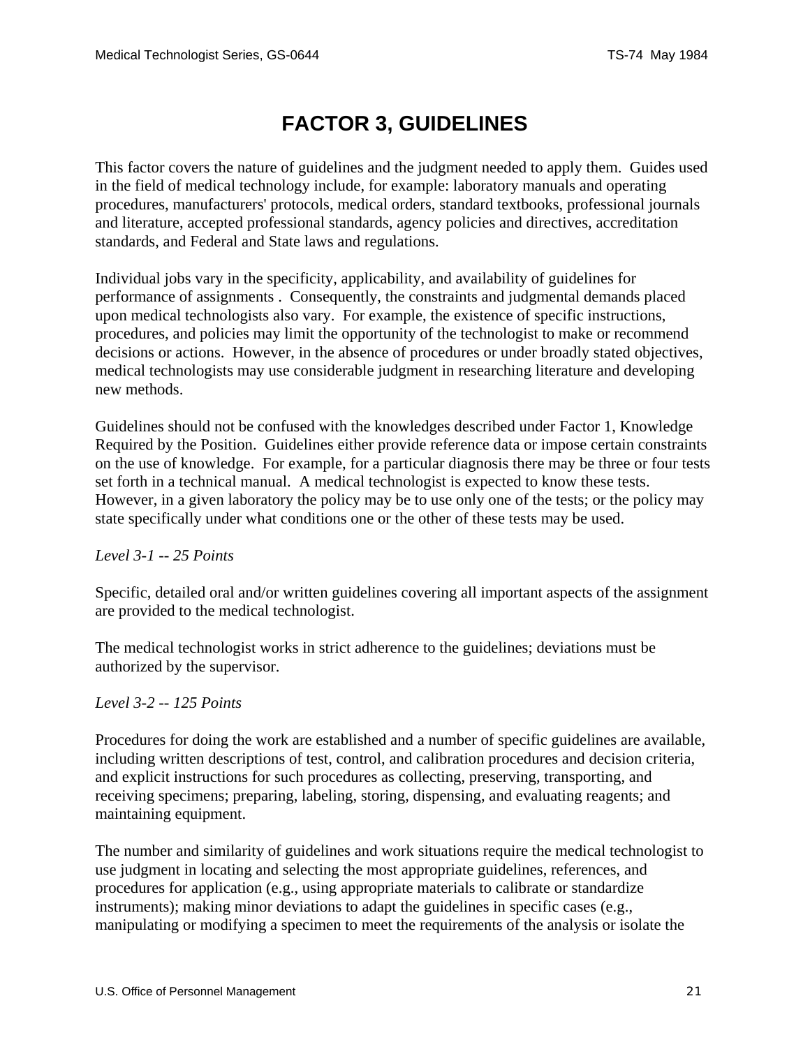# FACTOR 3, GUIDELINES

This factor covers the nature of guidelines and the judgment needed to apply them. Guides used in the field of medical technology include, for example: laboratory manuals and operating procedures, manufacturers' protocols, medical orders, standard textbooks, professional journals and literature, accepted professional standards, agency policies and directives, accreditation standards, and Federal and State laws and regulations.

Individual jobs vary in the specificity, applicability, and availability of guidelines for performance of assignments . Consequently, the constraints and judgmental demands placed upon medical technologists also vary. For example, the existence of specific instructions, procedures, and policies may limit the opportunity of the technologist to make or recommend decisions or actions. However, in the absence of procedures or under broadly stated objectives, medical technologists may use considerable judgment in researching literature and developing new methods.

Guidelines should not be confused with the knowledges described under Factor 1, Knowledge Required by the Position. Guidelines either provide reference data or impose certain constraints on the use of knowledge. For example, for a particular diagnosis there may be three or four tests set forth in a technical manual. A medical technologist is expected to know these tests. However, in a given laboratory the policy may be to use only one of the tests; or the policy may state specifically under what conditions one or the other of these tests may be used.

*Level 3-1 -- 25 Points*

Specific, detailed oral and/or written guidelines covering all important aspects of the assignment are provided to the medical technologist.

The medical technologist works in strict adherence to the guidelines; deviations must be authorized by the supervisor.

*Level 3-2 -- 125 Points*

Procedures for doing the work are established and a number of specific guidelines are available, including written descriptions of test, control, and calibration procedures and decision criteria, and explicit instructions for such procedures as collecting, preserving, transporting, and receiving specimens; preparing, labeling, storing, dispensing, and evaluating reagents; and maintaining equipment.

The number and similarity of guidelines and work situations require the medical technologist to use judgment in locating and selecting the most appropriate guidelines, references, and procedures for application (e.g., using appropriate materials to calibrate or standardize instruments); making minor deviations to adapt the guidelines in specific cases (e.g., manipulating or modifying a specimen to meet the requirements of the analysis or isolate the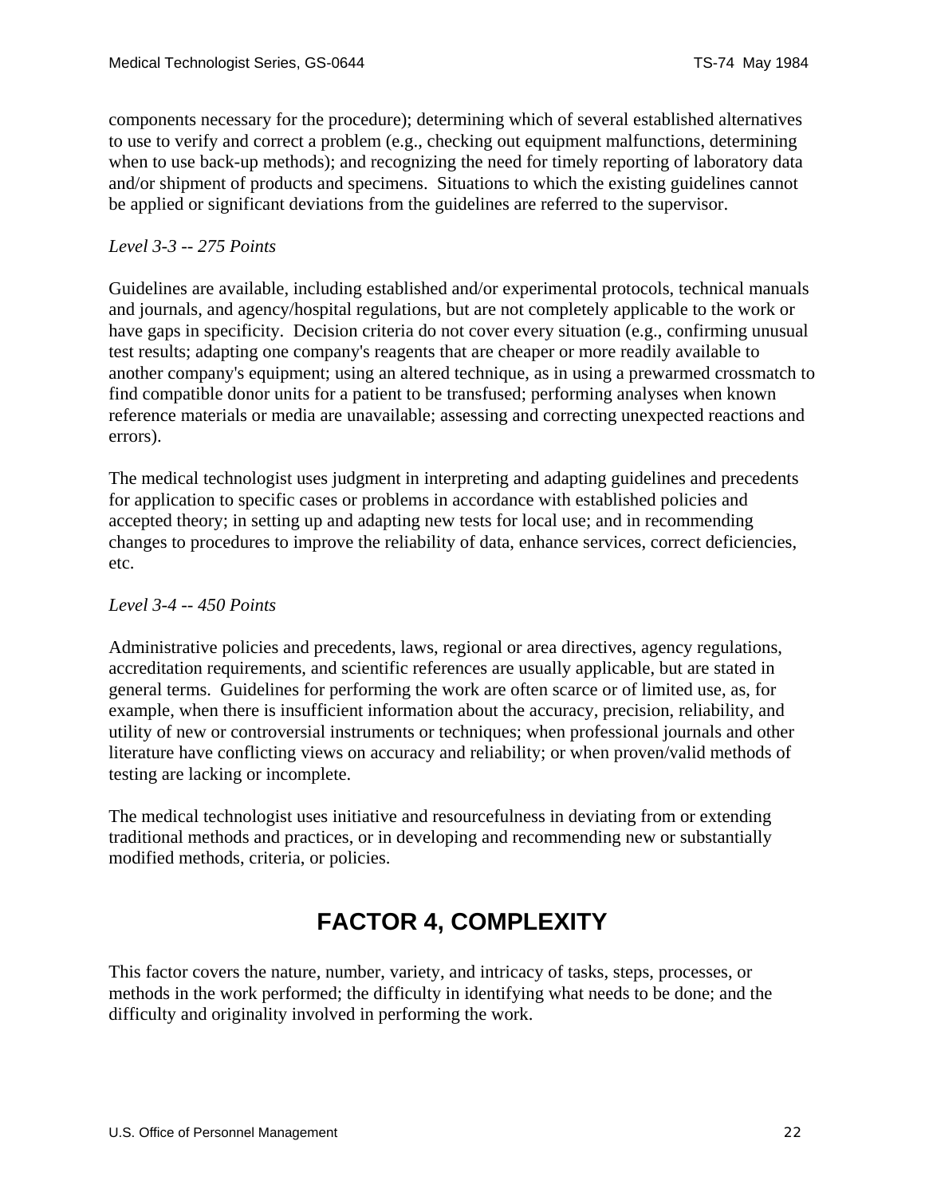components necessary for the procedure); determining which of several established alternatives to use to verify and correct a problem (e.g., checking out equipment malfunctions, determining when to use back-up methods); and recognizing the need for timely reporting of laboratory data and/or shipment of products and specimens. Situations to which the existing guidelines cannot be applied or significant deviations from the guidelines are referred to the supervisor.

*Level 3-3 -- 275 Points*

Guidelines are available, including established and/or experimental protocols, technical manuals and journals, and agency/hospital regulations, but are not completely applicable to the work or have gaps in specificity. Decision criteria do not cover every situation (e.g., confirming unusual test results; adapting one company's reagents that are cheaper or more readily available to another company's equipment; using an altered technique, as in using a prewarmed crossmatch to find compatible donor units for a patient to be transfused; performing analyses when known reference materials or media are unavailable; assessing and correcting unexpected reactions and errors).

The medical technologist uses judgment in interpreting and adapting guidelines and precedents for application to specific cases or problems in accordance with established policies and accepted theory; in setting up and adapting new tests for local use; and in recommending changes to procedures to improve the reliability of data, enhance services, correct deficiencies, etc.

*Level 3-4 -- 450 Points*

Administrative policies and precedents, laws, regional or area directives, agency regulations, accreditation requirements, and scientific references are usually applicable, but are stated in general terms. Guidelines for performing the work are often scarce or of limited use, as, for example, when there is insufficient information about the accuracy, precision, reliability, and utility of new or controversial instruments or techniques; when professional journals and other literature have conflicting views on accuracy and reliability; or when proven/valid methods of testing are lacking or incomplete.

The medical technologist uses initiative and resourcefulness in deviating from or extending traditional methods and practices, or in developing and recommending new or substantially modified methods, criteria, or policies.

## FACTOR 4, COMPLEXITY

This factor covers the nature, number, variety, and intricacy of tasks, steps, processes, or methods in the work performed; the difficulty in identifying what needs to be done; and the difficulty and originality involved in performing the work.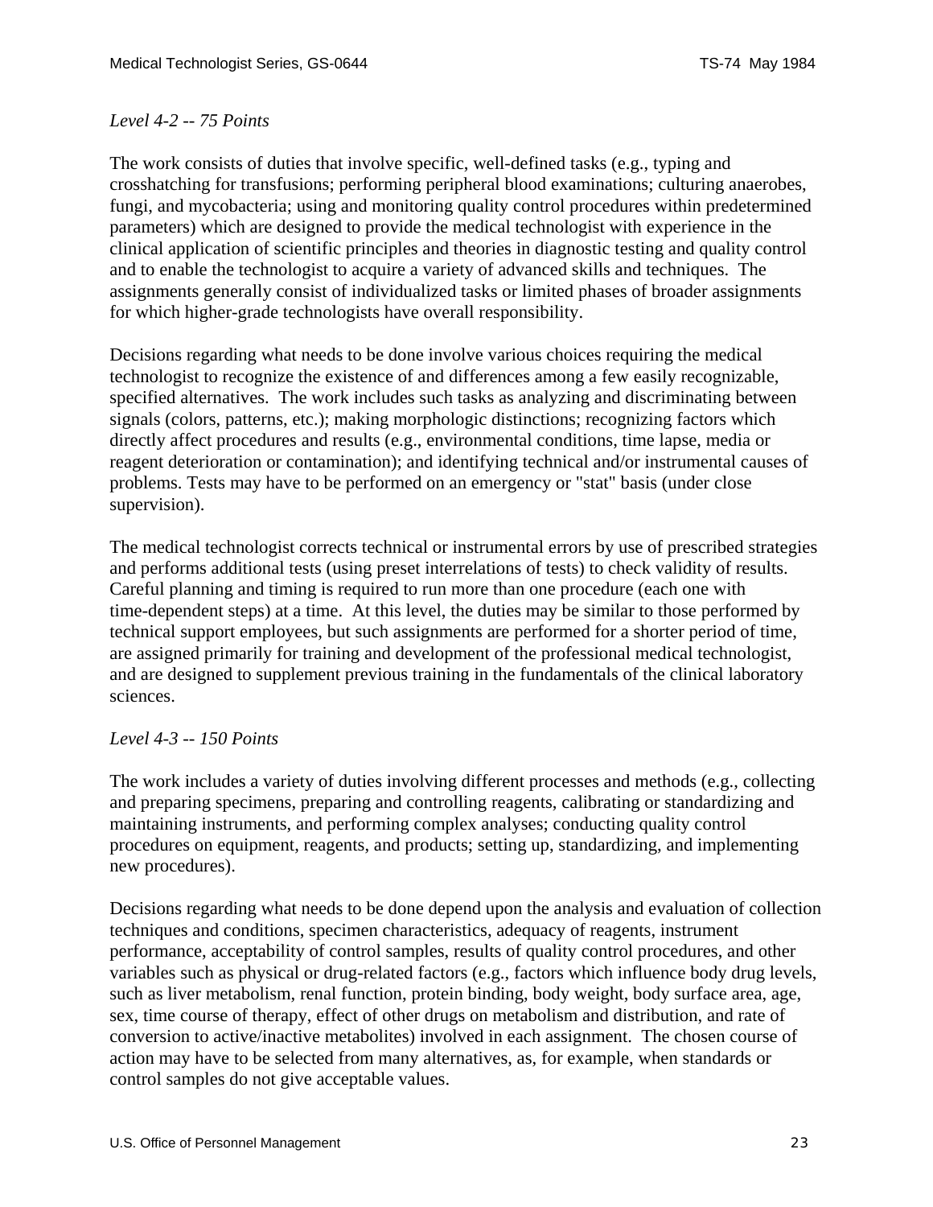*Level 4-2 -- 75 Points*

The work consists of duties that involve specific, well-defined tasks (e.g., typing and crosshatching for transfusions; performing peripheral blood examinations; culturing anaerobes, fungi, and mycobacteria; using and monitoring quality control procedures within predetermined parameters) which are designed to provide the medical technologist with experience in the clinical application of scientific principles and theories in diagnostic testing and quality control and to enable the technologist to acquire a variety of advanced skills and techniques. The assignments generally consist of individualized tasks or limited phases of broader assignments for which higher-grade technologists have overall responsibility.

Decisions regarding what needs to be done involve various choices requiring the medical technologist to recognize the existence of and differences among a few easily recognizable, specified alternatives. The work includes such tasks as analyzing and discriminating between signals (colors, patterns, etc.); making morphologic distinctions; recognizing factors which directly affect procedures and results (e.g., environmental conditions, time lapse, media or reagent deterioration or contamination); and identifying technical and/or instrumental causes of problems. Tests may have to be performed on an emergency or "stat" basis (under close supervision).

The medical technologist corrects technical or instrumental errors by use of prescribed strategies and performs additional tests (using preset interrelations of tests) to check validity of results. Careful planning and timing is required to run more than one procedure (each one with time-dependent steps) at a time. At this level, the duties may be similar to those performed by technical support employees, but such assignments are performed for a shorter period of time, are assigned primarily for training and development of the professional medical technologist, and are designed to supplement previous training in the fundamentals of the clinical laboratory sciences.

*Level 4-3 -- 150 Points*

The work includes a variety of duties involving different processes and methods (e.g., collecting and preparing specimens, preparing and controlling reagents, calibrating or standardizing and maintaining instruments, and performing complex analyses; conducting quality control procedures on equipment, reagents, and products; setting up, standardizing, and implementing new procedures).

Decisions regarding what needs to be done depend upon the analysis and evaluation of collection techniques and conditions, specimen characteristics, adequacy of reagents, instrument performance, acceptability of control samples, results of quality control procedures, and other variables such as physical or drug-related factors (e.g., factors which influence body drug levels, such as liver metabolism, renal function, protein binding, body weight, body surface area, age, sex, time course of therapy, effect of other drugs on metabolism and distribution, and rate of conversion to active/inactive metabolites) involved in each assignment. The chosen course of action may have to be selected from many alternatives, as, for example, when standards or control samples do not give acceptable values.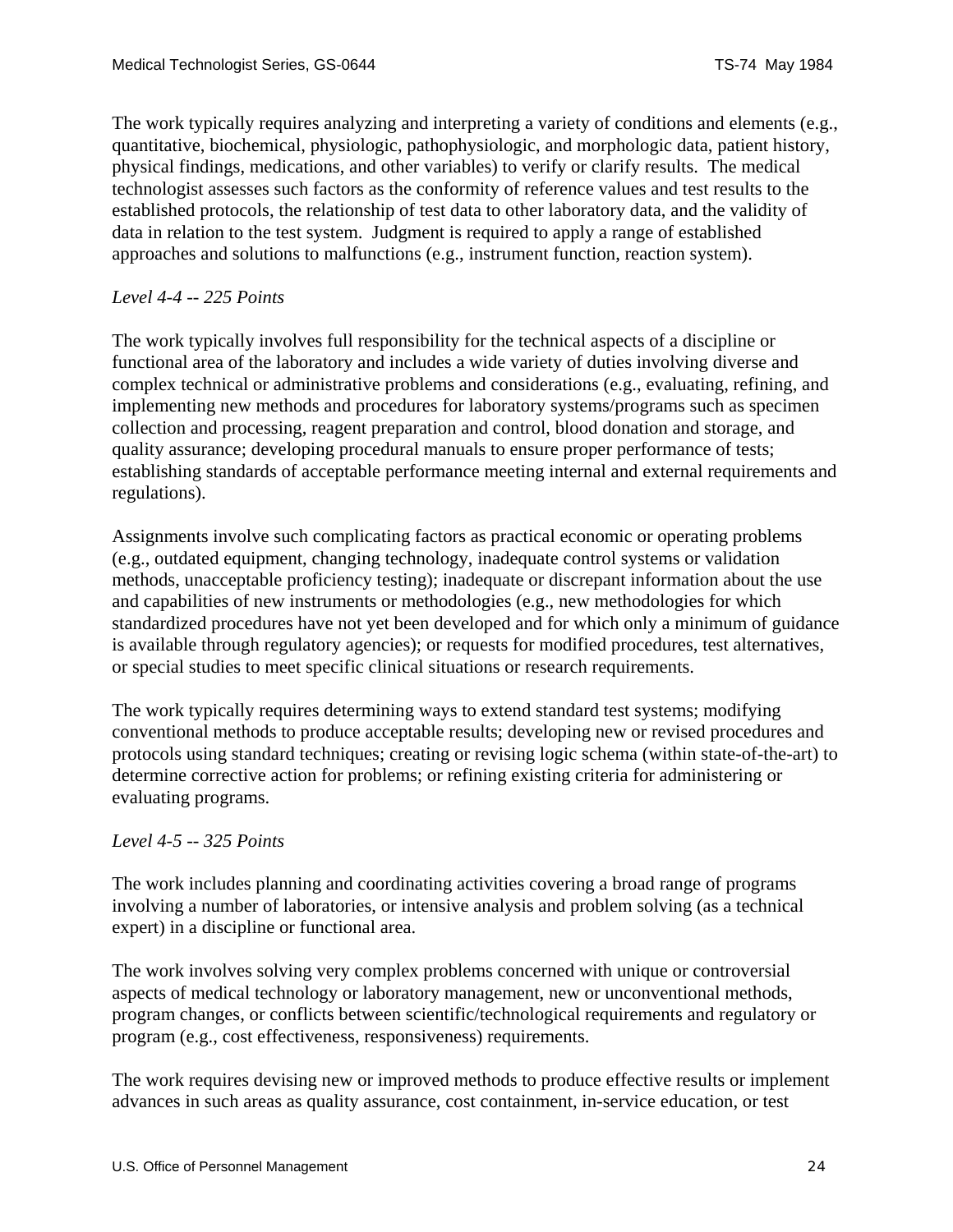The work typically requires analyzing and interpreting a variety of conditions and elements (e.g., quantitative, biochemical, physiologic, pathophysiologic, and morphologic data, patient history, physical findings, medications, and other variables) to verify or clarify results. The medical technologist assesses such factors as the conformity of reference values and test results to the established protocols, the relationship of test data to other laboratory data, and the validity of data in relation to the test system. Judgment is required to apply a range of established approaches and solutions to malfunctions (e.g., instrument function, reaction system).

*Level 4-4 -- 225 Points*

The work typically involves full responsibility for the technical aspects of a discipline or functional area of the laboratory and includes a wide variety of duties involving diverse and complex technical or administrative problems and considerations (e.g., evaluating, refining, and implementing new methods and procedures for laboratory systems/programs such as specimen collection and processing, reagent preparation and control, blood donation and storage, and quality assurance; developing procedural manuals to ensure proper performance of tests; establishing standards of acceptable performance meeting internal and external requirements and regulations).

Assignments involve such complicating factors as practical economic or operating problems (e.g., outdated equipment, changing technology, inadequate control systems or validation methods, unacceptable proficiency testing); inadequate or discrepant information about the use and capabilities of new instruments or methodologies (e.g., new methodologies for which standardized procedures have not yet been developed and for which only a minimum of guidance is available through regulatory agencies); or requests for modified procedures, test alternatives, or special studies to meet specific clinical situations or research requirements.

The work typically requires determining ways to extend standard test systems; modifying conventional methods to produce acceptable results; developing new or revised procedures and protocols using standard techniques; creating or revising logic schema (within state-of-the-art) to determine corrective action for problems; or refining existing criteria for administering or evaluating programs.

*Level 4-5 -- 325 Points*

The work includes planning and coordinating activities covering a broad range of programs involving a number of laboratories, or intensive analysis and problem solving (as a technical expert) in a discipline or functional area.

The work involves solving very complex problems concerned with unique or controversial aspects of medical technology or laboratory management, new or unconventional methods, program changes, or conflicts between scientific/technological requirements and regulatory or program (e.g., cost effectiveness, responsiveness) requirements.

The work requires devising new or improved methods to produce effective results or implement advances in such areas as quality assurance, cost containment, in-service education, or test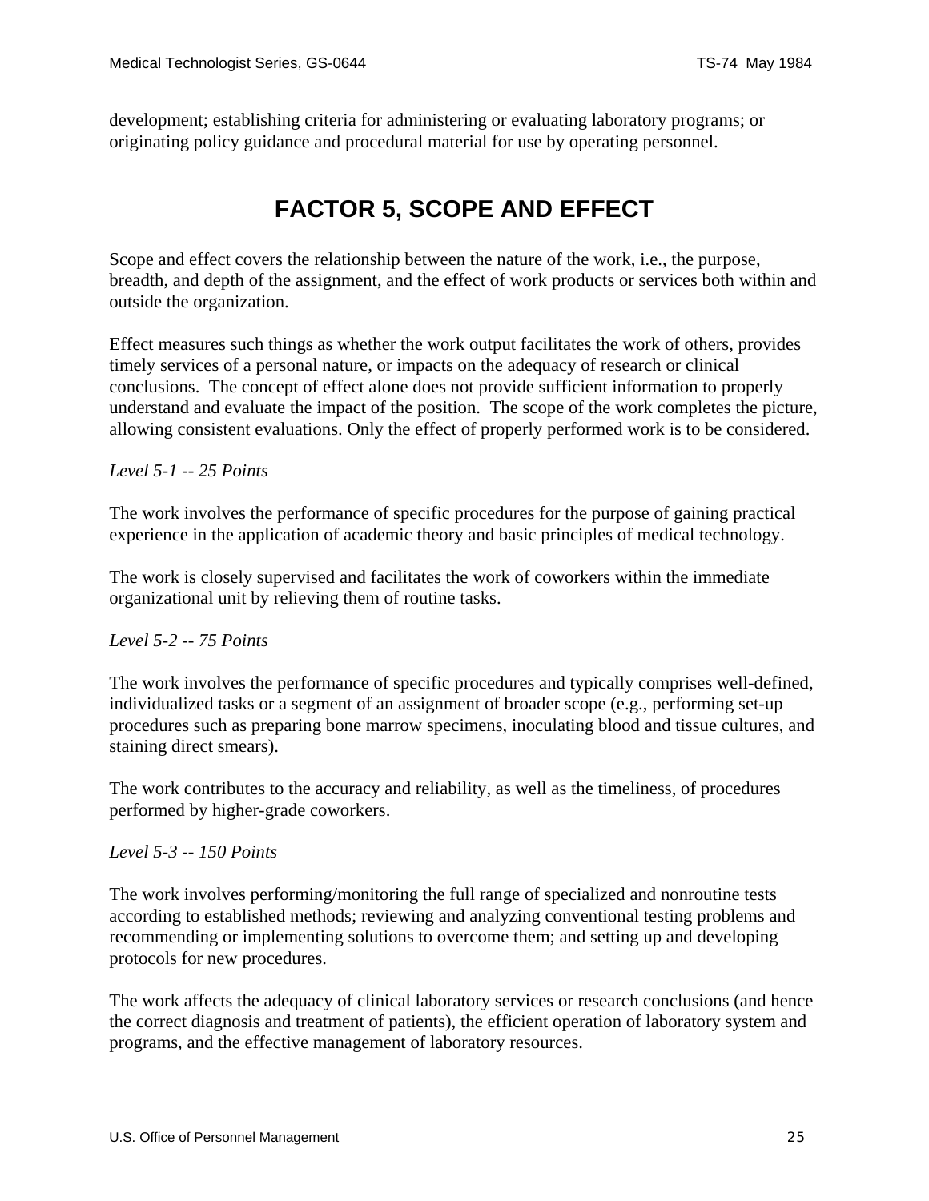development; establishing criteria for administering or evaluating laboratory programs; or originating policy guidance and procedural material for use by operating personnel.

## FACTOR 5, SCOPE AND EFFECT

Scope and effect covers the relationship between the nature of the work, i.e., the purpose, breadth, and depth of the assignment, and the effect of work products or services both within and outside the organization.

Effect measures such things as whether the work output facilitates the work of others, provides timely services of a personal nature, or impacts on the adequacy of research or clinical conclusions. The concept of effect alone does not provide sufficient information to properly understand and evaluate the impact of the position. The scope of the work completes the picture, allowing consistent evaluations. Only the effect of properly performed work is to be considered.

*Level 5-1 -- 25 Points*

The work involves the performance of specific procedures for the purpose of gaining practical experience in the application of academic theory and basic principles of medical technology.

The work is closely supervised and facilitates the work of coworkers within the immediate organizational unit by relieving them of routine tasks.

*Level 5-2 -- 75 Points*

The work involves the performance of specific procedures and typically comprises well-defined, individualized tasks or a segment of an assignment of broader scope (e.g., performing set-up procedures such as preparing bone marrow specimens, inoculating blood and tissue cultures, and staining direct smears).

The work contributes to the accuracy and reliability, as well as the timeliness, of procedures performed by higher-grade coworkers.

*Level 5-3 -- 150 Points*

The work involves performing/monitoring the full range of specialized and nonroutine tests according to established methods; reviewing and analyzing conventional testing problems and recommending or implementing solutions to overcome them; and setting up and developing protocols for new procedures.

The work affects the adequacy of clinical laboratory services or research conclusions (and hence the correct diagnosis and treatment of patients), the efficient operation of laboratory system and programs, and the effective management of laboratory resources.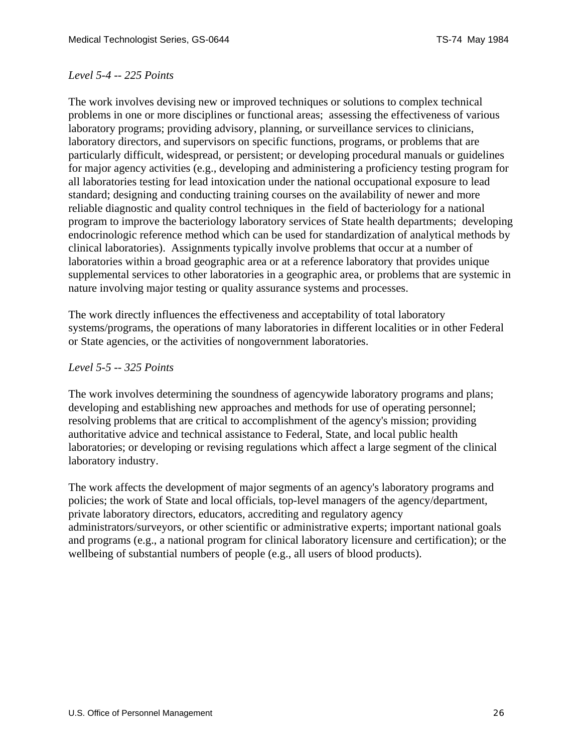*Level 5-4 -- 225 Points*

The work involves devising new or improved techniques or solutions to complex technical problems in one or more disciplines or functional areas; assessing the effectiveness of various laboratory programs; providing advisory, planning, or surveillance services to clinicians, laboratory directors, and supervisors on specific functions, programs, or problems that are particularly difficult, widespread, or persistent; or developing procedural manuals or guidelines for major agency activities (e.g., developing and administering a proficiency testing program for all laboratories testing for lead intoxication under the national occupational exposure to lead standard; designing and conducting training courses on the availability of newer and more reliable diagnostic and quality control techniques in the field of bacteriology for a national program to improve the bacteriology laboratory services of State health departments; developing endocrinologic reference method which can be used for standardization of analytical methods by clinical laboratories). Assignments typically involve problems that occur at a number of laboratories within a broad geographic area or at a reference laboratory that provides unique supplemental services to other laboratories in a geographic area, or problems that are systemic in nature involving major testing or quality assurance systems and processes.

The work directly influences the effectiveness and acceptability of total laboratory systems/programs, the operations of many laboratories in different localities or in other Federal or State agencies, or the activities of nongovernment laboratories.

*Level 5-5 -- 325 Points*

The work involves determining the soundness of agencywide laboratory programs and plans; developing and establishing new approaches and methods for use of operating personnel; resolving problems that are critical to accomplishment of the agency's mission; providing authoritative advice and technical assistance to Federal, State, and local public health laboratories; or developing or revising regulations which affect a large segment of the clinical laboratory industry.

The work affects the development of major segments of an agency's laboratory programs and policies; the work of State and local officials, top-level managers of the agency/department, private laboratory directors, educators, accrediting and regulatory agency administrators/surveyors, or other scientific or administrative experts; important national goals and programs (e.g., a national program for clinical laboratory licensure and certification); or the wellbeing of substantial numbers of people (e.g., all users of blood products).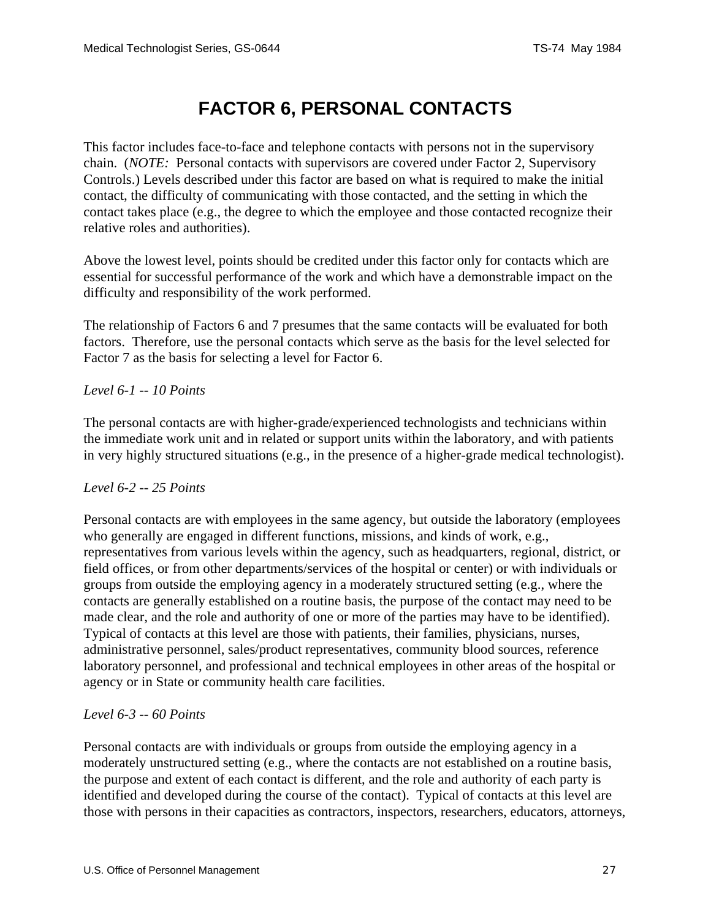# FACTOR 6, PERSONAL CONTACTS

This factor includes face-to-face and telephone contacts with persons not in the supervisory chain. (*NOTE:* Personal contacts with supervisors are covered under Factor 2, Supervisory Controls.) Levels described under this factor are based on what is required to make the initial contact, the difficulty of communicating with those contacted, and the setting in which the contact takes place (e.g., the degree to which the employee and those contacted recognize their relative roles and authorities).

Above the lowest level, points should be credited under this factor only for contacts which are essential for successful performance of the work and which have a demonstrable impact on the difficulty and responsibility of the work performed.

The relationship of Factors 6 and 7 presumes that the same contacts will be evaluated for both factors. Therefore, use the personal contacts which serve as the basis for the level selected for Factor 7 as the basis for selecting a level for Factor 6.

*Level 6-1 -- 10 Points*

The personal contacts are with higher-grade/experienced technologists and technicians within the immediate work unit and in related or support units within the laboratory, and with patients in very highly structured situations (e.g., in the presence of a higher-grade medical technologist).

*Level 6-2 -- 25 Points*

Personal contacts are with employees in the same agency, but outside the laboratory (employees who generally are engaged in different functions, missions, and kinds of work, e.g., representatives from various levels within the agency, such as headquarters, regional, district, or field offices, or from other departments/services of the hospital or center) or with individuals or groups from outside the employing agency in a moderately structured setting (e.g., where the contacts are generally established on a routine basis, the purpose of the contact may need to be made clear, and the role and authority of one or more of the parties may have to be identified). Typical of contacts at this level are those with patients, their families, physicians, nurses, administrative personnel, sales/product representatives, community blood sources, reference laboratory personnel, and professional and technical employees in other areas of the hospital or agency or in State or community health care facilities.

*Level 6-3 -- 60 Points*

Personal contacts are with individuals or groups from outside the employing agency in a moderately unstructured setting (e.g., where the contacts are not established on a routine basis, the purpose and extent of each contact is different, and the role and authority of each party is identified and developed during the course of the contact). Typical of contacts at this level are those with persons in their capacities as contractors, inspectors, researchers, educators, attorneys,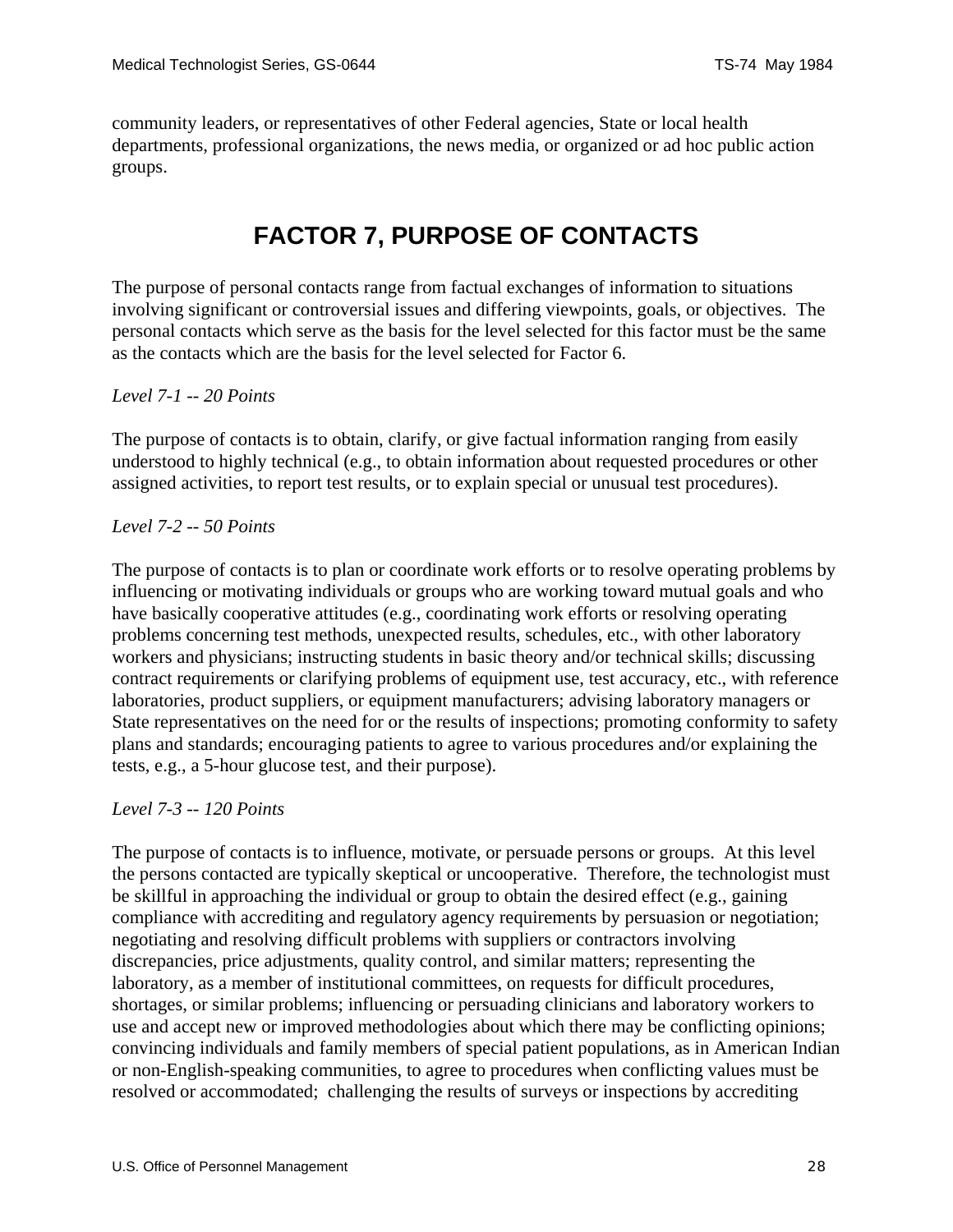community leaders, or representatives of other Federal agencies, State or local health departments, professional organizations, the news media, or organized or ad hoc public action groups.

# FACTOR 7, PURPOSE OF CONTACTS

The purpose of personal contacts range from factual exchanges of information to situations involving significant or controversial issues and differing viewpoints, goals, or objectives. The personal contacts which serve as the basis for the level selected for this factor must be the same as the contacts which are the basis for the level selected for Factor 6.

*Level 7-1 -- 20 Points*

The purpose of contacts is to obtain, clarify, or give factual information ranging from easily understood to highly technical (e.g., to obtain information about requested procedures or other assigned activities, to report test results, or to explain special or unusual test procedures).

*Level 7-2 -- 50 Points*

The purpose of contacts is to plan or coordinate work efforts or to resolve operating problems by influencing or motivating individuals or groups who are working toward mutual goals and who have basically cooperative attitudes (e.g., coordinating work efforts or resolving operating problems concerning test methods, unexpected results, schedules, etc., with other laboratory workers and physicians; instructing students in basic theory and/or technical skills; discussing contract requirements or clarifying problems of equipment use, test accuracy, etc., with reference laboratories, product suppliers, or equipment manufacturers; advising laboratory managers or State representatives on the need for or the results of inspections; promoting conformity to safety plans and standards; encouraging patients to agree to various procedures and/or explaining the tests, e.g., a 5-hour glucose test, and their purpose).

*Level 7-3 -- 120 Points*

The purpose of contacts is to influence, motivate, or persuade persons or groups. At this level the persons contacted are typically skeptical or uncooperative. Therefore, the technologist must be skillful in approaching the individual or group to obtain the desired effect (e.g., gaining compliance with accrediting and regulatory agency requirements by persuasion or negotiation; negotiating and resolving difficult problems with suppliers or contractors involving discrepancies, price adjustments, quality control, and similar matters; representing the laboratory, as a member of institutional committees, on requests for difficult procedures, shortages, or similar problems; influencing or persuading clinicians and laboratory workers to use and accept new or improved methodologies about which there may be conflicting opinions; convincing individuals and family members of special patient populations, as in American Indian or non-English-speaking communities, to agree to procedures when conflicting values must be resolved or accommodated; challenging the results of surveys or inspections by accrediting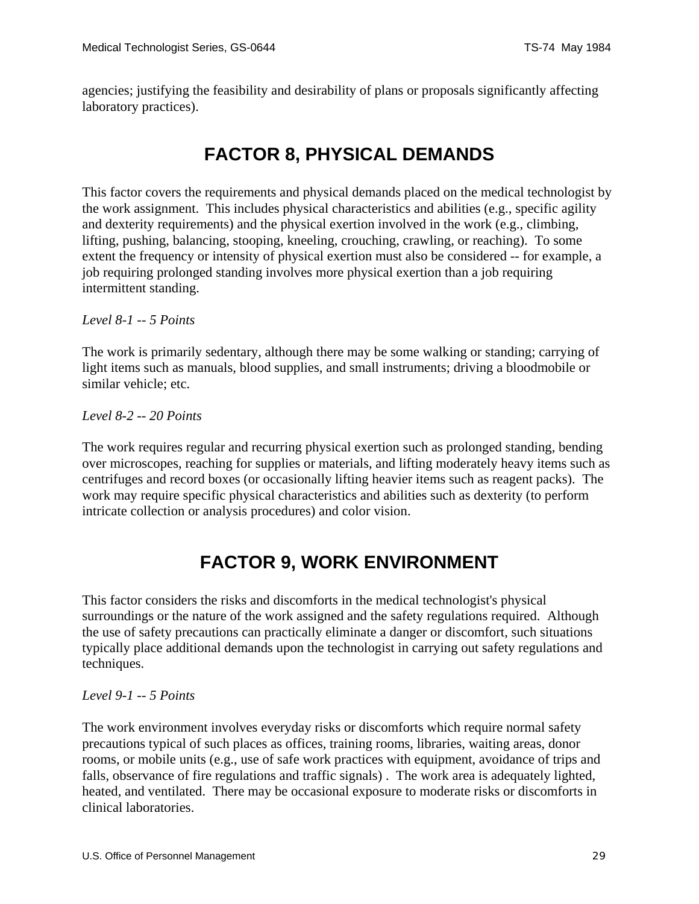agencies; justifying the feasibility and desirability of plans or proposals significantly affecting laboratory practices).

## FACTOR 8, PHYSICAL DEMANDS

This factor covers the requirements and physical demands placed on the medical technologist by the work assignment. This includes physical characteristics and abilities (e.g., specific agility and dexterity requirements) and the physical exertion involved in the work (e.g., climbing, lifting, pushing, balancing, stooping, kneeling, crouching, crawling, or reaching). To some extent the frequency or intensity of physical exertion must also be considered -- for example, a job requiring prolonged standing involves more physical exertion than a job requiring intermittent standing.

*Level 8-1 -- 5 Points*

The work is primarily sedentary, although there may be some walking or standing; carrying of light items such as manuals, blood supplies, and small instruments; driving a bloodmobile or similar vehicle; etc.

*Level 8-2 -- 20 Points*

The work requires regular and recurring physical exertion such as prolonged standing, bending over microscopes, reaching for supplies or materials, and lifting moderately heavy items such as centrifuges and record boxes (or occasionally lifting heavier items such as reagent packs). The work may require specific physical characteristics and abilities such as dexterity (to perform intricate collection or analysis procedures) and color vision.

## FACTOR 9, WORK ENVIRONMENT

This factor considers the risks and discomforts in the medical technologist's physical surroundings or the nature of the work assigned and the safety regulations required. Although the use of safety precautions can practically eliminate a danger or discomfort, such situations typically place additional demands upon the technologist in carrying out safety regulations and techniques.

*Level 9-1 -- 5 Points*

The work environment involves everyday risks or discomforts which require normal safety precautions typical of such places as offices, training rooms, libraries, waiting areas, donor rooms, or mobile units (e.g., use of safe work practices with equipment, avoidance of trips and falls, observance of fire regulations and traffic signals) . The work area is adequately lighted, heated, and ventilated. There may be occasional exposure to moderate risks or discomforts in clinical laboratories.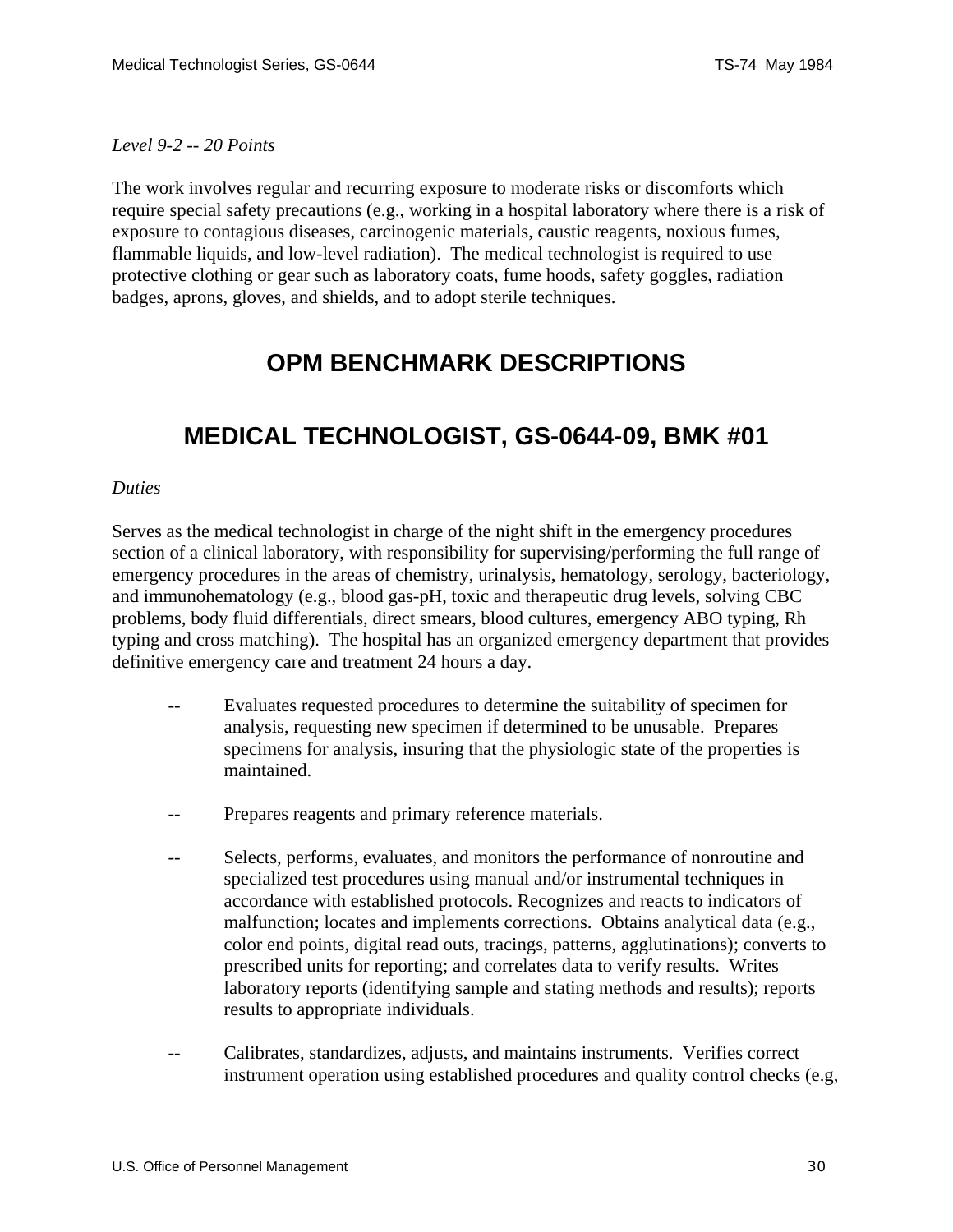*Level 9-2 -- 20 Points*

The work involves regular and recurring exposure to moderate risks or discomforts which require special safety precautions (e.g., working in a hospital laboratory where there is a risk of exposure to contagious diseases, carcinogenic materials, caustic reagents, noxious fumes, flammable liquids, and low-level radiation). The medical technologist is required to use protective clothing or gear such as laboratory coats, fume hoods, safety goggles, radiation badges, aprons, gloves, and shields, and to adopt sterile techniques.

# OPM BENCHMARK DESCRIPTIONS

# MEDICAL TECHNOLOGIST, GS-0644-09, BMK #01

*Duties*

Serves as the medical technologist in charge of the night shift in the emergency procedures section of a clinical laboratory, with responsibility for supervising/performing the full range of emergency procedures in the areas of chemistry, urinalysis, hematology, serology, bacteriology, and immunohematology (e.g., blood gas-pH, toxic and therapeutic drug levels, solving CBC problems, body fluid differentials, direct smears, blood cultures, emergency ABO typing, Rh typing and cross matching). The hospital has an organized emergency department that provides definitive emergency care and treatment 24 hours a day.

-- Evaluates requested procedures to determine the suitability of specimen for analysis, requesting new specimen if determined to be unusable. Prepares specimens for analysis, insuring that the physiologic state of the properties is maintained.

-- Prepares reagents and primary reference materials.

-- Selects, performs, evaluates, and monitors the performance of nonroutine and specialized test procedures using manual and/or instrumental techniques in accordance with established protocols. Recognizes and reacts to indicators of malfunction; locates and implements corrections. Obtains analytical data (e.g., color end points, digital read outs, tracings, patterns, agglutinations); converts to prescribed units for reporting; and correlates data to verify results. Writes laboratory reports (identifying sample and stating methods and results); reports results to appropriate individuals.

-- Calibrates, standardizes, adjusts, and maintains instruments. Verifies correct instrument operation using established procedures and quality control checks (e.g,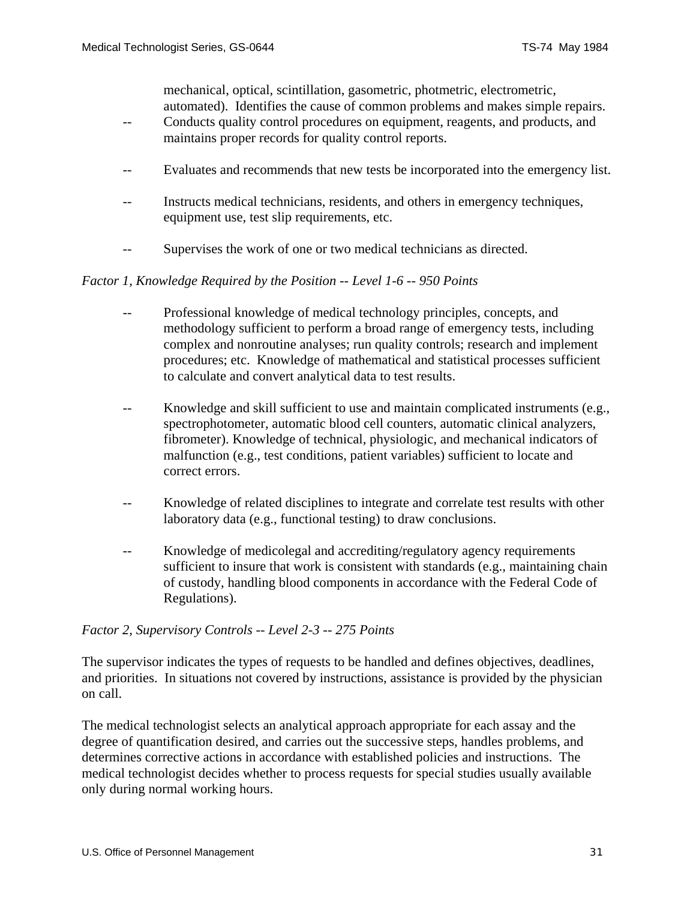mechanical, optical, scintillation, gasometric, photometric, electrometric, automated). Identifies the cause of common problems and makes simple repairs.

-- Conducts quality control procedures on equipment, reagents, and products, and maintains proper records for quality control reports.

-- Evaluates and recommends that new tests be incorporated into the emergency list.

-- Instructs medical technicians, residents, and others in emergency techniques, equipment use, test slip requirements, etc.

-- Supervises the work of one or two medical technicians as directed.

*Factor 1, Knowledge Required by the Position -- Level 1-6 -- 950 Points*

-- Professional knowledge of medical technology principles, concepts, and methodology sufficient to perform a broad range of emergency tests, including complex and nonroutine analyses; run quality controls; research and implement procedures; etc. Knowledge of mathematical and statistical processes sufficient to calculate and convert analytical data to test results.

-- Knowledge and skill sufficient to use and maintain complicated instruments (e.g., spectrophotometer, automatic blood cell counters, automatic clinical analyzers, fibrometer). Knowledge of technical, physiologic, and mechanical indicators of malfunction (e.g., test conditions, patient variables) sufficient to locate and correct errors.

-- Knowledge of related disciplines to integrate and correlate test results with other laboratory data (e.g., functional testing) to draw conclusions.

-- Knowledge of medicolegal and accrediting/regulatory agency requirements sufficient to insure that work is consistent with standards (e.g., maintaining chain of custody, handling blood components in accordance with the Federal Code of Regulations).

*Factor 2, Supervisory Controls -- Level 2-3 -- 275 Points*

The supervisor indicates the types of requests to be handled and defines objectives, deadlines, and priorities. In situations not covered by instructions, assistance is provided by the physician on call.

The medical technologist selects an analytical approach appropriate for each assay and the degree of quantification desired, and carries out the successive steps, handles problems, and determines corrective actions in accordance with established policies and instructions. The medical technologist decides whether to process requests for special studies usually available only during normal working hours.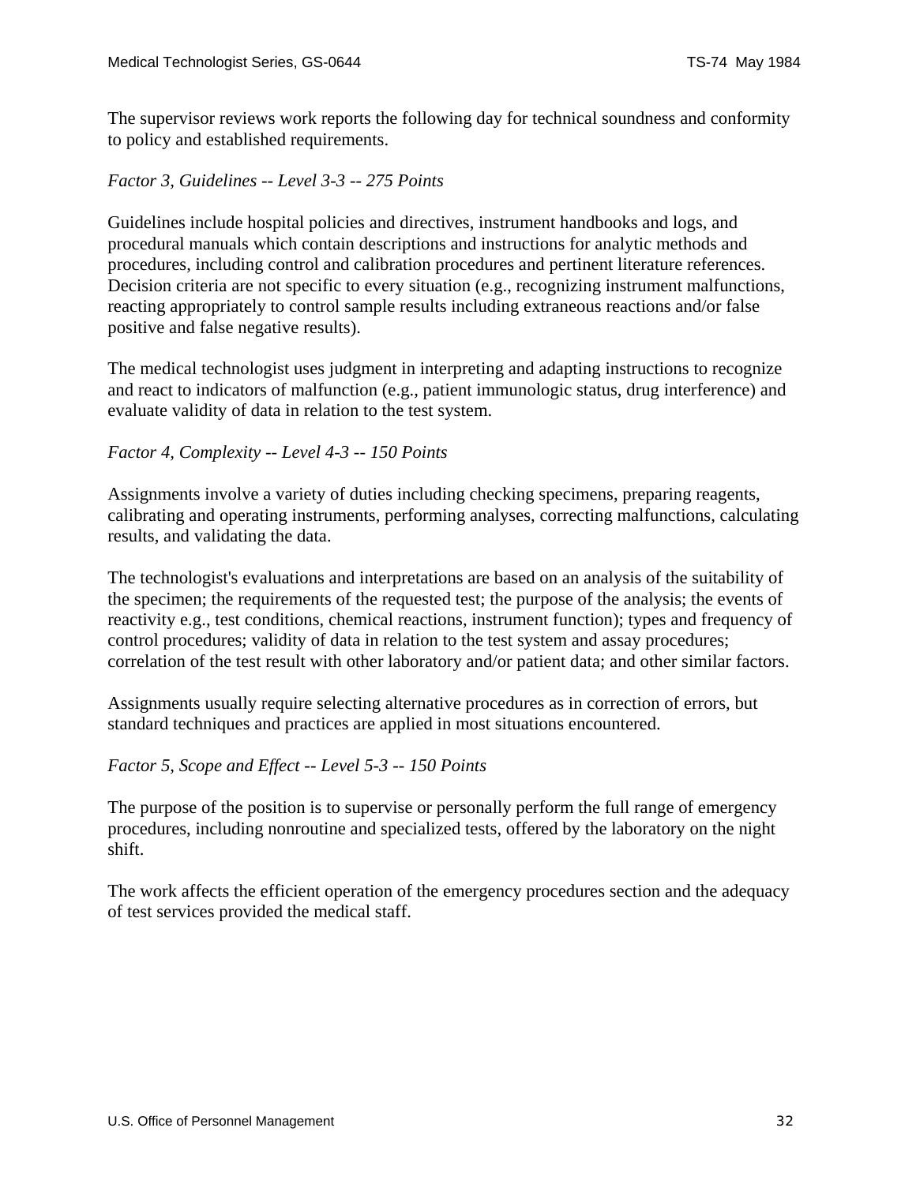The supervisor reviews work reports the following day for technical soundness and conformity to policy and established requirements.

*Factor 3, Guidelines -- Level 3-3 -- 275 Points*

Guidelines include hospital policies and directives, instrument handbooks and logs, and procedural manuals which contain descriptions and instructions for analytic methods and procedures, including control and calibration procedures and pertinent literature references. Decision criteria are not specific to every situation (e.g., recognizing instrument malfunctions, reacting appropriately to control sample results including extraneous reactions and/or false positive and false negative results).

The medical technologist uses judgment in interpreting and adapting instructions to recognize and react to indicators of malfunction (e.g., patient immunologic status, drug interference) and evaluate validity of data in relation to the test system.

*Factor 4, Complexity -- Level 4-3 -- 150 Points*

Assignments involve a variety of duties including checking specimens, preparing reagents, calibrating and operating instruments, performing analyses, correcting malfunctions, calculating results, and validating the data.

The technologist's evaluations and interpretations are based on an analysis of the suitability of the specimen; the requirements of the requested test; the purpose of the analysis; the events of reactivity e.g., test conditions, chemical reactions, instrument function); types and frequency of control procedures; validity of data in relation to the test system and assay procedures; correlation of the test result with other laboratory and/or patient data; and other similar factors.

Assignments usually require selecting alternative procedures as in correction of errors, but standard techniques and practices are applied in most situations encountered.

*Factor 5, Scope and Effect -- Level 5-3 -- 150 Points*

The purpose of the position is to supervise or personally perform the full range of emergency procedures, including nonroutine and specialized tests, offered by the laboratory on the night shift.

The work affects the efficient operation of the emergency procedures section and the adequacy of test services provided the medical staff.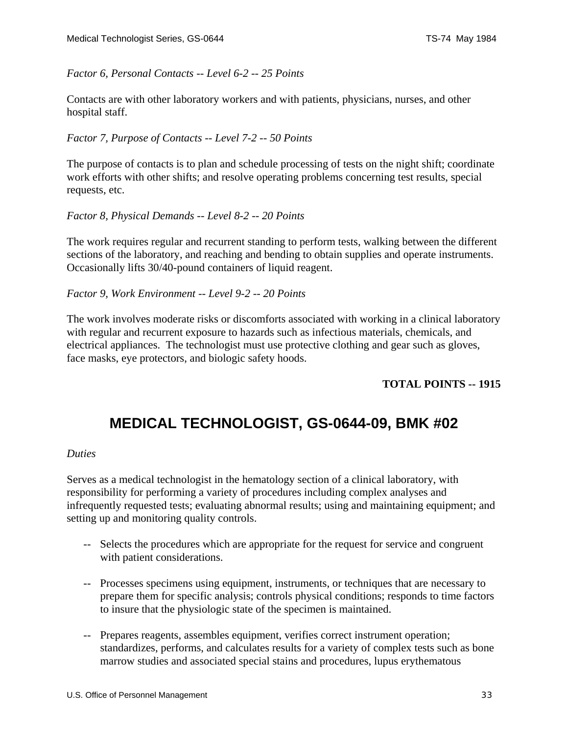*Factor 6, Personal Contacts -- Level 6-2 -- 25 Points*

Contacts are with other laboratory workers and with patients, physicians, nurses, and other hospital staff.

*Factor 7, Purpose of Contacts -- Level 7-2 -- 50 Points*

The purpose of contacts is to plan and schedule processing of tests on the night shift; coordinate work efforts with other shifts; and resolve operating problems concerning test results, special requests, etc.

*Factor 8, Physical Demands -- Level 8-2 -- 20 Points*

The work requires regular and recurrent standing to perform tests, walking between the different sections of the laboratory, and reaching and bending to obtain supplies and operate instruments. Occasionally lifts 30/40-pound containers of liquid reagent.

*Factor 9, Work Environment -- Level 9-2 -- 20 Points*

The work involves moderate risks or discomforts associated with working in a clinical laboratory with regular and recurrent exposure to hazards such as infectious materials, chemicals, and electrical appliances. The technologist must use protective clothing and gear such as gloves, face masks, eye protectors, and biologic safety hoods.

**TOTAL POINTS -- 1915**

# MEDICAL TECHNOLOGIST, GS-0644-09, BMK #02

*Duties*

Serves as a medical technologist in the hematology section of a clinical laboratory, with responsibility for performing a variety of procedures including complex analyses and infrequently requested tests; evaluating abnormal results; using and maintaining equipment; and setting up and monitoring quality controls.

-- Selects the procedures which are appropriate for the request for service and congruent with patient considerations.

-- Processes specimens using equipment, instruments, or techniques that are necessary to prepare them for specific analysis; controls physical conditions; responds to time factors to insure that the physiologic state of the specimen is maintained.

-- Prepares reagents, assembles equipment, verifies correct instrument operation; standardizes, performs, and calculates results for a variety of complex tests such as bone marrow studies and associated special stains and procedures, lupus erythematous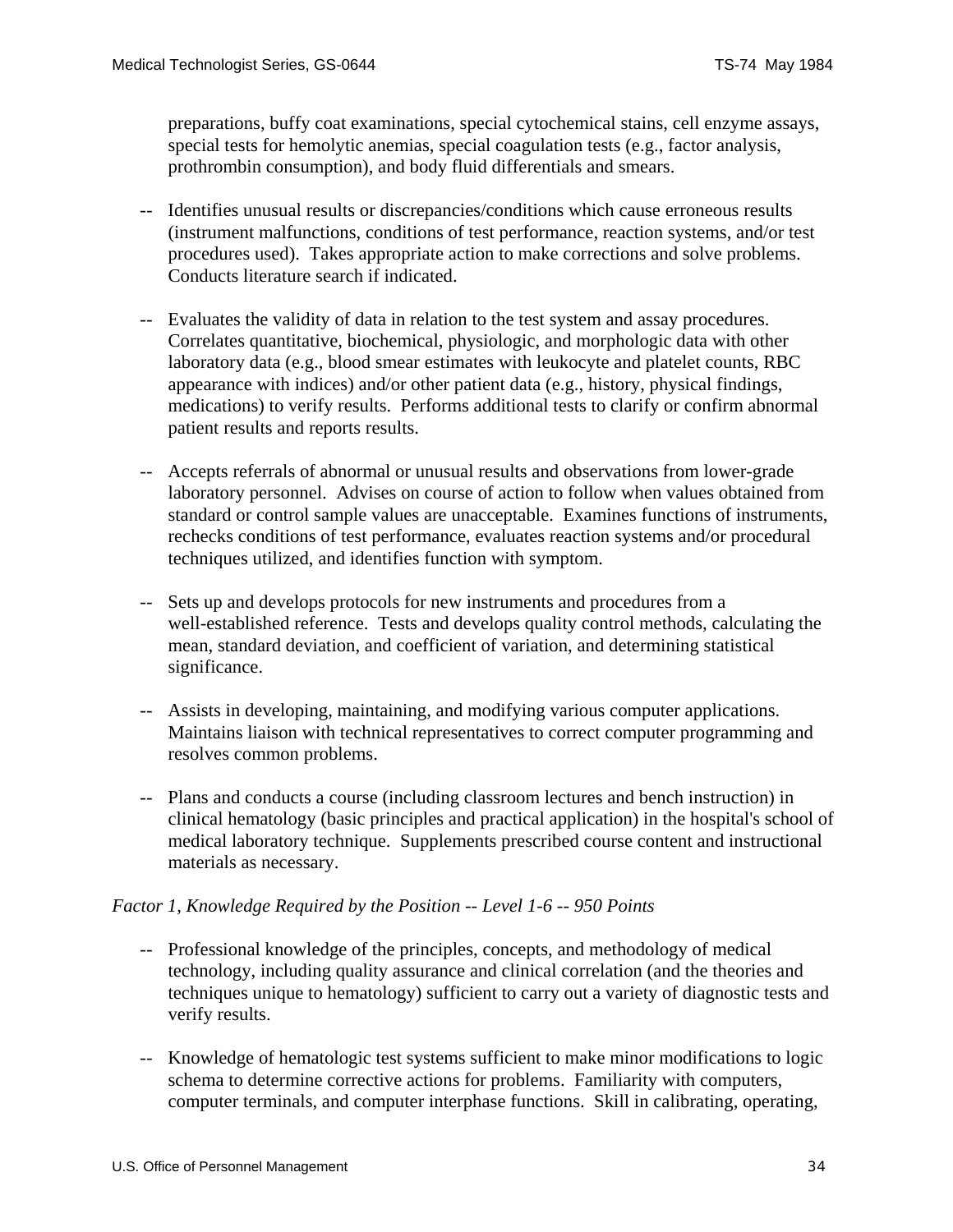preparations, buffy coat examinations, special cytochemical stains, cell enzyme assays, special tests for hemolytic anemias, special coagulation tests (e.g., factor analysis, prothrombin consumption), and body fluid differentials and smears.

-- Identifies unusual results or discrepancies/conditions which cause erroneous results (instrument malfunctions, conditions of test performance, reaction systems, and/or test procedures used). Takes appropriate action to make corrections and solve problems. Conducts literature search if indicated.

-- Evaluates the validity of data in relation to the test system and assay procedures. Correlates quantitative, biochemical, physiologic, and morphologic data with other laboratory data (e.g., blood smear estimates with leukocyte and platelet counts, RBC appearance with indices) and/or other patient data (e.g., history, physical findings, medications) to verify results. Performs additional tests to clarify or confirm abnormal patient results and reports results.

-- Accepts referrals of abnormal or unusual results and observations from lower-grade laboratory personnel. Advises on course of action to follow when values obtained from standard or control sample values are unacceptable. Examines functions of instruments, rechecks conditions of test performance, evaluates reaction systems and/or procedural techniques utilized, and identifies function with symptom.

-- Sets up and develops protocols for new instruments and procedures from a well-established reference. Tests and develops quality control methods, calculating the mean, standard deviation, and coefficient of variation, and determining statistical significance.

-- Assists in developing, maintaining, and modifying various computer applications. Maintains liaison with technical representatives to correct computer programming and resolves common problems.

-- Plans and conducts a course (including classroom lectures and bench instruction) in clinical hematology (basic principles and practical application) in the hospital's school of medical laboratory technique. Supplements prescribed course content and instructional materials as necessary.

*Factor 1, Knowledge Required by the Position -- Level 1-6 -- 950 Points*

-- Professional knowledge of the principles, concepts, and methodology of medical technology, including quality assurance and clinical correlation (and the theories and techniques unique to hematology) sufficient to carry out a variety of diagnostic tests and verify results.

-- Knowledge of hematologic test systems sufficient to make minor modifications to logic schema to determine corrective actions for problems. Familiarity with computers, computer terminals, and computer interphase functions. Skill in calibrating, operating,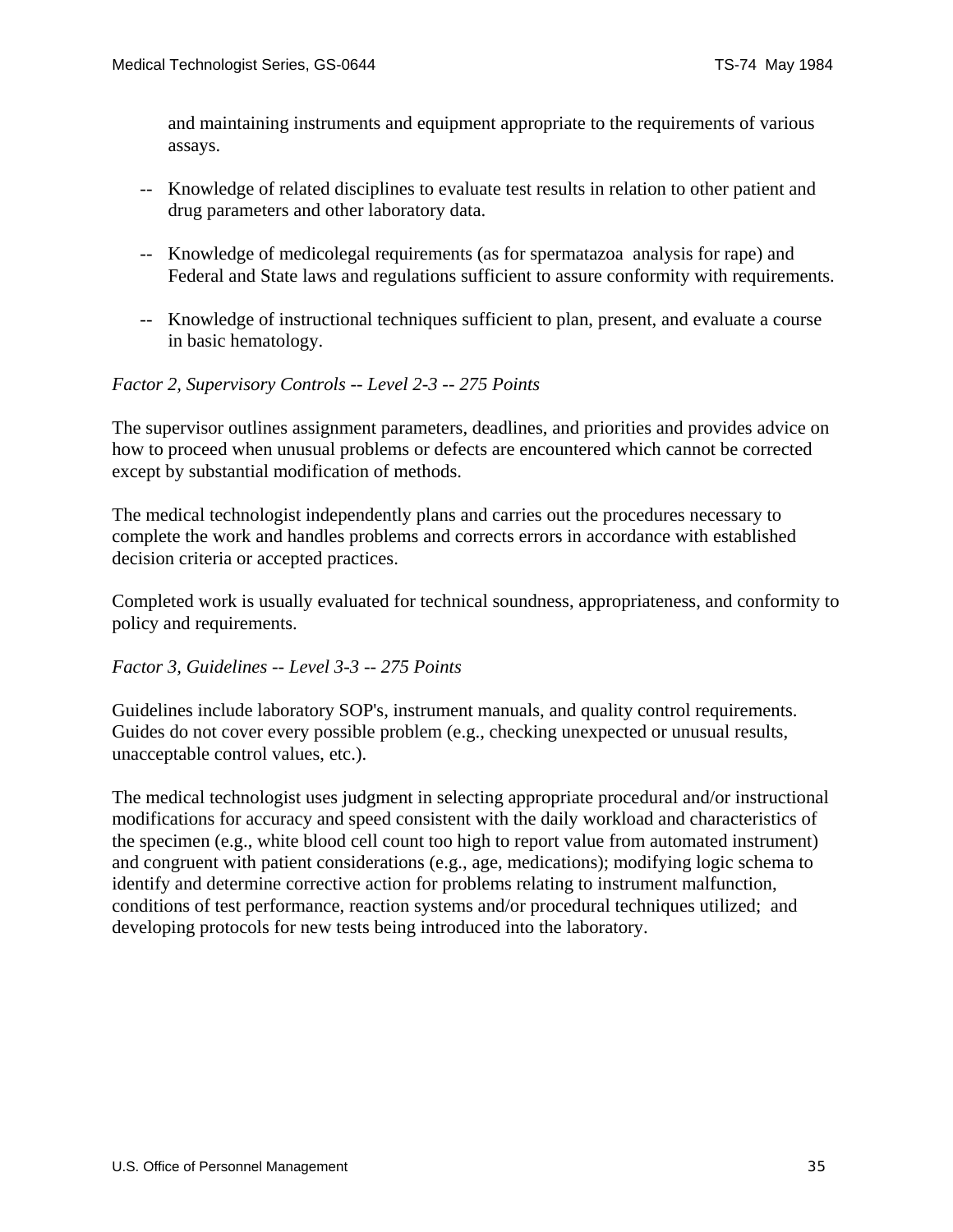and maintaining instruments and equipment appropriate to the requirements of various assays.

- Knowledge of related disciplines to evaluate test results in relation to other patient and drug parameters and other laboratory data.

- Knowledge of medicolegal requirements (as for spermatazoa analysis for rape) and Federal and State laws and regulations sufficient to assure conformity with requirements.

- Knowledge of instructional techniques sufficient to plan, present, and evaluate a course in basic hematology.

*Factor 2, Supervisory Controls -- Level 2-3 -- 275 Points*

The supervisor outlines assignment parameters, deadlines, and priorities and provides advice on how to proceed when unusual problems or defects are encountered which cannot be corrected except by substantial modification of methods.

The medical technologist independently plans and carries out the procedures necessary to complete the work and handles problems and corrects errors in accordance with established decision criteria or accepted practices.

Completed work is usually evaluated for technical soundness, appropriateness, and conformity to policy and requirements.

*Factor 3, Guidelines -- Level 3-3 -- 275 Points*

Guidelines include laboratory SOP's, instrument manuals, and quality control requirements. Guides do not cover every possible problem (e.g., checking unexpected or unusual results, unacceptable control values, etc.).

The medical technologist uses judgment in selecting appropriate procedural and/or instructional modifications for accuracy and speed consistent with the daily workload and characteristics of the specimen (e.g., white blood cell count too high to report value from automated instrument) and congruent with patient considerations (e.g., age, medications); modifying logic schema to identify and determine corrective action for problems relating to instrument malfunction, conditions of test performance, reaction systems and/or procedural techniques utilized; and developing protocols for new tests being introduced into the laboratory.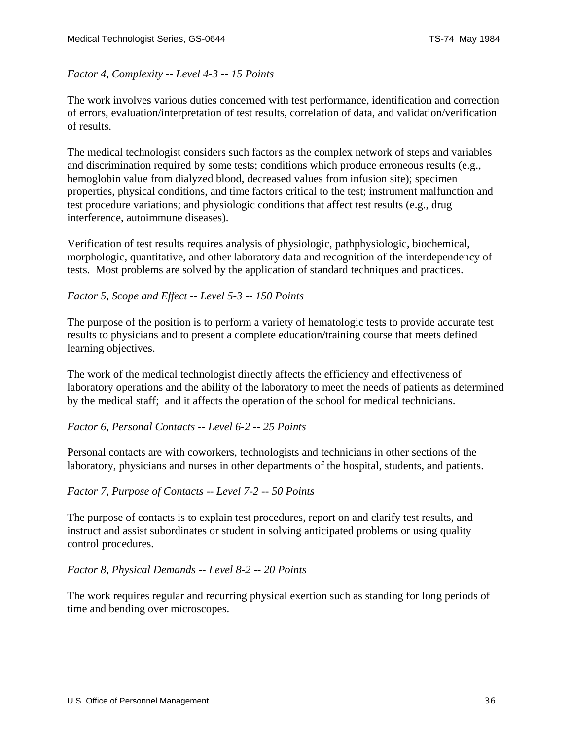*Factor 4, Complexity -- Level 4-3 -- 15 Points*

The work involves various duties concerned with test performance, identification and correction of errors, evaluation/interpretation of test results, correlation of data, and validation/verification of results.

The medical technologist considers such factors as the complex network of steps and variables and discrimination required by some tests; conditions which produce erroneous results (e.g., hemoglobin value from dialyzed blood, decreased values from infusion site); specimen properties, physical conditions, and time factors critical to the test; instrument malfunction and test procedure variations; and physiologic conditions that affect test results (e.g., drug interference, autoimmune diseases).

Verification of test results requires analysis of physiologic, pathphysiologic, biochemical, morphologic, quantitative, and other laboratory data and recognition of the interdependency of tests. Most problems are solved by the application of standard techniques and practices.

*Factor 5, Scope and Effect -- Level 5-3 -- 150 Points*

The purpose of the position is to perform a variety of hematologic tests to provide accurate test results to physicians and to present a complete education/training course that meets defined learning objectives.

The work of the medical technologist directly affects the efficiency and effectiveness of laboratory operations and the ability of the laboratory to meet the needs of patients as determined by the medical staff; and it affects the operation of the school for medical technicians.

*Factor 6, Personal Contacts -- Level 6-2 -- 25 Points*

Personal contacts are with coworkers, technologists and technicians in other sections of the laboratory, physicians and nurses in other departments of the hospital, students, and patients.

*Factor 7, Purpose of Contacts -- Level 7-2 -- 50 Points*

The purpose of contacts is to explain test procedures, report on and clarify test results, and instruct and assist subordinates or student in solving anticipated problems or using quality control procedures.

*Factor 8, Physical Demands -- Level 8-2 -- 20 Points*

The work requires regular and recurring physical exertion such as standing for long periods of time and bending over microscopes.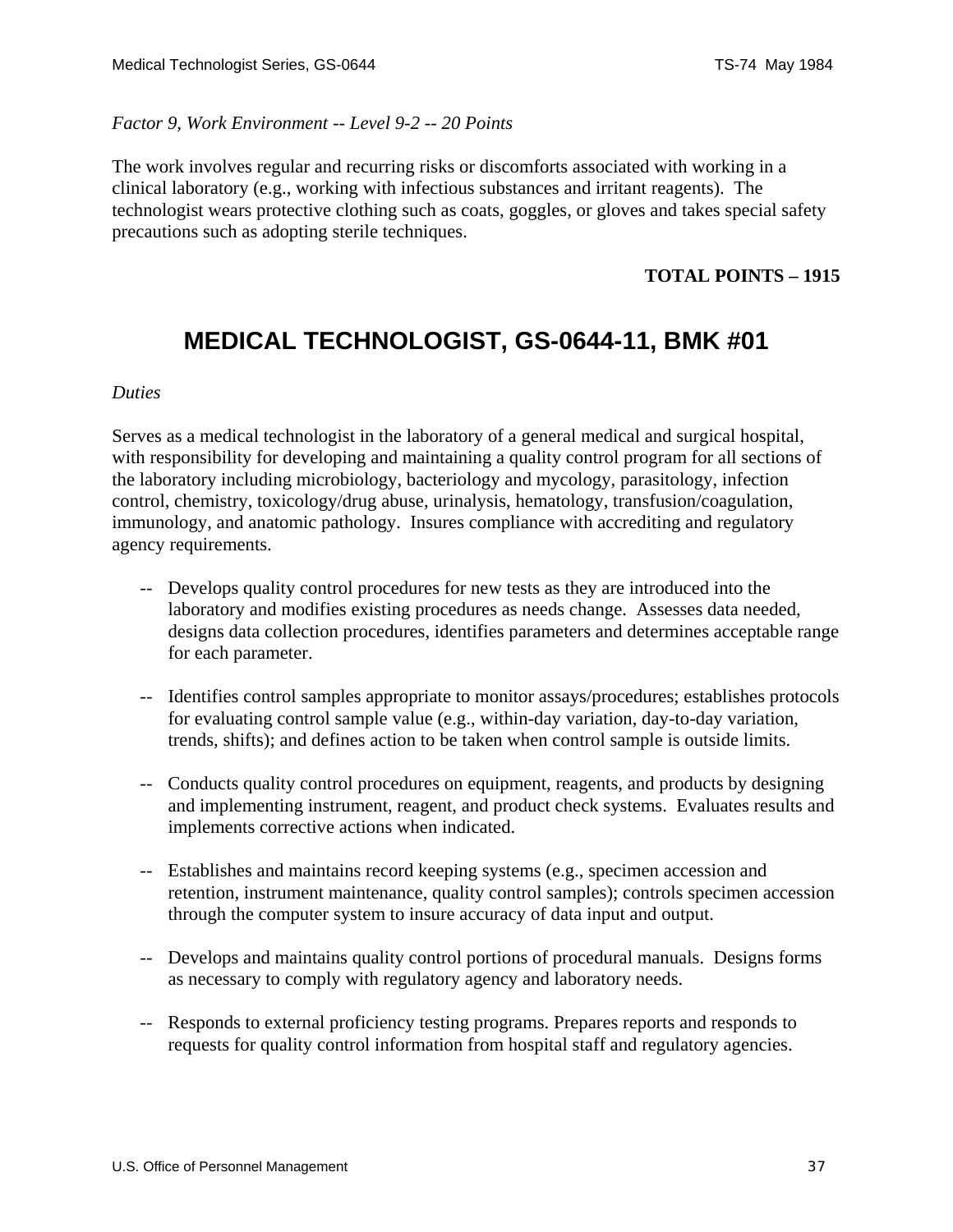*Factor 9, Work Environment -- Level 9-2 -- 20 Points*

The work involves regular and recurring risks or discomforts associated with working in a clinical laboratory (e.g., working with infectious substances and irritant reagents). The technologist wears protective clothing such as coats, goggles, or gloves and takes special safety precautions such as adopting sterile techniques.

**TOTAL POINTS – 1915**

# MEDICAL TECHNOLOGIST, GS-0644-11, BMK #01

*Duties*

Serves as a medical technologist in the laboratory of a general medical and surgical hospital, with responsibility for developing and maintaining a quality control program for all sections of the laboratory including microbiology, bacteriology and mycology, parasitology, infection control, chemistry, toxicology/drug abuse, urinalysis, hematology, transfusion/coagulation, immunology, and anatomic pathology. Insures compliance with accrediting and regulatory agency requirements.

-- Develops quality control procedures for new tests as they are introduced into the laboratory and modifies existing procedures as needs change. Assesses data needed, designs data collection procedures, identifies parameters and determines acceptable range for each parameter.

-- Identifies control samples appropriate to monitor assays/procedures; establishes protocols for evaluating control sample value (e.g., within-day variation, day-to-day variation, trends, shifts); and defines action to be taken when control sample is outside limits.

-- Conducts quality control procedures on equipment, reagents, and products by designing and implementing instrument, reagent, and product check systems. Evaluates results and implements corrective actions when indicated.

-- Establishes and maintains record keeping systems (e.g., specimen accession and retention, instrument maintenance, quality control samples); controls specimen accession through the computer system to insure accuracy of data input and output.

-- Develops and maintains quality control portions of procedural manuals. Designs forms as necessary to comply with regulatory agency and laboratory needs.

-- Responds to external proficiency testing programs. Prepares reports and responds to requests for quality control information from hospital staff and regulatory agencies.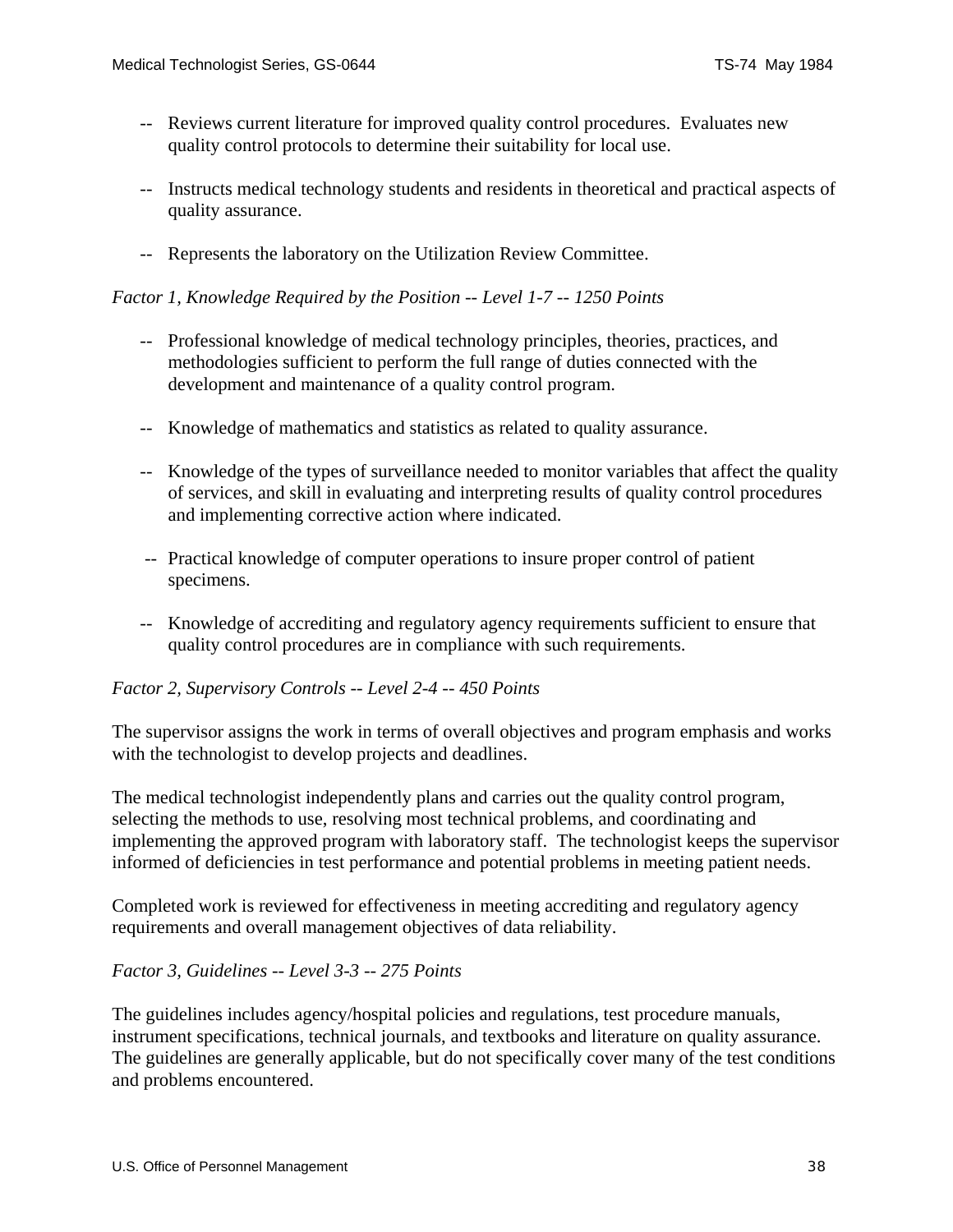-- Reviews current literature for improved quality control procedures. Evaluates new quality control protocols to determine their suitability for local use.

-- Instructs medical technology students and residents in theoretical and practical aspects of quality assurance.

-- Represents the laboratory on the Utilization Review Committee.

*Factor 1, Knowledge Required by the Position -- Level 1-7 -- 1250 Points*

-- Professional knowledge of medical technology principles, theories, practices, and methodologies sufficient to perform the full range of duties connected with the development and maintenance of a quality control program.

-- Knowledge of mathematics and statistics as related to quality assurance.

-- Knowledge of the types of surveillance needed to monitor variables that affect the quality of services, and skill in evaluating and interpreting results of quality control procedures and implementing corrective action where indicated.

-- Practical knowledge of computer operations to insure proper control of patient specimens.

-- Knowledge of accrediting and regulatory agency requirements sufficient to ensure that quality control procedures are in compliance with such requirements.

*Factor 2, Supervisory Controls -- Level 2-4 -- 450 Points*

The supervisor assigns the work in terms of overall objectives and program emphasis and works with the technologist to develop projects and deadlines.

The medical technologist independently plans and carries out the quality control program, selecting the methods to use, resolving most technical problems, and coordinating and implementing the approved program with laboratory staff. The technologist keeps the supervisor informed of deficiencies in test performance and potential problems in meeting patient needs.

Completed work is reviewed for effectiveness in meeting accrediting and regulatory agency requirements and overall management objectives of data reliability.

*Factor 3, Guidelines -- Level 3-3 -- 275 Points*

The guidelines includes agency/hospital policies and regulations, test procedure manuals, instrument specifications, technical journals, and textbooks and literature on quality assurance. The guidelines are generally applicable, but do not specifically cover many of the test conditions and problems encountered.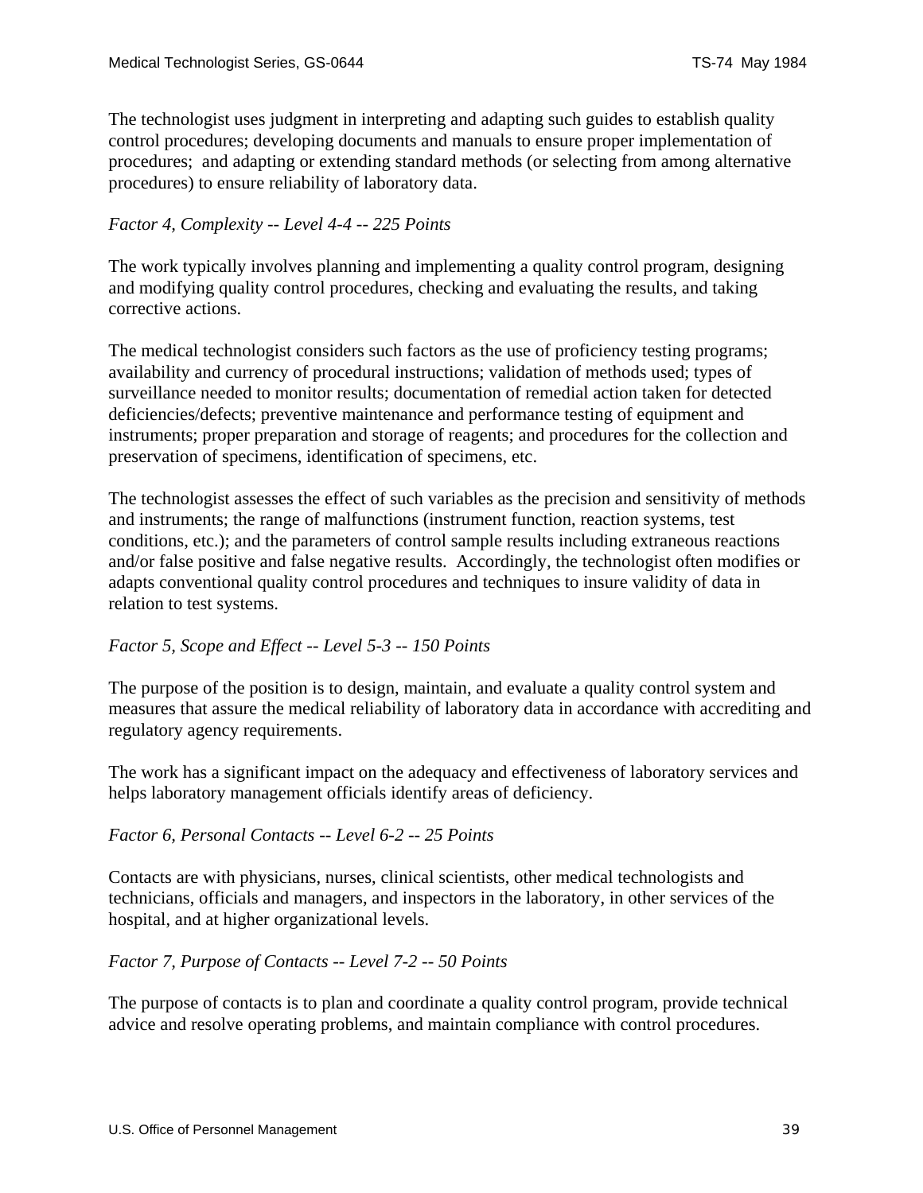The technologist uses judgment in interpreting and adapting such guides to establish quality control procedures; developing documents and manuals to ensure proper implementation of procedures; and adapting or extending standard methods (or selecting from among alternative procedures) to ensure reliability of laboratory data.

*Factor 4, Complexity -- Level 4-4 -- 225 Points*

The work typically involves planning and implementing a quality control program, designing and modifying quality control procedures, checking and evaluating the results, and taking corrective actions.

The medical technologist considers such factors as the use of proficiency testing programs; availability and currency of procedural instructions; validation of methods used; types of surveillance needed to monitor results; documentation of remedial action taken for detected deficiencies/defects; preventive maintenance and performance testing of equipment and instruments; proper preparation and storage of reagents; and procedures for the collection and preservation of specimens, identification of specimens, etc.

The technologist assesses the effect of such variables as the precision and sensitivity of methods and instruments; the range of malfunctions (instrument function, reaction systems, test conditions, etc.); and the parameters of control sample results including extraneous reactions and/or false positive and false negative results. Accordingly, the technologist often modifies or adapts conventional quality control procedures and techniques to insure validity of data in relation to test systems.

*Factor 5, Scope and Effect -- Level 5-3 -- 150 Points*

The purpose of the position is to design, maintain, and evaluate a quality control system and measures that assure the medical reliability of laboratory data in accordance with accrediting and regulatory agency requirements.

The work has a significant impact on the adequacy and effectiveness of laboratory services and helps laboratory management officials identify areas of deficiency.

*Factor 6, Personal Contacts -- Level 6-2 -- 25 Points*

Contacts are with physicians, nurses, clinical scientists, other medical technologists and technicians, officials and managers, and inspectors in the laboratory, in other services of the hospital, and at higher organizational levels.

*Factor 7, Purpose of Contacts -- Level 7-2 -- 50 Points*

The purpose of contacts is to plan and coordinate a quality control program, provide technical advice and resolve operating problems, and maintain compliance with control procedures.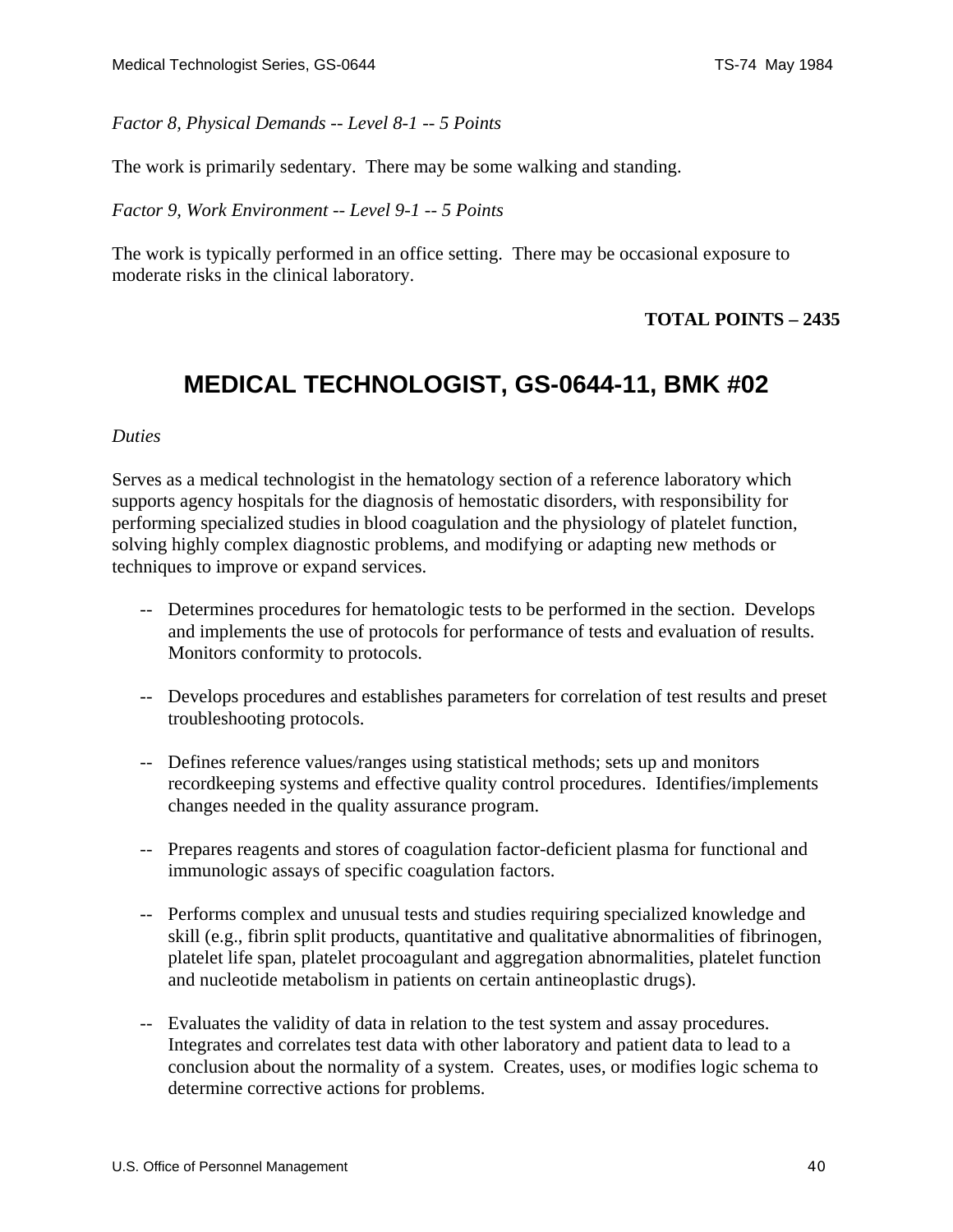*Factor 8, Physical Demands -- Level 8-1 -- 5 Points*

The work is primarily sedentary. There may be some walking and standing.

*Factor 9, Work Environment -- Level 9-1 -- 5 Points*

The work is typically performed in an office setting. There may be occasional exposure to moderate risks in the clinical laboratory.

**TOTAL POINTS – 2435**

# MEDICAL TECHNOLOGIST, GS-0644-11, BMK #02

*Duties*

Serves as a medical technologist in the hematology section of a reference laboratory which supports agency hospitals for the diagnosis of hemostatic disorders, with responsibility for performing specialized studies in blood coagulation and the physiology of platelet function, solving highly complex diagnostic problems, and modifying or adapting new methods or techniques to improve or expand services.

- Determines procedures for hematologic tests to be performed in the section. Develops and implements the use of protocols for performance of tests and evaluation of results. Monitors conformity to protocols.
- Develops procedures and establishes parameters for correlation of test results and preset troubleshooting protocols.
- Defines reference values/ranges using statistical methods; sets up and monitors recordkeeping systems and effective quality control procedures. Identifies/implements changes needed in the quality assurance program.
- Prepares reagents and stores of coagulation factor-deficient plasma for functional and immunologic assays of specific coagulation factors.
- Performs complex and unusual tests and studies requiring specialized knowledge and skill (e.g., fibrin split products, quantitative and qualitative abnormalities of fibrinogen, platelet life span, platelet procoagulant and aggregation abnormalities, platelet function and nucleotide metabolism in patients on certain antineoplastic drugs).
- Evaluates the validity of data in relation to the test system and assay procedures. Integrates and correlates test data with other laboratory and patient data to lead to a conclusion about the normality of a system. Creates, uses, or modifies logic schema to determine corrective actions for problems.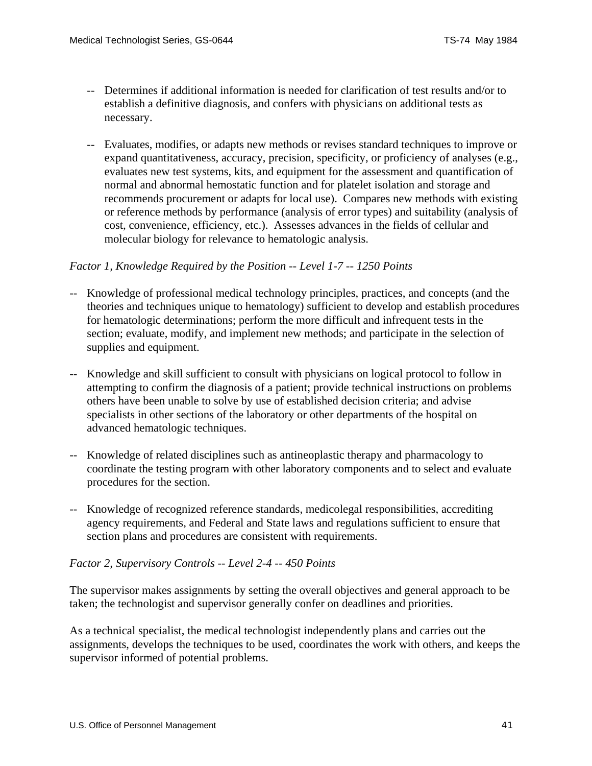-- Determines if additional information is needed for clarification of test results and/or to establish a definitive diagnosis, and confers with physicians on additional tests as necessary.

-- Evaluates, modifies, or adapts new methods or revises standard techniques to improve or expand quantitativeness, accuracy, precision, specificity, or proficiency of analyses (e.g., evaluates new test systems, kits, and equipment for the assessment and quantification of normal and abnormal hemostatic function and for platelet isolation and storage and recommends procurement or adapts for local use). Compares new methods with existing or reference methods by performance (analysis of error types) and suitability (analysis of cost, convenience, efficiency, etc.). Assesses advances in the fields of cellular and molecular biology for relevance to hematologic analysis.

*Factor 1, Knowledge Required by the Position -- Level 1-7 -- 1250 Points*

-- Knowledge of professional medical technology principles, practices, and concepts (and the theories and techniques unique to hematology) sufficient to develop and establish procedures for hematologic determinations; perform the more difficult and infrequent tests in the section; evaluate, modify, and implement new methods; and participate in the selection of supplies and equipment.

-- Knowledge and skill sufficient to consult with physicians on logical protocol to follow in attempting to confirm the diagnosis of a patient; provide technical instructions on problems others have been unable to solve by use of established decision criteria; and advise specialists in other sections of the laboratory or other departments of the hospital on advanced hematologic techniques.

-- Knowledge of related disciplines such as antineoplastic therapy and pharmacology to coordinate the testing program with other laboratory components and to select and evaluate procedures for the section.

-- Knowledge of recognized reference standards, medicolegal responsibilities, accrediting agency requirements, and Federal and State laws and regulations sufficient to ensure that section plans and procedures are consistent with requirements.

*Factor 2, Supervisory Controls -- Level 2-4 -- 450 Points*

The supervisor makes assignments by setting the overall objectives and general approach to be taken; the technologist and supervisor generally confer on deadlines and priorities.

As a technical specialist, the medical technologist independently plans and carries out the assignments, develops the techniques to be used, coordinates the work with others, and keeps the supervisor informed of potential problems.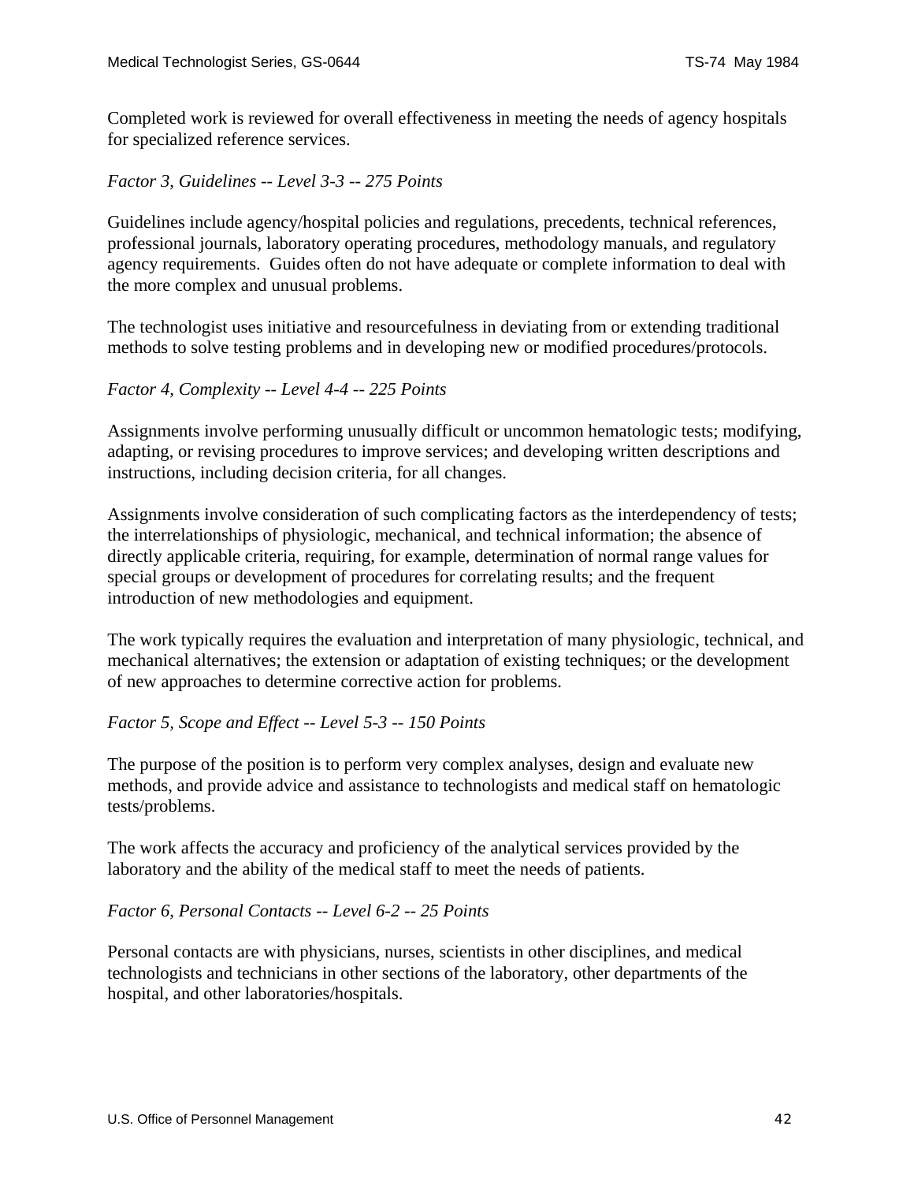Completed work is reviewed for overall effectiveness in meeting the needs of agency hospitals for specialized reference services.

*Factor 3, Guidelines -- Level 3-3 -- 275 Points*

Guidelines include agency/hospital policies and regulations, precedents, technical references, professional journals, laboratory operating procedures, methodology manuals, and regulatory agency requirements.  Guides often do not have adequate or complete information to deal with the more complex and unusual problems.

The technologist uses initiative and resourcefulness in deviating from or extending traditional methods to solve testing problems and in developing new or modified procedures/protocols.

*Factor 4, Complexity -- Level 4-4 -- 225 Points*

Assignments involve performing unusually difficult or uncommon hematologic tests; modifying, adapting, or revising procedures to improve services; and developing written descriptions and instructions, including decision criteria, for all changes.

Assignments involve consideration of such complicating factors as the interdependency of tests; the interrelationships of physiologic, mechanical, and technical information; the absence of directly applicable criteria, requiring, for example, determination of normal range values for special groups or development of procedures for correlating results; and the frequent introduction of new methodologies and equipment.

The work typically requires the evaluation and interpretation of many physiologic, technical, and mechanical alternatives; the extension or adaptation of existing techniques; or the development of new approaches to determine corrective action for problems.

*Factor 5, Scope and Effect -- Level 5-3 -- 150 Points*

The purpose of the position is to perform very complex analyses, design and evaluate new methods, and provide advice and assistance to technologists and medical staff on hematologic tests/problems.

The work affects the accuracy and proficiency of the analytical services provided by the laboratory and the ability of the medical staff to meet the needs of patients.

*Factor 6, Personal Contacts -- Level 6-2 -- 25 Points*

Personal contacts are with physicians, nurses, scientists in other disciplines, and medical technologists and technicians in other sections of the laboratory, other departments of the hospital, and other laboratories/hospitals.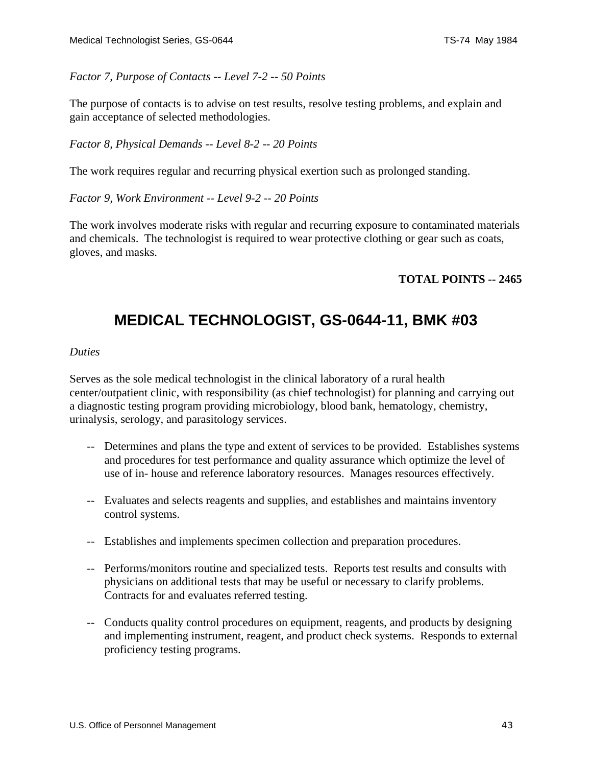*Factor 7, Purpose of Contacts -- Level 7-2 -- 50 Points*

The purpose of contacts is to advise on test results, resolve testing problems, and explain and gain acceptance of selected methodologies.

*Factor 8, Physical Demands -- Level 8-2 -- 20 Points*

The work requires regular and recurring physical exertion such as prolonged standing.

*Factor 9, Work Environment -- Level 9-2 -- 20 Points*

The work involves moderate risks with regular and recurring exposure to contaminated materials and chemicals. The technologist is required to wear protective clothing or gear such as coats, gloves, and masks.

**TOTAL POINTS -- 2465**

## MEDICAL TECHNOLOGIST, GS-0644-11, BMK #03

*Duties*

Serves as the sole medical technologist in the clinical laboratory of a rural health center/outpatient clinic, with responsibility (as chief technologist) for planning and carrying out a diagnostic testing program providing microbiology, blood bank, hematology, chemistry, urinalysis, serology, and parasitology services.

- Determines and plans the type and extent of services to be provided. Establishes systems and procedures for test performance and quality assurance which optimize the level of use of in- house and reference laboratory resources. Manages resources effectively.
- Evaluates and selects reagents and supplies, and establishes and maintains inventory control systems.
- Establishes and implements specimen collection and preparation procedures.
- Performs/monitors routine and specialized tests. Reports test results and consults with physicians on additional tests that may be useful or necessary to clarify problems. Contracts for and evaluates referred testing.
- Conducts quality control procedures on equipment, reagents, and products by designing and implementing instrument, reagent, and product check systems. Responds to external proficiency testing programs.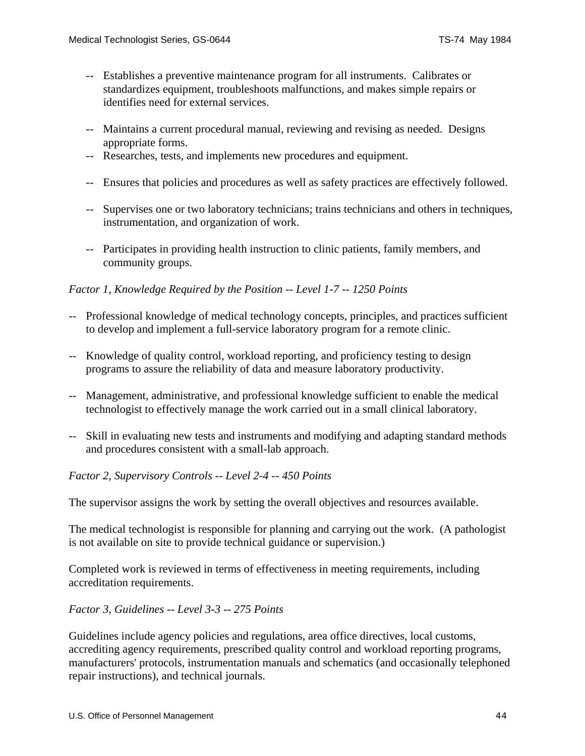-- Establishes a preventive maintenance program for all instruments. Calibrates or standardizes equipment, troubleshoots malfunctions, and makes simple repairs or identifies need for external services.

-- Maintains a current procedural manual, reviewing and revising as needed. Designs appropriate forms.

-- Researches, tests, and implements new procedures and equipment.

-- Ensures that policies and procedures as well as safety practices are effectively followed.

-- Supervises one or two laboratory technicians; trains technicians and others in techniques, instrumentation, and organization of work.

-- Participates in providing health instruction to clinic patients, family members, and community groups.

*Factor 1, Knowledge Required by the Position -- Level 1-7 -- 1250 Points*

-- Professional knowledge of medical technology concepts, principles, and practices sufficient to develop and implement a full-service laboratory program for a remote clinic.

-- Knowledge of quality control, workload reporting, and proficiency testing to design programs to assure the reliability of data and measure laboratory productivity.

-- Management, administrative, and professional knowledge sufficient to enable the medical technologist to effectively manage the work carried out in a small clinical laboratory.

-- Skill in evaluating new tests and instruments and modifying and adapting standard methods and procedures consistent with a small-lab approach.

*Factor 2, Supervisory Controls -- Level 2-4 -- 450 Points*

The supervisor assigns the work by setting the overall objectives and resources available.

The medical technologist is responsible for planning and carrying out the work. (A pathologist is not available on site to provide technical guidance or supervision.)

Completed work is reviewed in terms of effectiveness in meeting requirements, including accreditation requirements.

*Factor 3, Guidelines -- Level 3-3 -- 275 Points*

Guidelines include agency policies and regulations, area office directives, local customs, accrediting agency requirements, prescribed quality control and workload reporting programs, manufacturers' protocols, instrumentation manuals and schematics (and occasionally telephoned repair instructions), and technical journals.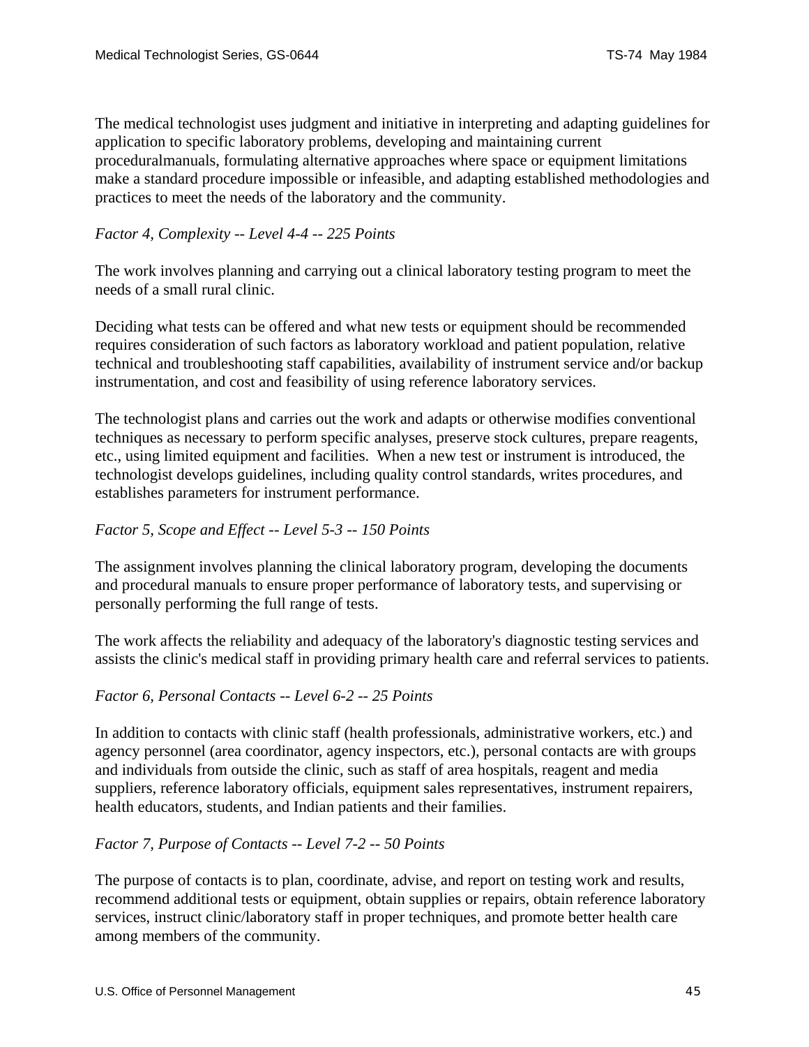The medical technologist uses judgment and initiative in interpreting and adapting guidelines for application to specific laboratory problems, developing and maintaining current proceduralmanuals, formulating alternative approaches where space or equipment limitations make a standard procedure impossible or infeasible, and adapting established methodologies and practices to meet the needs of the laboratory and the community.

*Factor 4, Complexity -- Level 4-4 -- 225 Points*

The work involves planning and carrying out a clinical laboratory testing program to meet the needs of a small rural clinic.

Deciding what tests can be offered and what new tests or equipment should be recommended requires consideration of such factors as laboratory workload and patient population, relative technical and troubleshooting staff capabilities, availability of instrument service and/or backup instrumentation, and cost and feasibility of using reference laboratory services.

The technologist plans and carries out the work and adapts or otherwise modifies conventional techniques as necessary to perform specific analyses, preserve stock cultures, prepare reagents, etc., using limited equipment and facilities. When a new test or instrument is introduced, the technologist develops guidelines, including quality control standards, writes procedures, and establishes parameters for instrument performance.

*Factor 5, Scope and Effect -- Level 5-3 -- 150 Points*

The assignment involves planning the clinical laboratory program, developing the documents and procedural manuals to ensure proper performance of laboratory tests, and supervising or personally performing the full range of tests.

The work affects the reliability and adequacy of the laboratory's diagnostic testing services and assists the clinic's medical staff in providing primary health care and referral services to patients.

*Factor 6, Personal Contacts -- Level 6-2 -- 25 Points*

In addition to contacts with clinic staff (health professionals, administrative workers, etc.) and agency personnel (area coordinator, agency inspectors, etc.), personal contacts are with groups and individuals from outside the clinic, such as staff of area hospitals, reagent and media suppliers, reference laboratory officials, equipment sales representatives, instrument repairers, health educators, students, and Indian patients and their families.

*Factor 7, Purpose of Contacts -- Level 7-2 -- 50 Points*

The purpose of contacts is to plan, coordinate, advise, and report on testing work and results, recommend additional tests or equipment, obtain supplies or repairs, obtain reference laboratory services, instruct clinic/laboratory staff in proper techniques, and promote better health care among members of the community.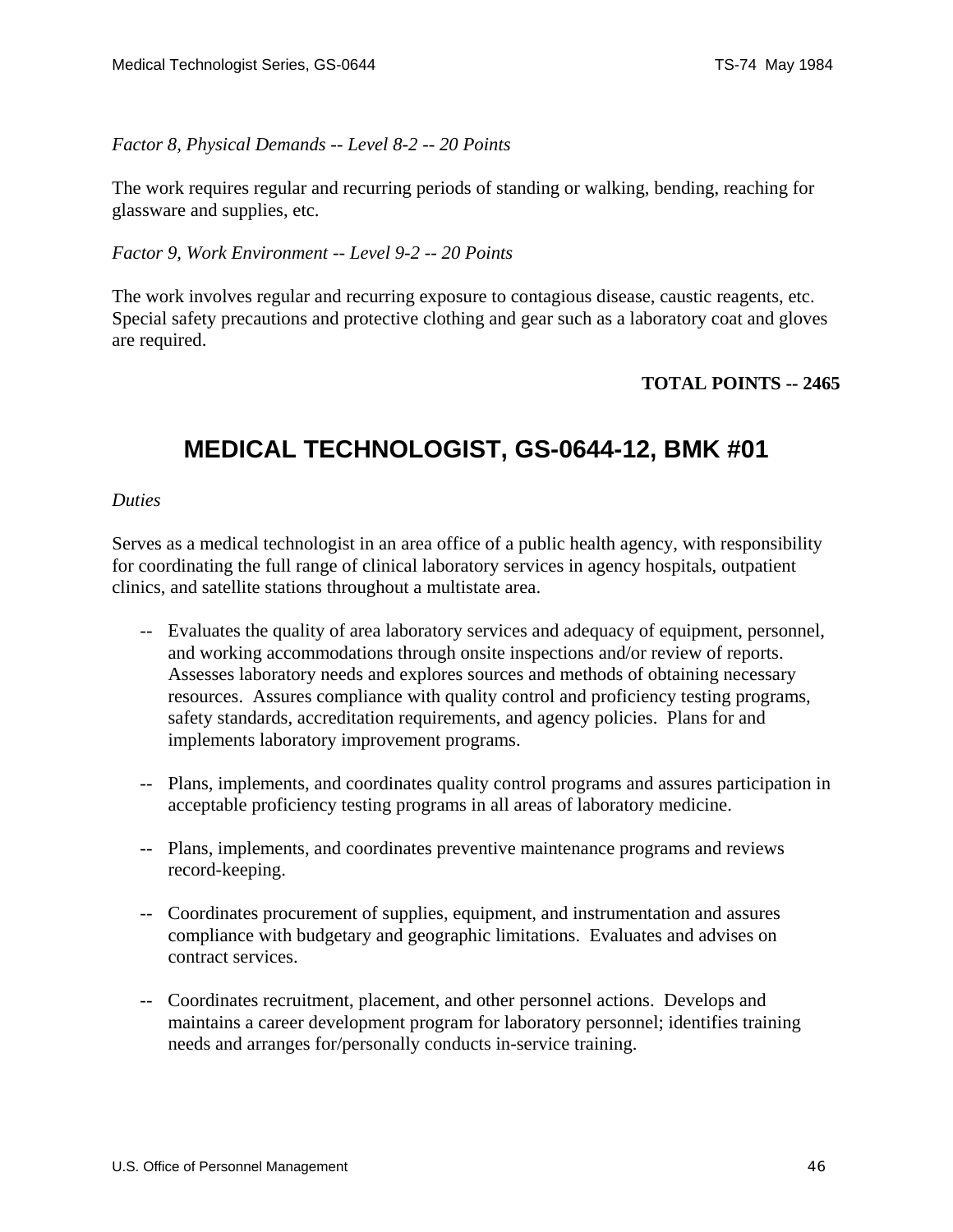*Factor 8, Physical Demands -- Level 8-2 -- 20 Points*

The work requires regular and recurring periods of standing or walking, bending, reaching for glassware and supplies, etc.

*Factor 9, Work Environment -- Level 9-2 -- 20 Points*

The work involves regular and recurring exposure to contagious disease, caustic reagents, etc. Special safety precautions and protective clothing and gear such as a laboratory coat and gloves are required.

**TOTAL POINTS -- 2465**

# MEDICAL TECHNOLOGIST, GS-0644-12, BMK #01

*Duties*

Serves as a medical technologist in an area office of a public health agency, with responsibility for coordinating the full range of clinical laboratory services in agency hospitals, outpatient clinics, and satellite stations throughout a multistate area.

- Evaluates the quality of area laboratory services and adequacy of equipment, personnel, and working accommodations through onsite inspections and/or review of reports. Assesses laboratory needs and explores sources and methods of obtaining necessary resources. Assures compliance with quality control and proficiency testing programs, safety standards, accreditation requirements, and agency policies. Plans for and implements laboratory improvement programs.

- Plans, implements, and coordinates quality control programs and assures participation in acceptable proficiency testing programs in all areas of laboratory medicine.

- Plans, implements, and coordinates preventive maintenance programs and reviews record-keeping.

- Coordinates procurement of supplies, equipment, and instrumentation and assures compliance with budgetary and geographic limitations. Evaluates and advises on contract services.

- Coordinates recruitment, placement, and other personnel actions. Develops and maintains a career development program for laboratory personnel; identifies training needs and arranges for/personally conducts in-service training.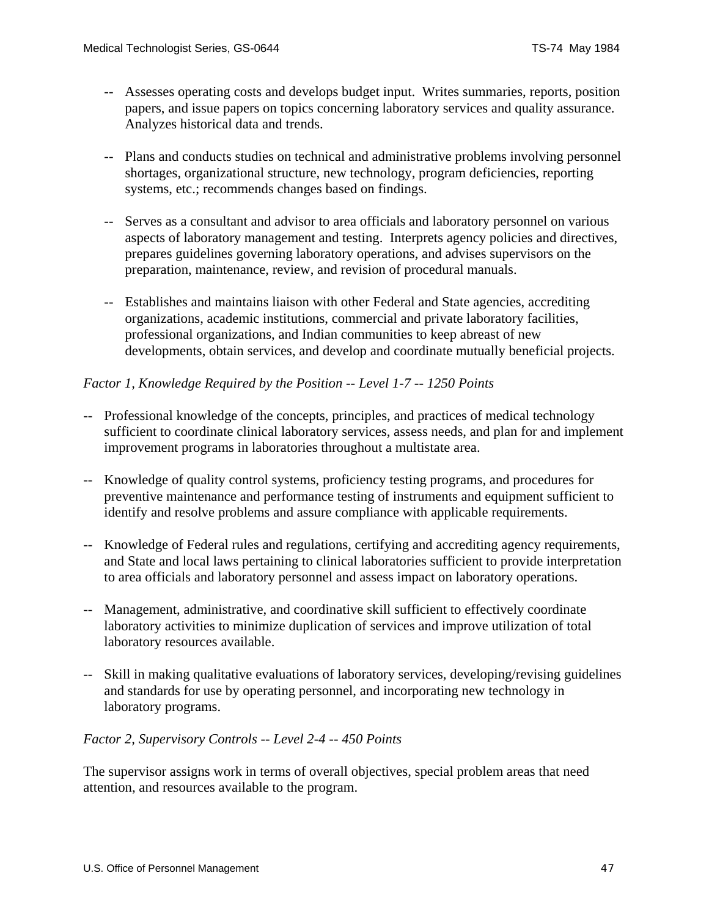-- Assesses operating costs and develops budget input. Writes summaries, reports, position papers, and issue papers on topics concerning laboratory services and quality assurance. Analyzes historical data and trends.

-- Plans and conducts studies on technical and administrative problems involving personnel shortages, organizational structure, new technology, program deficiencies, reporting systems, etc.; recommends changes based on findings.

-- Serves as a consultant and advisor to area officials and laboratory personnel on various aspects of laboratory management and testing. Interprets agency policies and directives, prepares guidelines governing laboratory operations, and advises supervisors on the preparation, maintenance, review, and revision of procedural manuals.

-- Establishes and maintains liaison with other Federal and State agencies, accrediting organizations, academic institutions, commercial and private laboratory facilities, professional organizations, and Indian communities to keep abreast of new developments, obtain services, and develop and coordinate mutually beneficial projects.

*Factor 1, Knowledge Required by the Position -- Level 1-7 -- 1250 Points*

-- Professional knowledge of the concepts, principles, and practices of medical technology sufficient to coordinate clinical laboratory services, assess needs, and plan for and implement improvement programs in laboratories throughout a multistate area.

-- Knowledge of quality control systems, proficiency testing programs, and procedures for preventive maintenance and performance testing of instruments and equipment sufficient to identify and resolve problems and assure compliance with applicable requirements.

-- Knowledge of Federal rules and regulations, certifying and accrediting agency requirements, and State and local laws pertaining to clinical laboratories sufficient to provide interpretation to area officials and laboratory personnel and assess impact on laboratory operations.

-- Management, administrative, and coordinative skill sufficient to effectively coordinate laboratory activities to minimize duplication of services and improve utilization of total laboratory resources available.

-- Skill in making qualitative evaluations of laboratory services, developing/revising guidelines and standards for use by operating personnel, and incorporating new technology in laboratory programs.

*Factor 2, Supervisory Controls -- Level 2-4 -- 450 Points*

The supervisor assigns work in terms of overall objectives, special problem areas that need attention, and resources available to the program.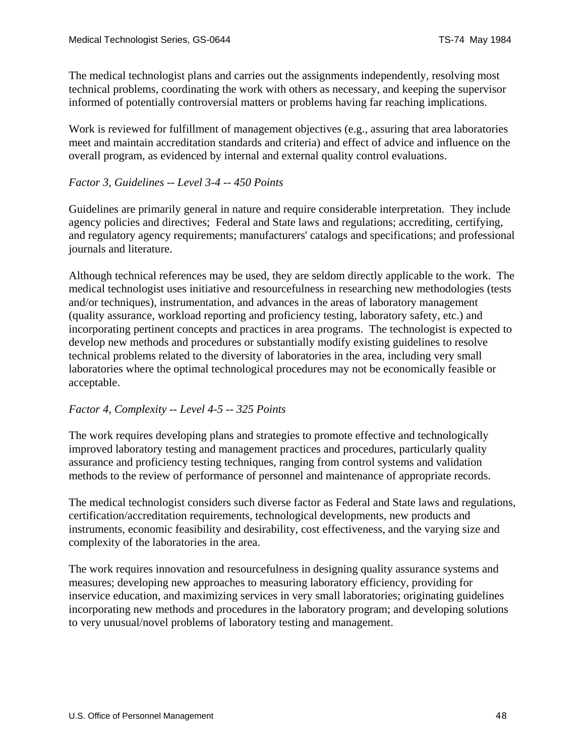The medical technologist plans and carries out the assignments independently, resolving most technical problems, coordinating the work with others as necessary, and keeping the supervisor informed of potentially controversial matters or problems having far reaching implications.

Work is reviewed for fulfillment of management objectives (e.g., assuring that area laboratories meet and maintain accreditation standards and criteria) and effect of advice and influence on the overall program, as evidenced by internal and external quality control evaluations.

*Factor 3, Guidelines -- Level 3-4 -- 450 Points*

Guidelines are primarily general in nature and require considerable interpretation. They include agency policies and directives; Federal and State laws and regulations; accrediting, certifying, and regulatory agency requirements; manufacturers' catalogs and specifications; and professional journals and literature.

Although technical references may be used, they are seldom directly applicable to the work. The medical technologist uses initiative and resourcefulness in researching new methodologies (tests and/or techniques), instrumentation, and advances in the areas of laboratory management (quality assurance, workload reporting and proficiency testing, laboratory safety, etc.) and incorporating pertinent concepts and practices in area programs. The technologist is expected to develop new methods and procedures or substantially modify existing guidelines to resolve technical problems related to the diversity of laboratories in the area, including very small laboratories where the optimal technological procedures may not be economically feasible or acceptable.

*Factor 4, Complexity -- Level 4-5 -- 325 Points*

The work requires developing plans and strategies to promote effective and technologically improved laboratory testing and management practices and procedures, particularly quality assurance and proficiency testing techniques, ranging from control systems and validation methods to the review of performance of personnel and maintenance of appropriate records.

The medical technologist considers such diverse factor as Federal and State laws and regulations, certification/accreditation requirements, technological developments, new products and instruments, economic feasibility and desirability, cost effectiveness, and the varying size and complexity of the laboratories in the area.

The work requires innovation and resourcefulness in designing quality assurance systems and measures; developing new approaches to measuring laboratory efficiency, providing for inservice education, and maximizing services in very small laboratories; originating guidelines incorporating new methods and procedures in the laboratory program; and developing solutions to very unusual/novel problems of laboratory testing and management.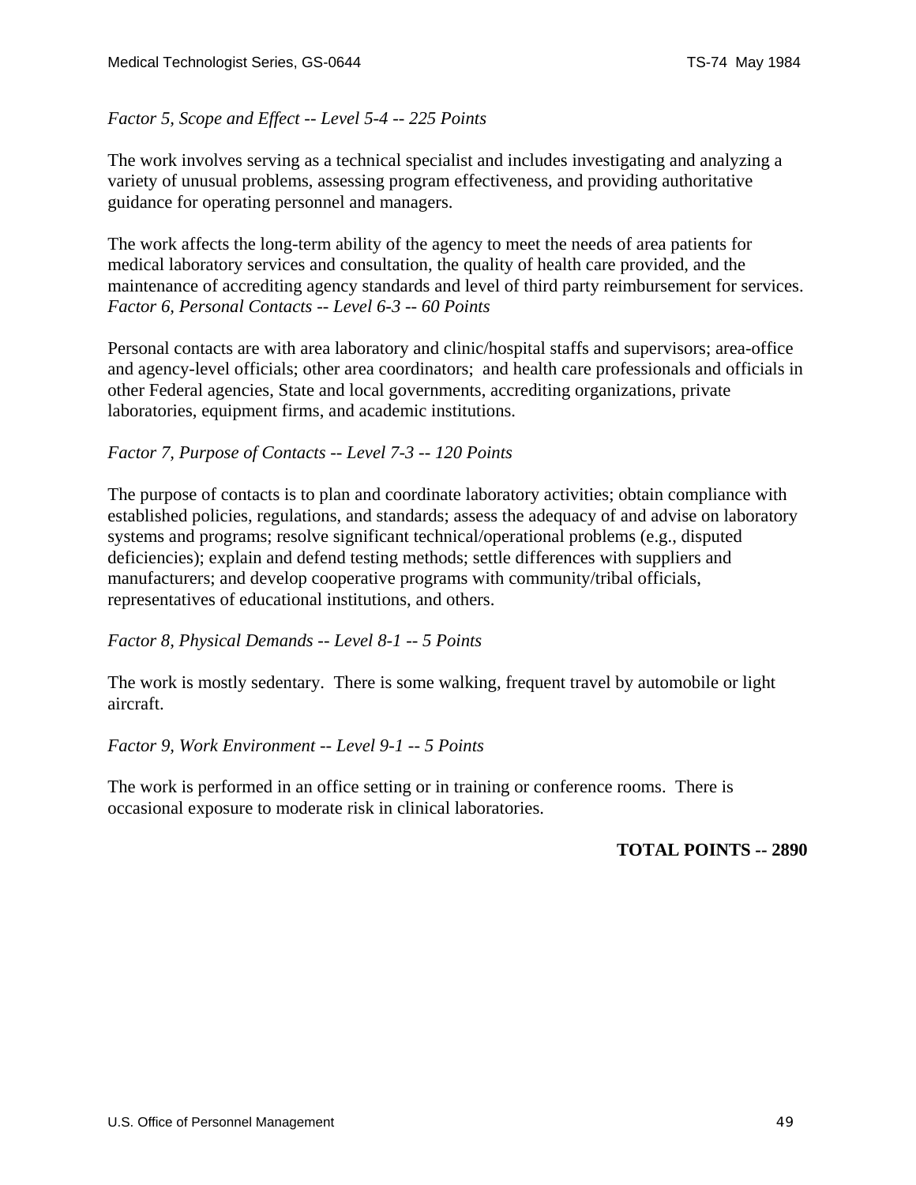*Factor 5, Scope and Effect -- Level 5-4 -- 225 Points*

The work involves serving as a technical specialist and includes investigating and analyzing a variety of unusual problems, assessing program effectiveness, and providing authoritative guidance for operating personnel and managers.

The work affects the long-term ability of the agency to meet the needs of area patients for medical laboratory services and consultation, the quality of health care provided, and the maintenance of accrediting agency standards and level of third party reimbursement for services.

*Factor 6, Personal Contacts -- Level 6-3 -- 60 Points*

Personal contacts are with area laboratory and clinic/hospital staffs and supervisors; area-office and agency-level officials; other area coordinators; and health care professionals and officials in other Federal agencies, State and local governments, accrediting organizations, private laboratories, equipment firms, and academic institutions.

*Factor 7, Purpose of Contacts -- Level 7-3 -- 120 Points*

The purpose of contacts is to plan and coordinate laboratory activities; obtain compliance with established policies, regulations, and standards; assess the adequacy of and advise on laboratory systems and programs; resolve significant technical/operational problems (e.g., disputed deficiencies); explain and defend testing methods; settle differences with suppliers and manufacturers; and develop cooperative programs with community/tribal officials, representatives of educational institutions, and others.

*Factor 8, Physical Demands -- Level 8-1 -- 5 Points*

The work is mostly sedentary. There is some walking, frequent travel by automobile or light aircraft.

*Factor 9, Work Environment -- Level 9-1 -- 5 Points*

The work is performed in an office setting or in training or conference rooms. There is occasional exposure to moderate risk in clinical laboratories.

**TOTAL POINTS -- 2890**